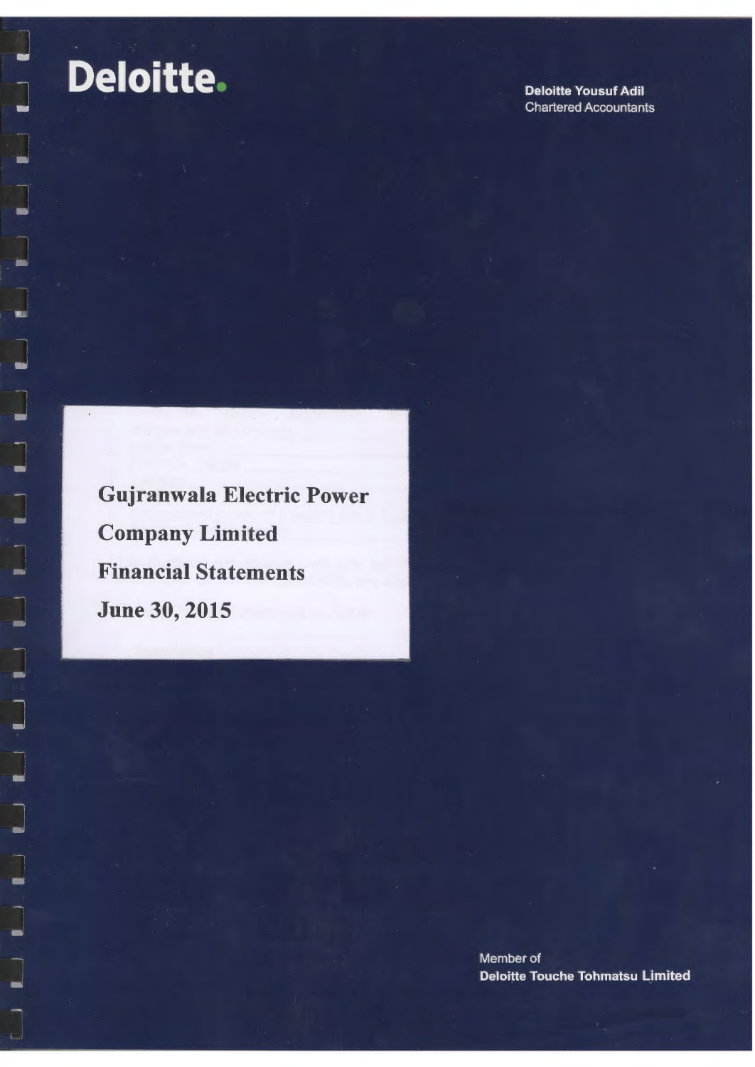Deloitte.

**Deloitte Yousuf Adil**
Chartered Accountants

# Gujranwala Electric Power Company Limited

## Financial Statements

## June 30, 2015

Member of
**Deloitte Touche Tohmatsu Limited**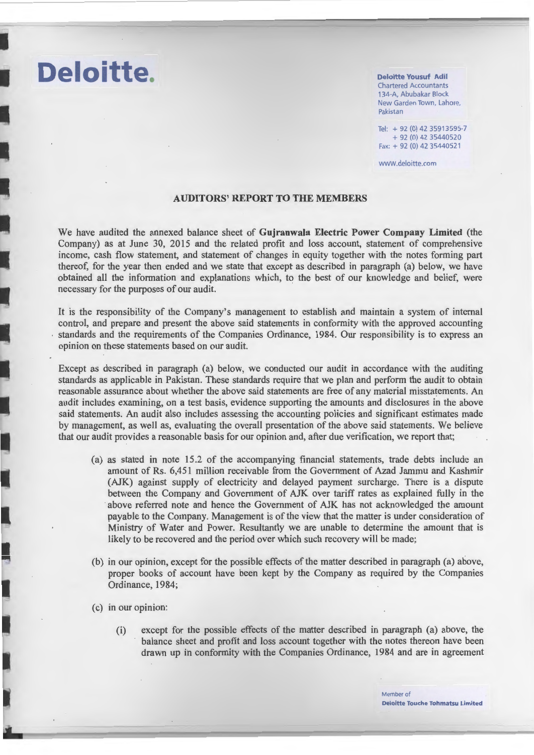**Deloitte.**

**Deloitte Yousuf Adil**
Chartered Accountants
134-A, Abubakar Block
New Garden Town, Lahore,
Pakistan

Tel: + 92 (0) 42 35913595-7
+ 92 (0) 42 35440520
Fax: + 92 (0) 42 35440521

www.deloitte.com

## AUDITORS' REPORT TO THE MEMBERS

We have audited the annexed balance sheet of **Gujranwala Electric Power Company Limited** (the Company) as at June 30, 2015 and the related profit and loss account, statement of comprehensive income, cash flow statement, and statement of changes in equity together with the notes forming part thereof, for the year then ended and we state that except as described in paragraph (a) below, we have obtained all the information and explanations which, to the best of our knowledge and belief, were necessary for the purposes of our audit.

It is the responsibility of the Company's management to establish and maintain a system of internal control, and prepare and present the above said statements in conformity with the approved accounting standards and the requirements of the Companies Ordinance, 1984. Our responsibility is to express an opinion on these statements based on our audit.

Except as described in paragraph (a) below, we conducted our audit in accordance with the auditing standards as applicable in Pakistan. These standards require that we plan and perform the audit to obtain reasonable assurance about whether the above said statements are free of any material misstatements. An audit includes examining, on a test basis, evidence supporting the amounts and disclosures in the above said statements. An audit also includes assessing the accounting policies and significant estimates made by management, as well as, evaluating the overall presentation of the above said statements. We believe that our audit provides a reasonable basis for our opinion and, after due verification, we report that;

(a) as stated in note 15.2 of the accompanying financial statements, trade debts include an amount of Rs. 6,451 million receivable from the Government of Azad Jammu and Kashmir (AJK) against supply of electricity and delayed payment surcharge. There is a dispute between the Company and Government of AJK over tariff rates as explained fully in the above referred note and hence the Government of AJK has not acknowledged the amount payable to the Company. Management is of the view that the matter is under consideration of Ministry of Water and Power. Resultantly we are unable to determine the amount that is likely to be recovered and the period over which such recovery will be made;

(b) in our opinion, except for the possible effects of the matter described in paragraph (a) above, proper books of account have been kept by the Company as required by the Companies Ordinance, 1984;

(c) in our opinion:

   (i) except for the possible effects of the matter described in paragraph (a) above, the balance sheet and profit and loss account together with the notes thereon have been drawn up in conformity with the Companies Ordinance, 1984 and are in agreement

Member of
**Deloitte Touche Tohmatsu Limited**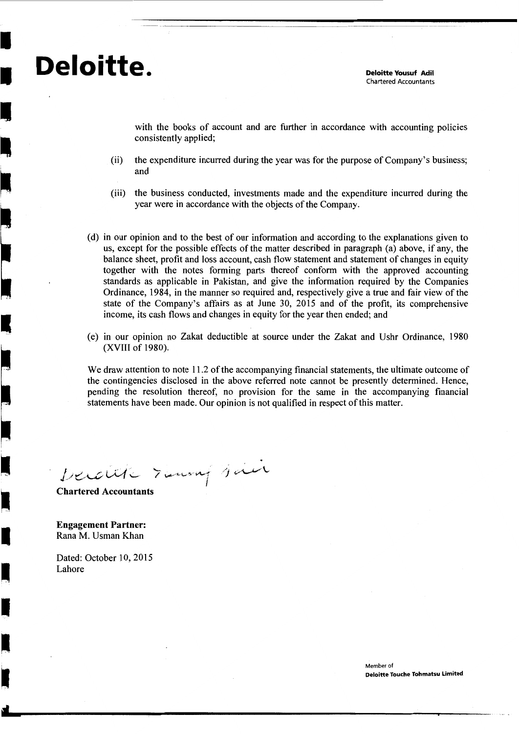with the books of account and are further in accordance with accounting policies consistently applied;

(ii) the expenditure incurred during the year was for the purpose of Company's business; and

(iii) the business conducted, investments made and the expenditure incurred during the year were in accordance with the objects of the Company.

(d) in our opinion and to the best of our information and according to the explanations given to us, except for the possible effects of the matter described in paragraph (a) above, if any, the balance sheet, profit and loss account, cash flow statement and statement of changes in equity together with the notes forming parts thereof conform with the approved accounting standards as applicable in Pakistan, and give the information required by the Companies Ordinance, 1984, in the manner so required and, respectively give a true and fair view of the state of the Company's affairs as at June 30, 2015 and of the profit, its comprehensive income, its cash flows and changes in equity for the year then ended; and

(e) in our opinion no Zakat deductible at source under the Zakat and Ushr Ordinance, 1980 (XVIII of 1980).

We draw attention to note 11.2 of the accompanying financial statements, the ultimate outcome of the contingencies disclosed in the above referred note cannot be presently determined. Hence, pending the resolution thereof, no provision for the same in the accompanying financial statements have been made. Our opinion is not qualified in respect of this matter.

Deloitte Yousuf Adil

**Chartered Accountants**

**Engagement Partner:**
Rana M. Usman Khan

Dated: October 10, 2015
Lahore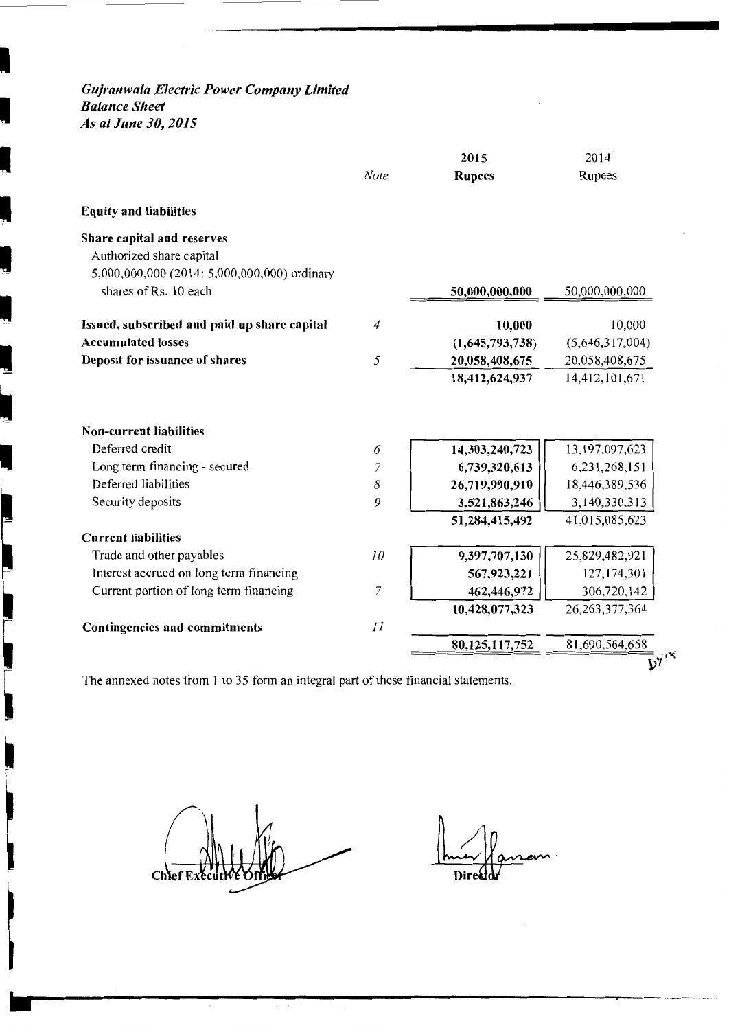*Gujranwala Electric Power Company Limited*
*Balance Sheet*
*As at June 30, 2015*

| | Note | 2015 Rupees | 2014 Rupees |
|---|---|---|---|
| **Equity and liabilities** | | | |
| **Share capital and reserves** | | | |
| Authorized share capital | | | |
| 5,000,000,000 (2014: 5,000,000,000) ordinary shares of Rs. 10 each | | **50,000,000,000** | 50,000,000,000 |
| **Issued, subscribed and paid up share capital** | 4 | **10,000** | 10,000 |
| **Accumulated losses** | | **(1,645,793,738)** | (5,646,317,004) |
| **Deposit for issuance of shares** | 5 | **20,058,408,675** | 20,058,408,675 |
| | | **18,412,624,937** | 14,412,101,671 |
| **Non-current liabilities** | | | |
| Deferred credit | 6 | **14,303,240,723** | 13,197,097,623 |
| Long term financing - secured | 7 | **6,739,320,613** | 6,231,268,151 |
| Deferred liabilities | 8 | **26,719,990,910** | 18,446,389,536 |
| Security deposits | 9 | **3,521,863,246** | 3,140,330,313 |
| | | **51,284,415,492** | 41,015,085,623 |
| **Current liabilities** | | | |
| Trade and other payables | 10 | **9,397,707,130** | 25,829,482,921 |
| Interest accrued on long term financing | | **567,923,221** | 127,174,301 |
| Current portion of long term financing | 7 | **462,446,972** | 306,720,142 |
| | | **10,428,077,323** | 26,263,377,364 |
| **Contingencies and commitments** | 11 | | |
| | | **80,125,117,752** | 81,690,564,658 |

The annexed notes from 1 to 35 form an integral part of these financial statements.

Chief Executive Officer

Director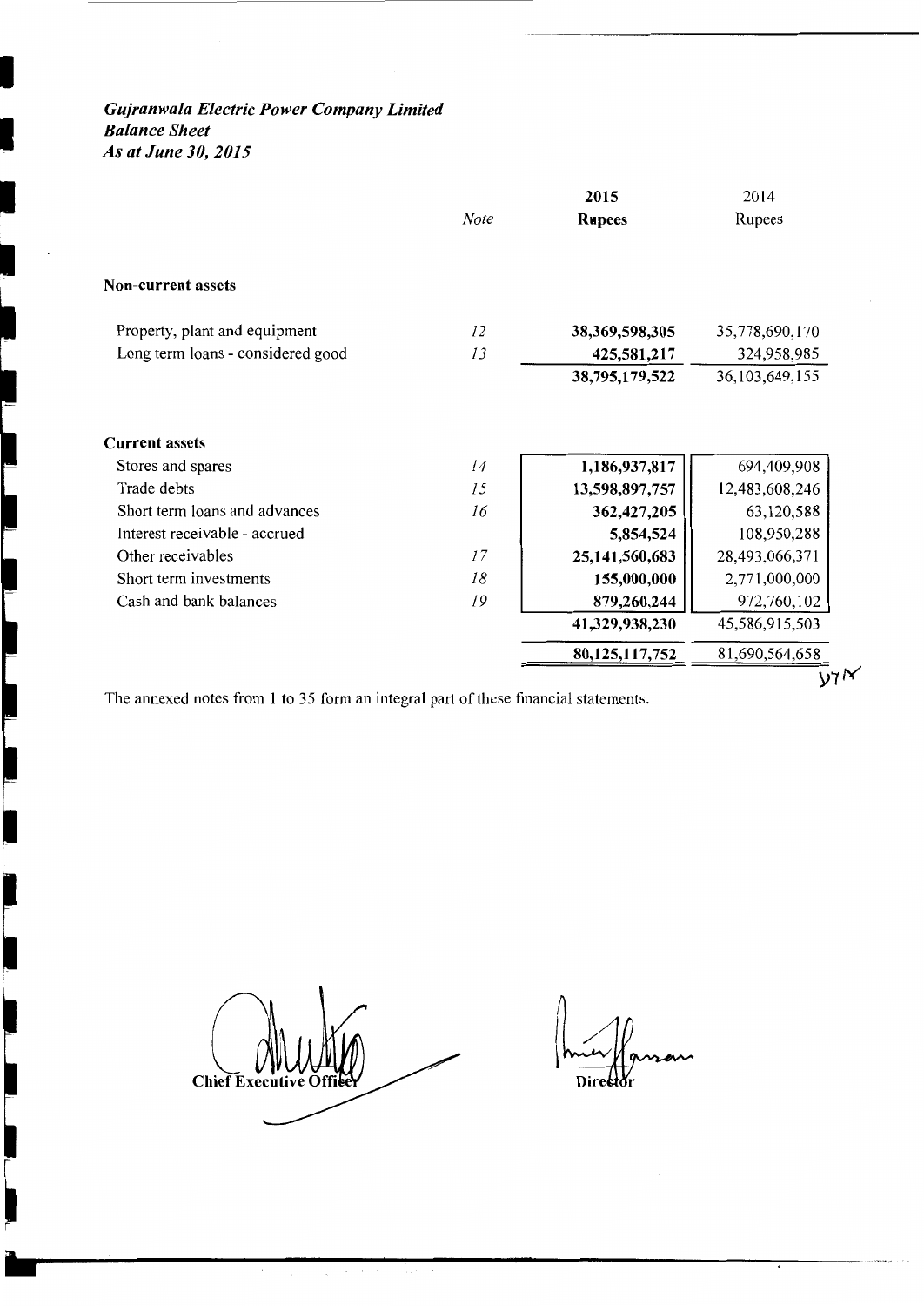*Gujranwala Electric Power Company Limited*
*Balance Sheet*
*As at June 30, 2015*

| | Note | 2015 Rupees | 2014 Rupees |
|---|---|---|---|
| **Non-current assets** | | | |
| Property, plant and equipment | 12 | **38,369,598,305** | 35,778,690,170 |
| Long term loans - considered good | 13 | **425,581,217** | 324,958,985 |
| | | **38,795,179,522** | 36,103,649,155 |
| **Current assets** | | | |
| Stores and spares | 14 | **1,186,937,817** | 694,409,908 |
| Trade debts | 15 | **13,598,897,757** | 12,483,608,246 |
| Short term loans and advances | 16 | **362,427,205** | 63,120,588 |
| Interest receivable - accrued | | **5,854,524** | 108,950,288 |
| Other receivables | 17 | **25,141,560,683** | 28,493,066,371 |
| Short term investments | 18 | **155,000,000** | 2,771,000,000 |
| Cash and bank balances | 19 | **879,260,244** | 972,760,102 |
| | | **41,329,938,230** | 45,586,915,503 |
| | | **80,125,117,752** | 81,690,564,658 |

The annexed notes from 1 to 35 form an integral part of these financial statements.

Chief Executive Officer

Director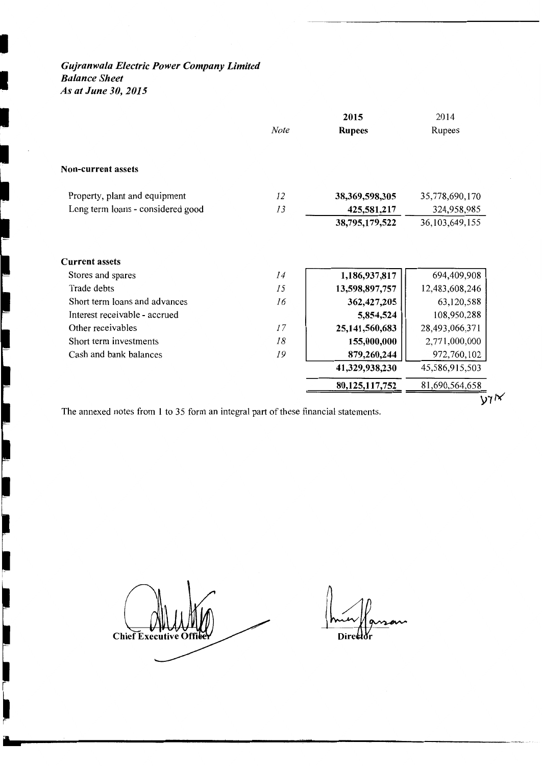***Gujranwala Electric Power Company Limited***
***Balance Sheet***
***As at June 30, 2015***

| | Note | 2015 Rupees | 2014 Rupees |
|---|---|---|---|
| **Non-current assets** | | | |
| Property, plant and equipment | 12 | **38,369,598,305** | 35,778,690,170 |
| Long term loans - considered good | 13 | **425,581,217** | 324,958,985 |
| | | **38,795,179,522** | 36,103,649,155 |
| **Current assets** | | | |
| Stores and spares | 14 | **1,186,937,817** | 694,409,908 |
| Trade debts | 15 | **13,598,897,757** | 12,483,608,246 |
| Short term loans and advances | 16 | **362,427,205** | 63,120,588 |
| Interest receivable - accrued | | **5,854,524** | 108,950,288 |
| Other receivables | 17 | **25,141,560,683** | 28,493,066,371 |
| Short term investments | 18 | **155,000,000** | 2,771,000,000 |
| Cash and bank balances | 19 | **879,260,244** | 972,760,102 |
| | | **41,329,938,230** | 45,586,915,503 |
| | | **80,125,117,752** | 81,690,564,658 |

The annexed notes from 1 to 35 form an integral part of these financial statements.

**Chief Executive Officer** **Director**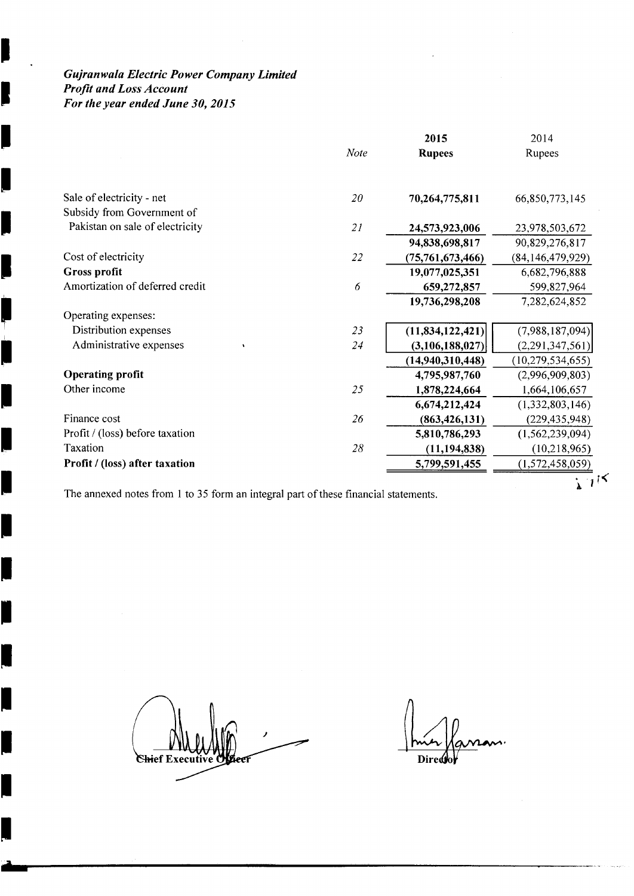***Gujranwala Electric Power Company Limited***
***Profit and Loss Account***
***For the year ended June 30, 2015***

| | *Note* | **2015 Rupees** | 2014 Rupees |
|---|---|---|---|
| Sale of electricity - net | *20* | **70,264,775,811** | 66,850,773,145 |
| Subsidy from Government of Pakistan on sale of electricity | *21* | **24,573,923,006** | 23,978,503,672 |
| | | **94,838,698,817** | 90,829,276,817 |
| Cost of electricity | *22* | **(75,761,673,466)** | (84,146,479,929) |
| **Gross profit** | | **19,077,025,351** | 6,682,796,888 |
| Amortization of deferred credit | *6* | **659,272,857** | 599,827,964 |
| | | **19,736,298,208** | 7,282,624,852 |
| Operating expenses: | | | |
| Distribution expenses | *23* | **(11,834,122,421)** | (7,988,187,094) |
| Administrative expenses | *24* | **(3,106,188,027)** | (2,291,347,561) |
| | | **(14,940,310,448)** | (10,279,534,655) |
| **Operating profit** | | **4,795,987,760** | (2,996,909,803) |
| Other income | *25* | **1,878,224,664** | 1,664,106,657 |
| | | **6,674,212,424** | (1,332,803,146) |
| Finance cost | *26* | **(863,426,131)** | (229,435,948) |
| Profit / (loss) before taxation | | **5,810,786,293** | (1,562,239,094) |
| Taxation | *28* | **(11,194,838)** | (10,218,965) |
| **Profit / (loss) after taxation** | | **5,799,591,455** | (1,572,458,059) |

The annexed notes from 1 to 35 form an integral part of these financial statements.

Chief Executive Officer

Director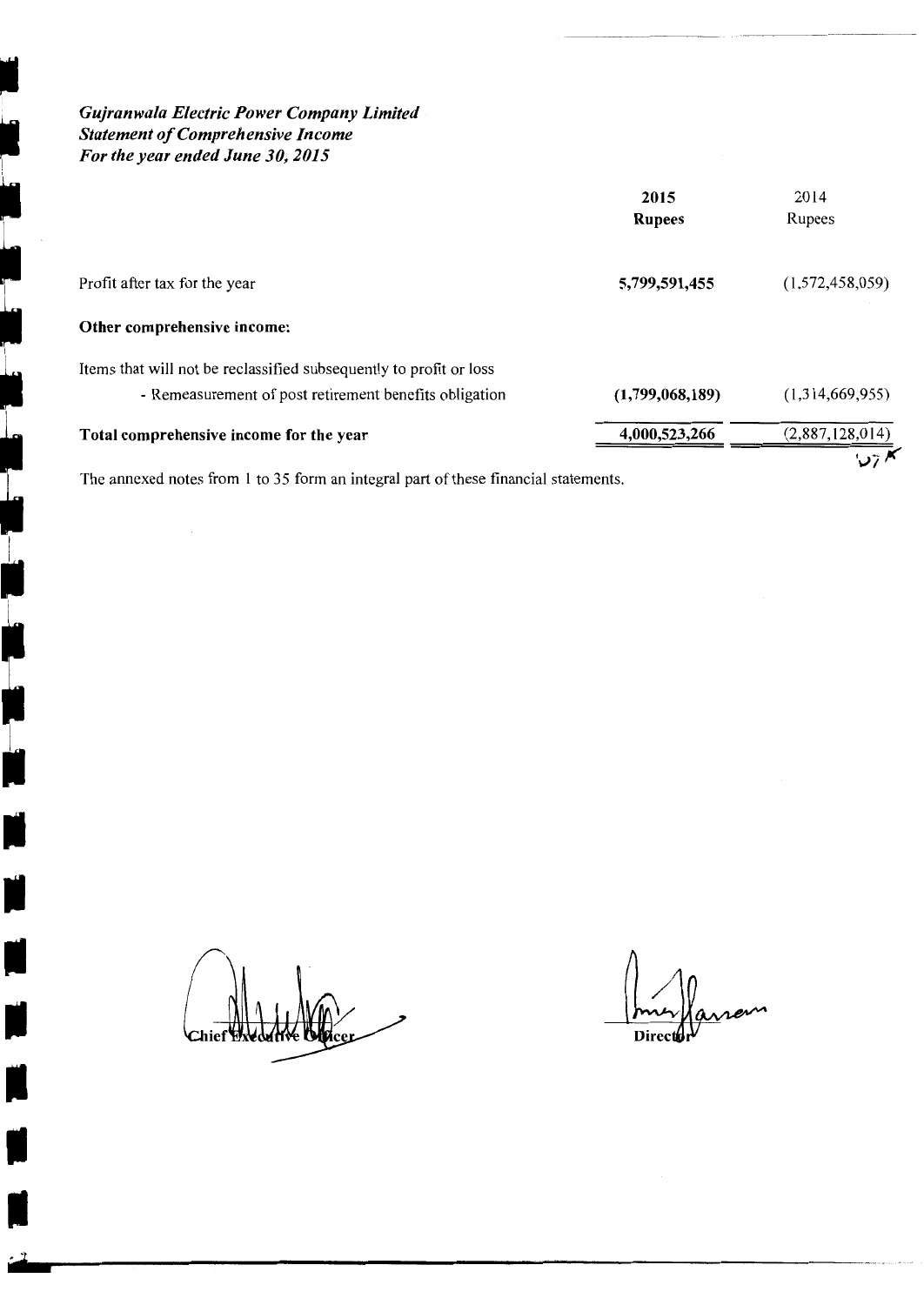*Gujranwala Electric Power Company Limited*
*Statement of Comprehensive Income*
*For the year ended June 30, 2015*

| | 2015 | 2014 |
|---|---|---|
| | **Rupees** | Rupees |
| Profit after tax for the year | **5,799,591,455** | (1,572,458,059) |
| **Other comprehensive income:** | | |
| Items that will not be reclassified subsequently to profit or loss | | |
| - Remeasurement of post retirement benefits obligation | **(1,799,068,189)** | (1,314,669,955) |
| **Total comprehensive income for the year** | **4,000,523,266** | (2,887,128,014) |

The annexed notes from 1 to 35 form an integral part of these financial statements.

Chief Executive Officer

Director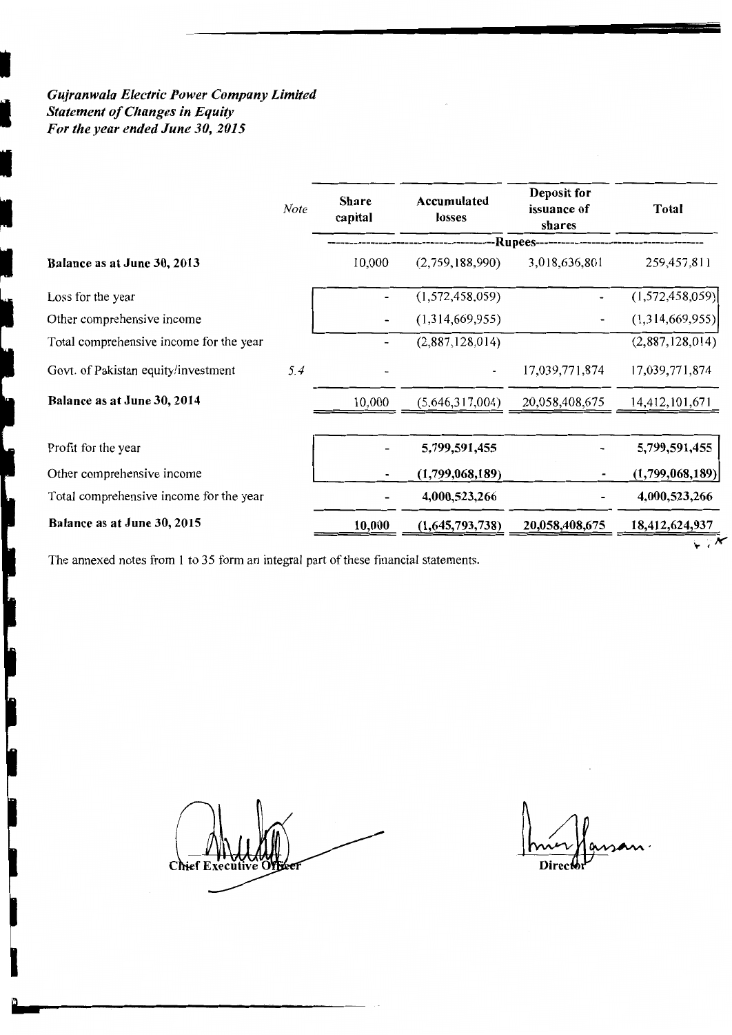*Gujranwala Electric Power Company Limited*
*Statement of Changes in Equity*
*For the year ended June 30, 2015*

| | Note | Share capital | Accumulated losses | Deposit for issuance of shares | Total |
|---|---|---|---|---|---|
| | | -Rupees- | | | |
| **Balance as at June 30, 2013** | | 10,000 | (2,759,188,990) | 3,018,636,801 | 259,457,811 |
| Loss for the year | | - | (1,572,458,059) | - | (1,572,458,059) |
| Other comprehensive income | | - | (1,314,669,955) | - | (1,314,669,955) |
| Total comprehensive income for the year | | - | (2,887,128,014) | | (2,887,128,014) |
| Govt. of Pakistan equity/investment | 5.4 | - | - | 17,039,771,874 | 17,039,771,874 |
| **Balance as at June 30, 2014** | | 10,000 | (5,646,317,004) | 20,058,408,675 | 14,412,101,671 |
| Profit for the year | | - | **5,799,591,455** | - | **5,799,591,455** |
| Other comprehensive income | | - | **(1,799,068,189)** | - | **(1,799,068,189)** |
| Total comprehensive income for the year | | - | **4,000,523,266** | - | **4,000,523,266** |
| **Balance as at June 30, 2015** | | **10,000** | **(1,645,793,738)** | **20,058,408,675** | **18,412,624,937** |

The annexed notes from 1 to 35 form an integral part of these financial statements.

Chief Executive Officer

Director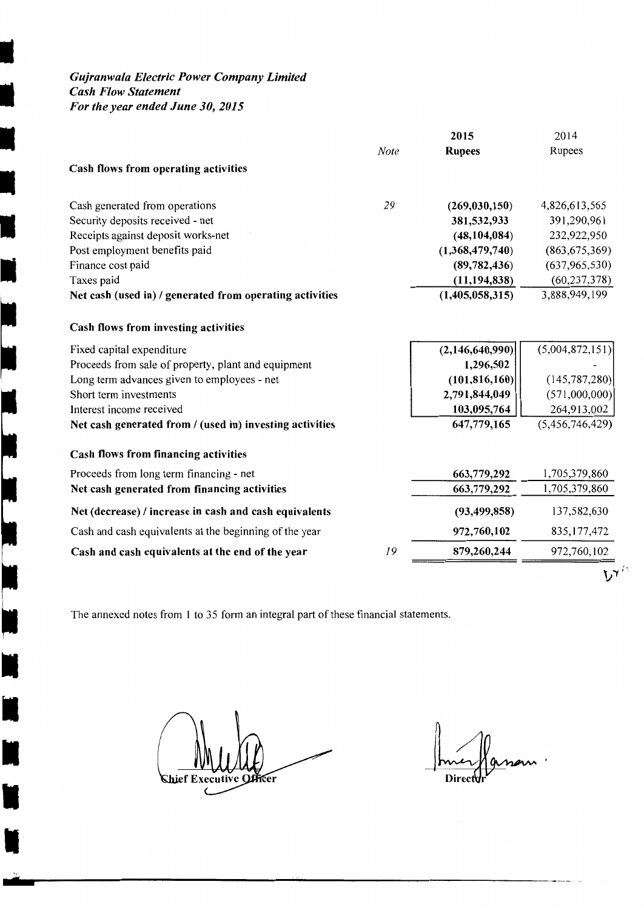*Gujranwala Electric Power Company Limited*
*Cash Flow Statement*
*For the year ended June 30, 2015*

| | Note | **2015** | 2014 |
|---|---|---|---|
| | | **Rupees** | Rupees |
| **Cash flows from operating activities** | | | |
| Cash generated from operations | 29 | **(269,030,150)** | 4,826,613,565 |
| Security deposits received - net | | **381,532,933** | 391,290,961 |
| Receipts against deposit works-net | | **(48,104,084)** | 232,922,950 |
| Post employment benefits paid | | **(1,368,479,740)** | (863,675,369) |
| Finance cost paid | | **(89,782,436)** | (637,965,530) |
| Taxes paid | | **(11,194,838)** | (60,237,378) |
| **Net cash (used in) / generated from operating activities** | | **(1,405,058,315)** | 3,888,949,199 |
| **Cash flows from investing activities** | | | |
| Fixed capital expenditure | | **(2,146,640,990)** | (5,004,872,151) |
| Proceeds from sale of property, plant and equipment | | **1,296,502** | - |
| Long term advances given to employees - net | | **(101,816,160)** | (145,787,280) |
| Short term investments | | **2,791,844,049** | (571,000,000) |
| Interest income received | | **103,095,764** | 264,913,002 |
| **Net cash generated from / (used in) investing activities** | | **647,779,165** | (5,456,746,429) |
| **Cash flows from financing activities** | | | |
| Proceeds from long term financing - net | | **663,779,292** | 1,705,379,860 |
| **Net cash generated from financing activities** | | **663,779,292** | 1,705,379,860 |
| **Net (decrease) / increase in cash and cash equivalents** | | **(93,499,858)** | 137,582,630 |
| Cash and cash equivalents at the beginning of the year | | **972,760,102** | 835,177,472 |
| **Cash and cash equivalents at the end of the year** | 19 | **879,260,244** | 972,760,102 |

The annexed notes from 1 to 35 form an integral part of these financial statements.

Chief Executive Officer

Director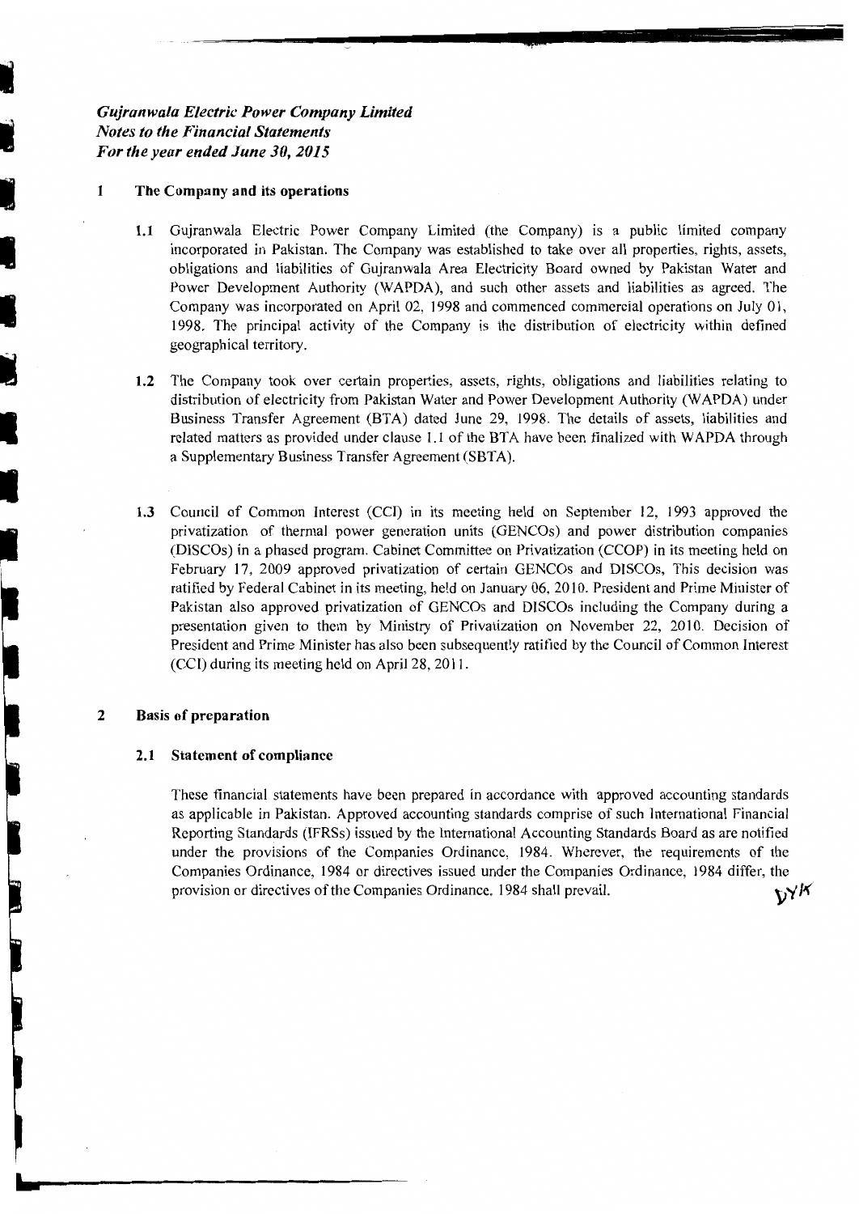*Gujranwala Electric Power Company Limited*
*Notes to the Financial Statements*
*For the year ended June 30, 2015*

## 1 The Company and its operations

**1.1** Gujranwala Electric Power Company Limited (the Company) is a public limited company incorporated in Pakistan. The Company was established to take over all properties, rights, assets, obligations and liabilities of Gujranwala Area Electricity Board owned by Pakistan Water and Power Development Authority (WAPDA), and such other assets and liabilities as agreed. The Company was incorporated on April 02, 1998 and commenced commercial operations on July 01, 1998. The principal activity of the Company is the distribution of electricity within defined geographical territory.

**1.2** The Company took over certain properties, assets, rights, obligations and liabilities relating to distribution of electricity from Pakistan Water and Power Development Authority (WAPDA) under Business Transfer Agreement (BTA) dated June 29, 1998. The details of assets, liabilities and related matters as provided under clause 1.1 of the BTA have been finalized with WAPDA through a Supplementary Business Transfer Agreement (SBTA).

**1.3** Council of Common Interest (CCI) in its meeting held on September 12, 1993 approved the privatization of thermal power generation units (GENCOs) and power distribution companies (DISCOs) in a phased program. Cabinet Committee on Privatization (CCOP) in its meeting held on February 17, 2009 approved privatization of certain GENCOs and DISCOs, This decision was ratified by Federal Cabinet in its meeting, held on January 06, 2010. President and Prime Minister of Pakistan also approved privatization of GENCOs and DISCOs including the Company during a presentation given to them by Ministry of Privatization on November 22, 2010. Decision of President and Prime Minister has also been subsequently ratified by the Council of Common Interest (CCI) during its meeting held on April 28, 2011.

## 2 Basis of preparation

### 2.1 Statement of compliance

These financial statements have been prepared in accordance with approved accounting standards as applicable in Pakistan. Approved accounting standards comprise of such International Financial Reporting Standards (IFRSs) issued by the International Accounting Standards Board as are notified under the provisions of the Companies Ordinance, 1984. Wherever, the requirements of the Companies Ordinance, 1984 or directives issued under the Companies Ordinance, 1984 differ, the provision or directives of the Companies Ordinance, 1984 shall prevail.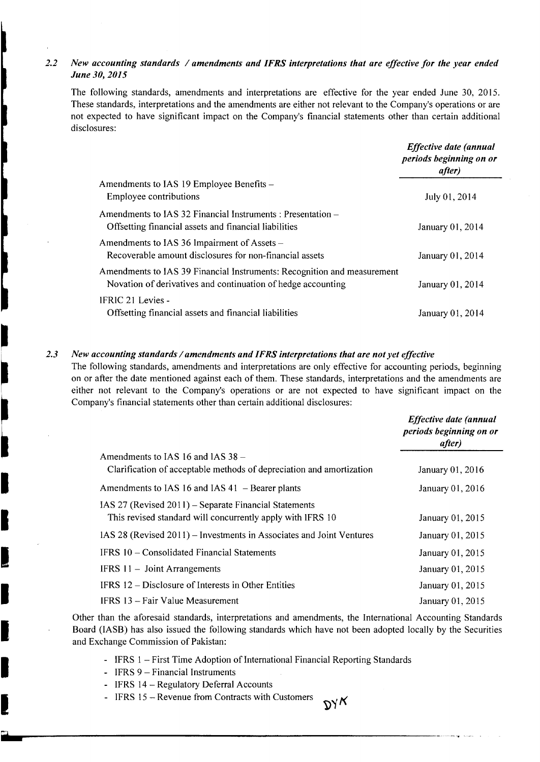### 2.2 *New accounting standards / amendments and IFRS interpretations that are effective for the year ended June 30, 2015*

The following standards, amendments and interpretations are effective for the year ended June 30, 2015. These standards, interpretations and the amendments are either not relevant to the Company's operations or are not expected to have significant impact on the Company's financial statements other than certain additional disclosures:

| | *Effective date (annual periods beginning on or after)* |
|---|---|
| Amendments to IAS 19 Employee Benefits – Employee contributions | July 01, 2014 |
| Amendments to IAS 32 Financial Instruments : Presentation – Offsetting financial assets and financial liabilities | January 01, 2014 |
| Amendments to IAS 36 Impairment of Assets – Recoverable amount disclosures for non-financial assets | January 01, 2014 |
| Amendments to IAS 39 Financial Instruments: Recognition and measurement Novation of derivatives and continuation of hedge accounting | January 01, 2014 |
| IFRIC 21 Levies - Offsetting financial assets and financial liabilities | January 01, 2014 |

### 2.3 *New accounting standards / amendments and IFRS interpretations that are not yet effective*

The following standards, amendments and interpretations are only effective for accounting periods, beginning on or after the date mentioned against each of them. These standards, interpretations and the amendments are either not relevant to the Company's operations or are not expected to have significant impact on the Company's financial statements other than certain additional disclosures:

| | *Effective date (annual periods beginning on or after)* |
|---|---|
| Amendments to IAS 16 and IAS 38 – Clarification of acceptable methods of depreciation and amortization | January 01, 2016 |
| Amendments to IAS 16 and IAS 41 – Bearer plants | January 01, 2016 |
| IAS 27 (Revised 2011) – Separate Financial Statements This revised standard will concurrently apply with IFRS 10 | January 01, 2015 |
| IAS 28 (Revised 2011) – Investments in Associates and Joint Ventures | January 01, 2015 |
| IFRS 10 – Consolidated Financial Statements | January 01, 2015 |
| IFRS 11 – Joint Arrangements | January 01, 2015 |
| IFRS 12 – Disclosure of Interests in Other Entities | January 01, 2015 |
| IFRS 13 – Fair Value Measurement | January 01, 2015 |

Other than the aforesaid standards, interpretations and amendments, the International Accounting Standards Board (IASB) has also issued the following standards which have not been adopted locally by the Securities and Exchange Commission of Pakistan:

- IFRS 1 – First Time Adoption of International Financial Reporting Standards
- IFRS 9 – Financial Instruments
- IFRS 14 – Regulatory Deferral Accounts
- IFRS 15 – Revenue from Contracts with Customers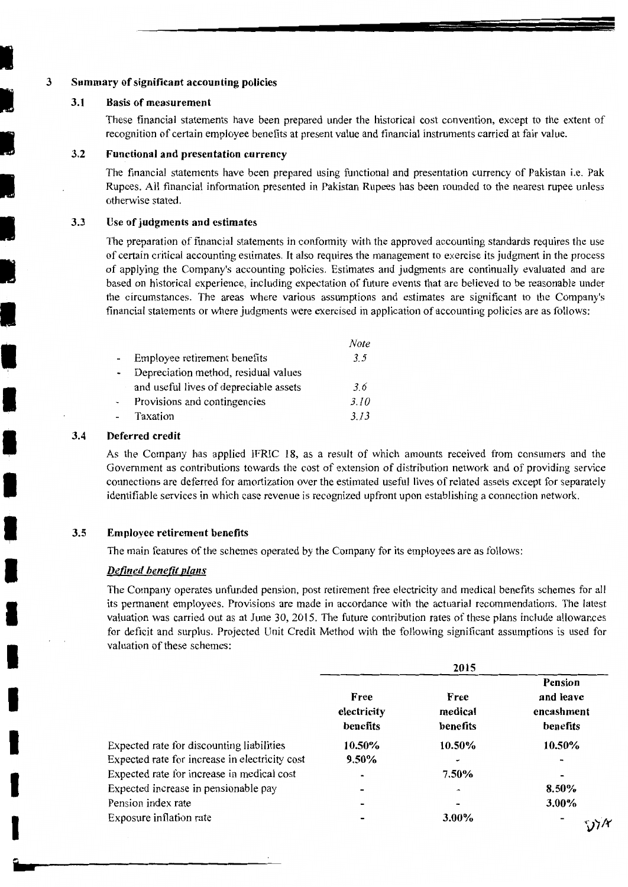## 3 Summary of significant accounting policies

### 3.1 Basis of measurement

These financial statements have been prepared under the historical cost convention, except to the extent of recognition of certain employee benefits at present value and financial instruments carried at fair value.

### 3.2 Functional and presentation currency

The financial statements have been prepared using functional and presentation currency of Pakistan i.e. Pak Rupees. All financial information presented in Pakistan Rupees has been rounded to the nearest rupee unless otherwise stated.

### 3.3 Use of judgments and estimates

The preparation of financial statements in conformity with the approved accounting standards requires the use of certain critical accounting estimates. It also requires the management to exercise its judgment in the process of applying the Company's accounting policies. Estimates and judgments are continually evaluated and are based on historical experience, including expectation of future events that are believed to be reasonable under the circumstances. The areas where various assumptions and estimates are significant to the Company's financial statements or where judgments were exercised in application of accounting policies are as follows:

| | *Note* |
|---|---|
| - Employee retirement benefits | *3.5* |
| - Depreciation method, residual values and useful lives of depreciable assets | *3.6* |
| - Provisions and contingencies | *3.10* |
| - Taxation | *3.13* |

### 3.4 Deferred credit

As the Company has applied IFRIC 18, as a result of which amounts received from consumers and the Government as contributions towards the cost of extension of distribution network and of providing service connections are deferred for amortization over the estimated useful lives of related assets except for separately identifiable services in which case revenue is recognized upfront upon establishing a connection network.

### 3.5 Employee retirement benefits

The main features of the schemes operated by the Company for its employees are as follows:

***Defined benefit plans***

The Company operates unfunded pension, post retirement free electricity and medical benefits schemes for all its permanent employees. Provisions are made in accordance with the actuarial recommendations. The latest valuation was carried out as at June 30, 2015. The future contribution rates of these plans include allowances for deficit and surplus. Projected Unit Credit Method with the following significant assumptions is used for valuation of these schemes:

| | 2015 | | |
|---|---|---|---|
| | **Free electricity benefits** | **Free medical benefits** | **Pension and leave encashment benefits** |
| Expected rate for discounting liabilities | **10.50%** | **10.50%** | **10.50%** |
| Expected rate for increase in electricity cost | **9.50%** | - | - |
| Expected rate for increase in medical cost | - | **7.50%** | - |
| Expected increase in pensionable pay | - | - | **8.50%** |
| Pension index rate | - | - | **3.00%** |
| Exposure inflation rate | - | **3.00%** | - |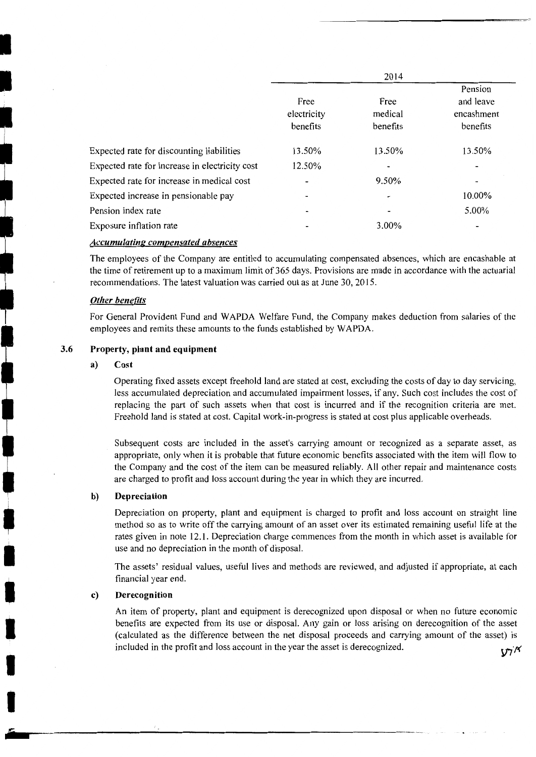| | 2014 | | |
|---|---|---|---|
| | Free electricity benefits | Free medical benefits | Pension and leave encashment benefits |
| Expected rate for discounting liabilities | 13.50% | 13.50% | 13.50% |
| Expected rate for increase in electricity cost | 12.50% | - | - |
| Expected rate for increase in medical cost | - | 9.50% | - |
| Expected increase in pensionable pay | - | - | 10.00% |
| Pension index rate | - | - | 5.00% |
| Exposure inflation rate | - | 3.00% | - |

***Accumulating compensated absences***

The employees of the Company are entitled to accumulating compensated absences, which are encashable at the time of retirement up to a maximum limit of 365 days. Provisions are made in accordance with the actuarial recommendations. The latest valuation was carried out as at June 30, 2015.

***Other benefits***

For General Provident Fund and WAPDA Welfare Fund, the Company makes deduction from salaries of the employees and remits these amounts to the funds established by WAPDA.

### 3.6 Property, plant and equipment

#### a) Cost

Operating fixed assets except freehold land are stated at cost, excluding the costs of day to day servicing, less accumulated depreciation and accumulated impairment losses, if any. Such cost includes the cost of replacing the part of such assets when that cost is incurred and if the recognition criteria are met. Freehold land is stated at cost. Capital work-in-progress is stated at cost plus applicable overheads.

Subsequent costs are included in the asset's carrying amount or recognized as a separate asset, as appropriate, only when it is probable that future economic benefits associated with the item will flow to the Company and the cost of the item can be measured reliably. All other repair and maintenance costs are charged to profit and loss account during the year in which they are incurred.

#### b) Depreciation

Depreciation on property, plant and equipment is charged to profit and loss account on straight line method so as to write off the carrying amount of an asset over its estimated remaining useful life at the rates given in note 12.1. Depreciation charge commences from the month in which asset is available for use and no depreciation in the month of disposal.

The assets' residual values, useful lives and methods are reviewed, and adjusted if appropriate, at each financial year end.

#### c) Derecognition

An item of property, plant and equipment is derecognized upon disposal or when no future economic benefits are expected from its use or disposal. Any gain or loss arising on derecognition of the asset (calculated as the difference between the net disposal proceeds and carrying amount of the asset) is included in the profit and loss account in the year the asset is derecognized.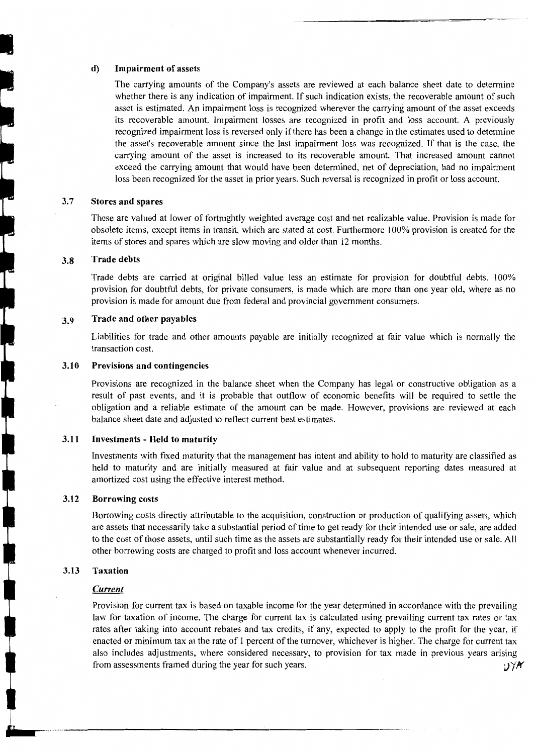#### d) Impairment of assets

The carrying amounts of the Company's assets are reviewed at each balance sheet date to determine whether there is any indication of impairment. If such indication exists, the recoverable amount of such asset is estimated. An impairment loss is recognized wherever the carrying amount of the asset exceeds its recoverable amount. Impairment losses are recognized in profit and loss account. A previously recognized impairment loss is reversed only if there has been a change in the estimates used to determine the asset's recoverable amount since the last impairment loss was recognized. If that is the case, the carrying amount of the asset is increased to its recoverable amount. That increased amount cannot exceed the carrying amount that would have been determined, net of depreciation, had no impairment loss been recognized for the asset in prior years. Such reversal is recognized in profit or loss account.

### 3.7 Stores and spares

These are valued at lower of fortnightly weighted average cost and net realizable value. Provision is made for obsolete items, except items in transit, which are stated at cost. Furthermore 100% provision is created for the items of stores and spares which are slow moving and older than 12 months.

### 3.8 Trade debts

Trade debts are carried at original billed value less an estimate for provision for doubtful debts. 100% provision for doubtful debts, for private consumers, is made which are more than one year old, where as no provision is made for amount due from federal and provincial government consumers.

### 3.9 Trade and other payables

Liabilities for trade and other amounts payable are initially recognized at fair value which is normally the transaction cost.

### 3.10 Provisions and contingencies

Provisions are recognized in the balance sheet when the Company has legal or constructive obligation as a result of past events, and it is probable that outflow of economic benefits will be required to settle the obligation and a reliable estimate of the amount can be made. However, provisions are reviewed at each balance sheet date and adjusted to reflect current best estimates.

### 3.11 Investments - Held to maturity

Investments with fixed maturity that the management has intent and ability to hold to maturity are classified as held to maturity and are initially measured at fair value and at subsequent reporting dates measured at amortized cost using the effective interest method.

### 3.12 Borrowing costs

Borrowing costs directly attributable to the acquisition, construction or production of qualifying assets, which are assets that necessarily take a substantial period of time to get ready for their intended use or sale, are added to the cost of those assets, until such time as the assets are substantially ready for their intended use or sale. All other borrowing costs are charged to profit and loss account whenever incurred.

### 3.13 Taxation

***Current***

Provision for current tax is based on taxable income for the year determined in accordance with the prevailing law for taxation of income. The charge for current tax is calculated using prevailing current tax rates or tax rates after taking into account rebates and tax credits, if any, expected to apply to the profit for the year, if enacted or minimum tax at the rate of 1 percent of the turnover, whichever is higher. The charge for current tax also includes adjustments, where considered necessary, to provision for tax made in previous years arising from assessments framed during the year for such years.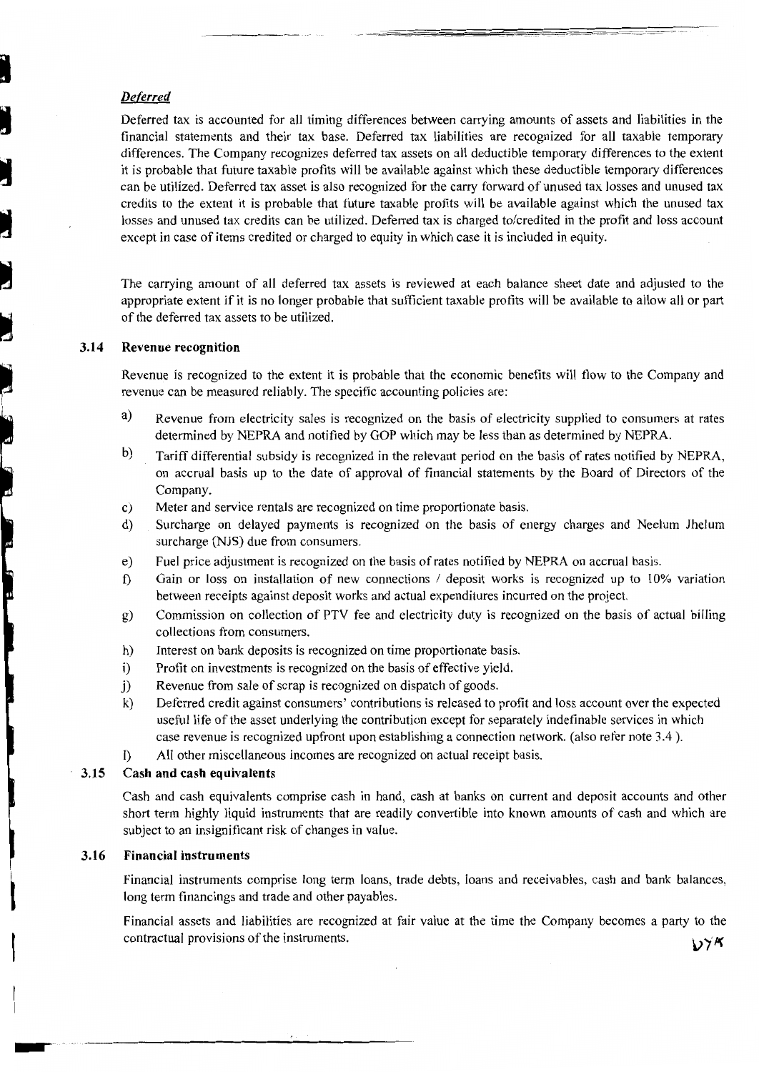*Deferred*

Deferred tax is accounted for all timing differences between carrying amounts of assets and liabilities in the financial statements and their tax base. Deferred tax liabilities are recognized for all taxable temporary differences. The Company recognizes deferred tax assets on all deductible temporary differences to the extent it is probable that future taxable profits will be available against which these deductible temporary differences can be utilized. Deferred tax asset is also recognized for the carry forward of unused tax losses and unused tax credits to the extent it is probable that future taxable profits will be available against which the unused tax losses and unused tax credits can be utilized. Deferred tax is charged to/credited in the profit and loss account except in case of items credited or charged to equity in which case it is included in equity.

The carrying amount of all deferred tax assets is reviewed at each balance sheet date and adjusted to the appropriate extent if it is no longer probable that sufficient taxable profits will be available to allow all or part of the deferred tax assets to be utilized.

### 3.14 Revenue recognition

Revenue is recognized to the extent it is probable that the economic benefits will flow to the Company and revenue can be measured reliably. The specific accounting policies are:

a) Revenue from electricity sales is recognized on the basis of electricity supplied to consumers at rates determined by NEPRA and notified by GOP which may be less than as determined by NEPRA.

b) Tariff differential subsidy is recognized in the relevant period on the basis of rates notified by NEPRA, on accrual basis up to the date of approval of financial statements by the Board of Directors of the Company.

c) Meter and service rentals are recognized on time proportionate basis.

d) Surcharge on delayed payments is recognized on the basis of energy charges and Neelum Jhelum surcharge (NJS) due from consumers.

e) Fuel price adjustment is recognized on the basis of rates notified by NEPRA on accrual basis.

f) Gain or loss on installation of new connections / deposit works is recognized up to 10% variation between receipts against deposit works and actual expenditures incurred on the project.

g) Commission on collection of PTV fee and electricity duty is recognized on the basis of actual billing collections from consumers.

h) Interest on bank deposits is recognized on time proportionate basis.

i) Profit on investments is recognized on the basis of effective yield.

j) Revenue from sale of scrap is recognized on dispatch of goods.

k) Deferred credit against consumers' contributions is released to profit and loss account over the expected useful life of the asset underlying the contribution except for separately indefinable services in which case revenue is recognized upfront upon establishing a connection network. (also refer note 3.4 ).

l) All other miscellaneous incomes are recognized on actual receipt basis.

### 3.15 Cash and cash equivalents

Cash and cash equivalents comprise cash in hand, cash at banks on current and deposit accounts and other short term highly liquid instruments that are readily convertible into known amounts of cash and which are subject to an insignificant risk of changes in value.

### 3.16 Financial instruments

Financial instruments comprise long term loans, trade debts, loans and receivables, cash and bank balances, long term financings and trade and other payables.

Financial assets and liabilities are recognized at fair value at the time the Company becomes a party to the contractual provisions of the instruments.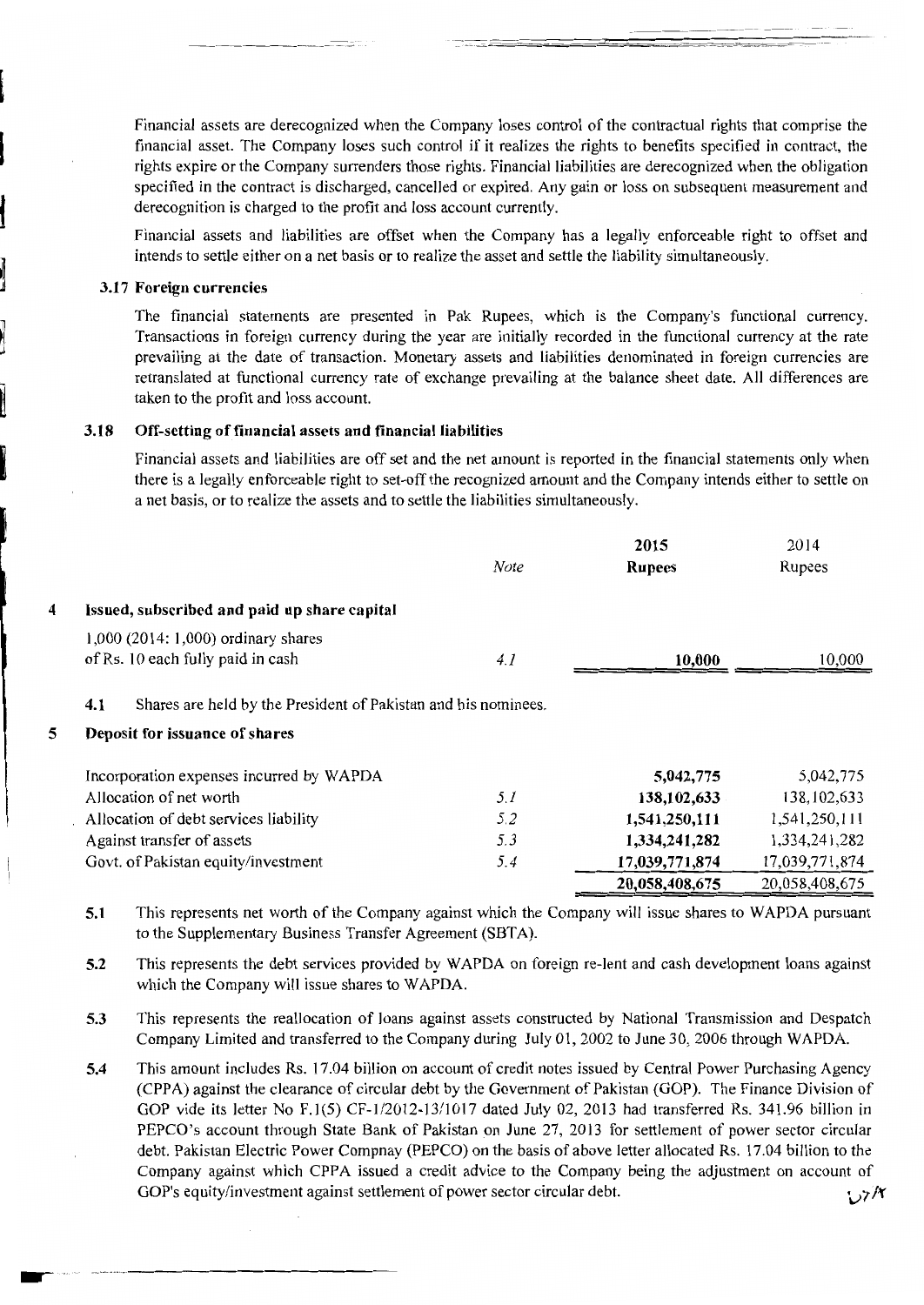Financial assets are derecognized when the Company loses control of the contractual rights that comprise the financial asset. The Company loses such control if it realizes the rights to benefits specified in contract, the rights expire or the Company surrenders those rights. Financial liabilities are derecognized when the obligation specified in the contract is discharged, cancelled or expired. Any gain or loss on subsequent measurement and derecognition is charged to the profit and loss account currently.

Financial assets and liabilities are offset when the Company has a legally enforceable right to offset and intends to settle either on a net basis or to realize the asset and settle the liability simultaneously.

### 3.17 Foreign currencies

The financial statements are presented in Pak Rupees, which is the Company's functional currency. Transactions in foreign currency during the year are initially recorded in the functional currency at the rate prevailing at the date of transaction. Monetary assets and liabilities denominated in foreign currencies are retranslated at functional currency rate of exchange prevailing at the balance sheet date. All differences are taken to the profit and loss account.

### 3.18 Off-setting of financial assets and financial liabilities

Financial assets and liabilities are off set and the net amount is reported in the financial statements only when there is a legally enforceable right to set-off the recognized amount and the Company intends either to settle on a net basis, or to realize the assets and to settle the liabilities simultaneously.

| | *Note* | **2015** | 2014 |
|---|---|---|---|
| | | **Rupees** | Rupees |
| **4 Issued, subscribed and paid up share capital** | | | |
| 1,000 (2014: 1,000) ordinary shares of Rs. 10 each fully paid in cash | *4.1* | **10,000** | 10,000 |

**4.1** Shares are held by the President of Pakistan and his nominees.

## 5 Deposit for issuance of shares

| | *Note* | **2015** | 2014 |
|---|---|---|---|
| Incorporation expenses incurred by WAPDA | | **5,042,775** | 5,042,775 |
| Allocation of net worth | *5.1* | **138,102,633** | 138,102,633 |
| Allocation of debt services liability | *5.2* | **1,541,250,111** | 1,541,250,111 |
| Against transfer of assets | *5.3* | **1,334,241,282** | 1,334,241,282 |
| Govt. of Pakistan equity/investment | *5.4* | **17,039,771,874** | 17,039,771,874 |
| | | **20,058,408,675** | 20,058,408,675 |

**5.1** This represents net worth of the Company against which the Company will issue shares to WAPDA pursuant to the Supplementary Business Transfer Agreement (SBTA).

**5.2** This represents the debt services provided by WAPDA on foreign re-lent and cash development loans against which the Company will issue shares to WAPDA.

**5.3** This represents the reallocation of loans against assets constructed by National Transmission and Despatch Company Limited and transferred to the Company during July 01, 2002 to June 30, 2006 through WAPDA.

**5.4** This amount includes Rs. 17.04 billion on account of credit notes issued by Central Power Purchasing Agency (CPPA) against the clearance of circular debt by the Government of Pakistan (GOP). The Finance Division of GOP vide its letter No F.1(5) CF-1/2012-13/1017 dated July 02, 2013 had transferred Rs. 341.96 billion in PEPCO's account through State Bank of Pakistan on June 27, 2013 for settlement of power sector circular debt. Pakistan Electric Power Compnay (PEPCO) on the basis of above letter allocated Rs. 17.04 billion to the Company against which CPPA issued a credit advice to the Company being the adjustment on account of GOP's equity/investment against settlement of power sector circular debt.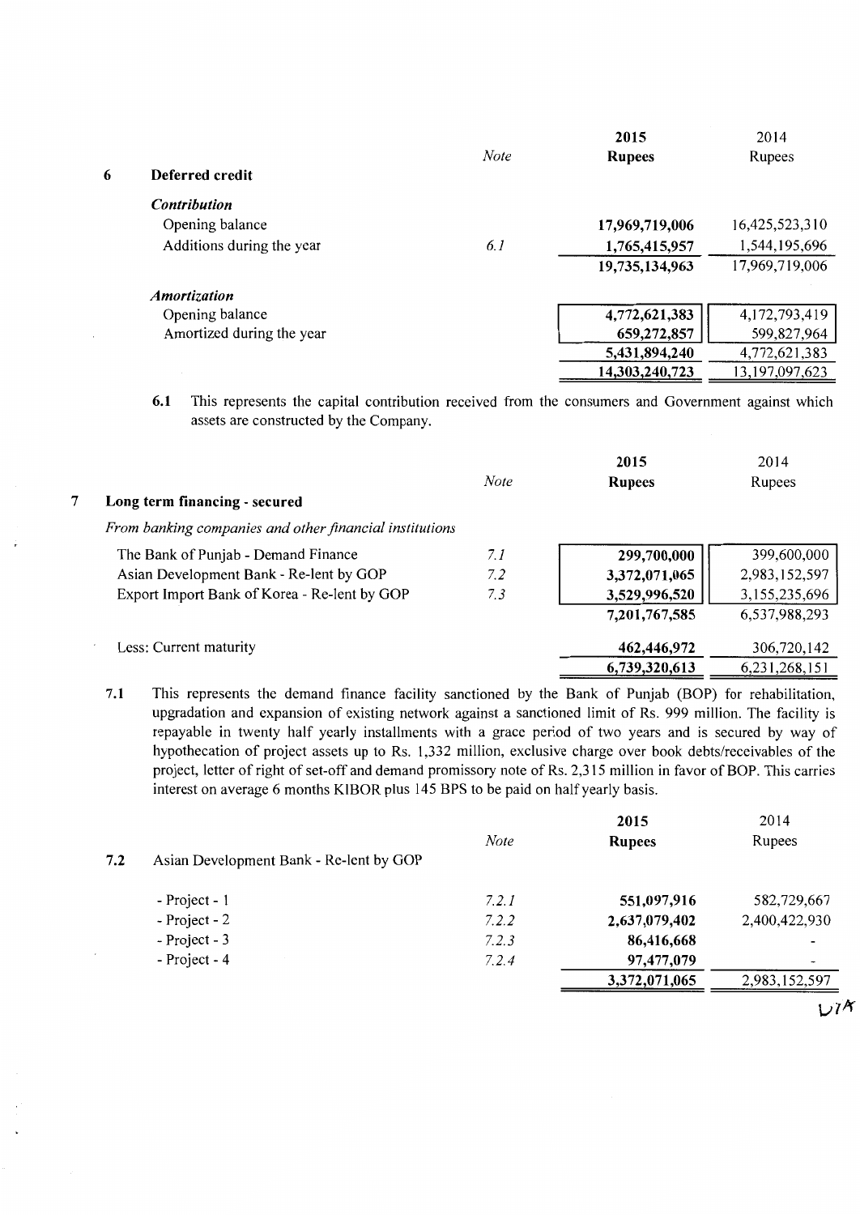| | Note | 2015 Rupees | 2014 Rupees |
|---|---|---|---|
| **6 Deferred credit** | | | |
| ***Contribution*** | | | |
| Opening balance | | **17,969,719,006** | 16,425,523,310 |
| Additions during the year | 6.1 | **1,765,415,957** | 1,544,195,696 |
| | | **19,735,134,963** | 17,969,719,006 |
| ***Amortization*** | | | |
| Opening balance | | **4,772,621,383** | 4,172,793,419 |
| Amortized during the year | | **659,272,857** | 599,827,964 |
| | | **5,431,894,240** | 4,772,621,383 |
| | | **14,303,240,723** | 13,197,097,623 |

6.1 This represents the capital contribution received from the consumers and Government against which assets are constructed by the Company.

| | Note | 2015 Rupees | 2014 Rupees |
|---|---|---|---|
| **7 Long term financing - secured** | | | |
| *From banking companies and other financial institutions* | | | |
| The Bank of Punjab - Demand Finance | 7.1 | **299,700,000** | 399,600,000 |
| Asian Development Bank - Re-lent by GOP | 7.2 | **3,372,071,065** | 2,983,152,597 |
| Export Import Bank of Korea - Re-lent by GOP | 7.3 | **3,529,996,520** | 3,155,235,696 |
| | | **7,201,767,585** | 6,537,988,293 |
| Less: Current maturity | | **462,446,972** | 306,720,142 |
| | | **6,739,320,613** | 6,231,268,151 |

7.1 This represents the demand finance facility sanctioned by the Bank of Punjab (BOP) for rehabilitation, upgradation and expansion of existing network against a sanctioned limit of Rs. 999 million. The facility is repayable in twenty half yearly installments with a grace period of two years and is secured by way of hypothecation of project assets up to Rs. 1,332 million, exclusive charge over book debts/receivables of the project, letter of right of set-off and demand promissory note of Rs. 2,315 million in favor of BOP. This carries interest on average 6 months KIBOR plus 145 BPS to be paid on half yearly basis.

| | Note | 2015 Rupees | 2014 Rupees |
|---|---|---|---|
| **7.2 Asian Development Bank - Re-lent by GOP** | | | |
| - Project - 1 | 7.2.1 | **551,097,916** | 582,729,667 |
| - Project - 2 | 7.2.2 | **2,637,079,402** | 2,400,422,930 |
| - Project - 3 | 7.2.3 | **86,416,668** | - |
| - Project - 4 | 7.2.4 | **97,477,079** | - |
| | | **3,372,071,065** | 2,983,152,597 |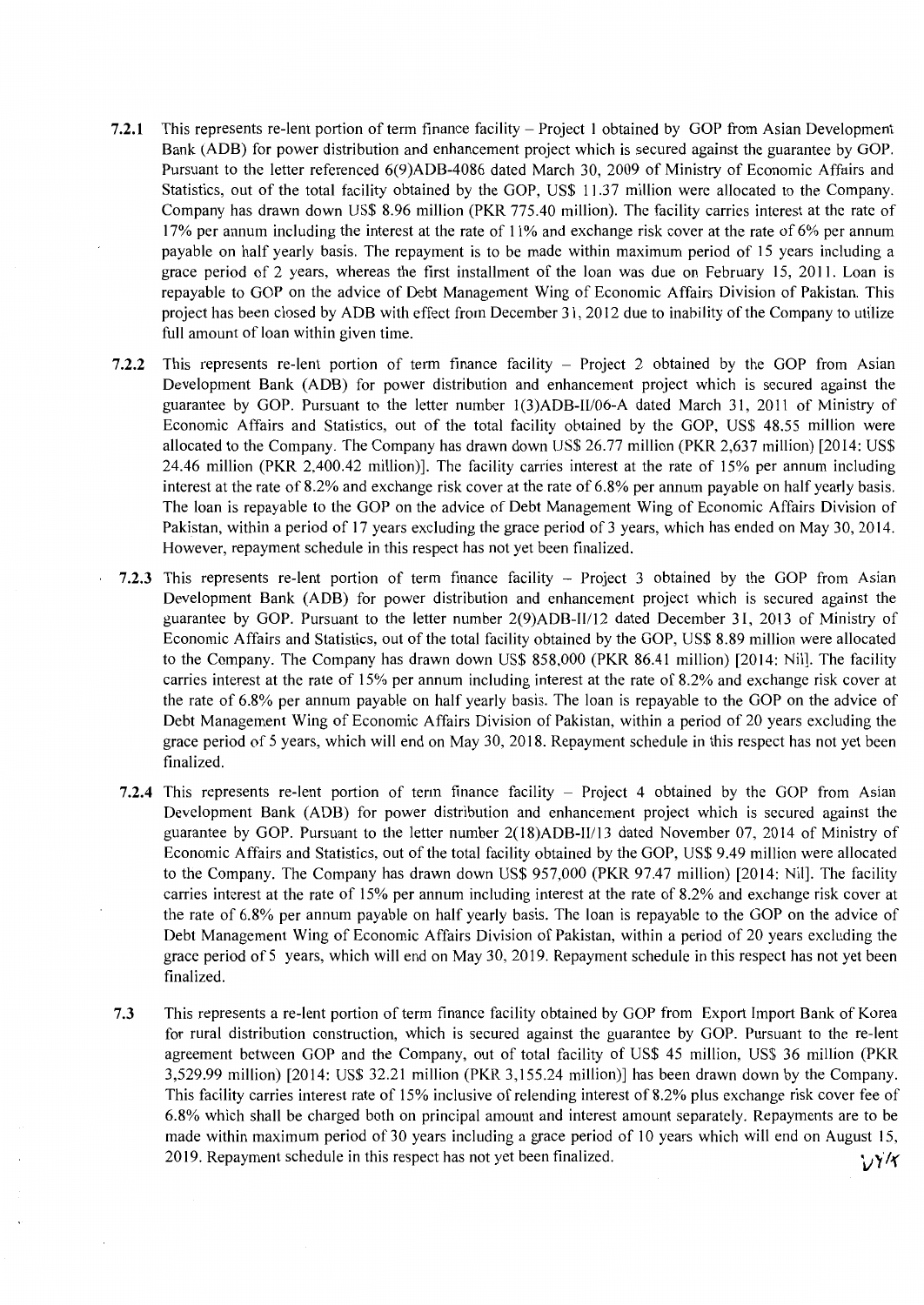**7.2.1** This represents re-lent portion of term finance facility – Project 1 obtained by GOP from Asian Development Bank (ADB) for power distribution and enhancement project which is secured against the guarantee by GOP. Pursuant to the letter referenced 6(9)ADB-4086 dated March 30, 2009 of Ministry of Economic Affairs and Statistics, out of the total facility obtained by the GOP, US$ 11.37 million were allocated to the Company. Company has drawn down US$ 8.96 million (PKR 775.40 million). The facility carries interest at the rate of 17% per annum including the interest at the rate of 11% and exchange risk cover at the rate of 6% per annum payable on half yearly basis. The repayment is to be made within maximum period of 15 years including a grace period of 2 years, whereas the first installment of the loan was due on February 15, 2011. Loan is repayable to GOP on the advice of Debt Management Wing of Economic Affairs Division of Pakistan. This project has been closed by ADB with effect from December 31, 2012 due to inability of the Company to utilize full amount of loan within given time.

**7.2.2** This represents re-lent portion of term finance facility – Project 2 obtained by the GOP from Asian Development Bank (ADB) for power distribution and enhancement project which is secured against the guarantee by GOP. Pursuant to the letter number 1(3)ADB-II/06-A dated March 31, 2011 of Ministry of Economic Affairs and Statistics, out of the total facility obtained by the GOP, US$ 48.55 million were allocated to the Company. The Company has drawn down US$ 26.77 million (PKR 2,637 million) [2014: US$ 24.46 million (PKR 2,400.42 million)]. The facility carries interest at the rate of 15% per annum including interest at the rate of 8.2% and exchange risk cover at the rate of 6.8% per annum payable on half yearly basis. The loan is repayable to the GOP on the advice of Debt Management Wing of Economic Affairs Division of Pakistan, within a period of 17 years excluding the grace period of 3 years, which has ended on May 30, 2014. However, repayment schedule in this respect has not yet been finalized.

**7.2.3** This represents re-lent portion of term finance facility – Project 3 obtained by the GOP from Asian Development Bank (ADB) for power distribution and enhancement project which is secured against the guarantee by GOP. Pursuant to the letter number 2(9)ADB-II/12 dated December 31, 2013 of Ministry of Economic Affairs and Statistics, out of the total facility obtained by the GOP, US$ 8.89 million were allocated to the Company. The Company has drawn down US$ 858,000 (PKR 86.41 million) [2014: Nil]. The facility carries interest at the rate of 15% per annum including interest at the rate of 8.2% and exchange risk cover at the rate of 6.8% per annum payable on half yearly basis. The loan is repayable to the GOP on the advice of Debt Management Wing of Economic Affairs Division of Pakistan, within a period of 20 years excluding the grace period of 5 years, which will end on May 30, 2018. Repayment schedule in this respect has not yet been finalized.

**7.2.4** This represents re-lent portion of term finance facility – Project 4 obtained by the GOP from Asian Development Bank (ADB) for power distribution and enhancement project which is secured against the guarantee by GOP. Pursuant to the letter number 2(18)ADB-II/13 dated November 07, 2014 of Ministry of Economic Affairs and Statistics, out of the total facility obtained by the GOP, US$ 9.49 million were allocated to the Company. The Company has drawn down US$ 957,000 (PKR 97.47 million) [2014: Nil]. The facility carries interest at the rate of 15% per annum including interest at the rate of 8.2% and exchange risk cover at the rate of 6.8% per annum payable on half yearly basis. The loan is repayable to the GOP on the advice of Debt Management Wing of Economic Affairs Division of Pakistan, within a period of 20 years excluding the grace period of 5 years, which will end on May 30, 2019. Repayment schedule in this respect has not yet been finalized.

**7.3** This represents a re-lent portion of term finance facility obtained by GOP from Export Import Bank of Korea for rural distribution construction, which is secured against the guarantee by GOP. Pursuant to the re-lent agreement between GOP and the Company, out of total facility of US$ 45 million, US$ 36 million (PKR 3,529.99 million) [2014: US$ 32.21 million (PKR 3,155.24 million)] has been drawn down by the Company. This facility carries interest rate of 15% inclusive of relending interest of 8.2% plus exchange risk cover fee of 6.8% which shall be charged both on principal amount and interest amount separately. Repayments are to be made within maximum period of 30 years including a grace period of 10 years which will end on August 15, 2019. Repayment schedule in this respect has not yet been finalized.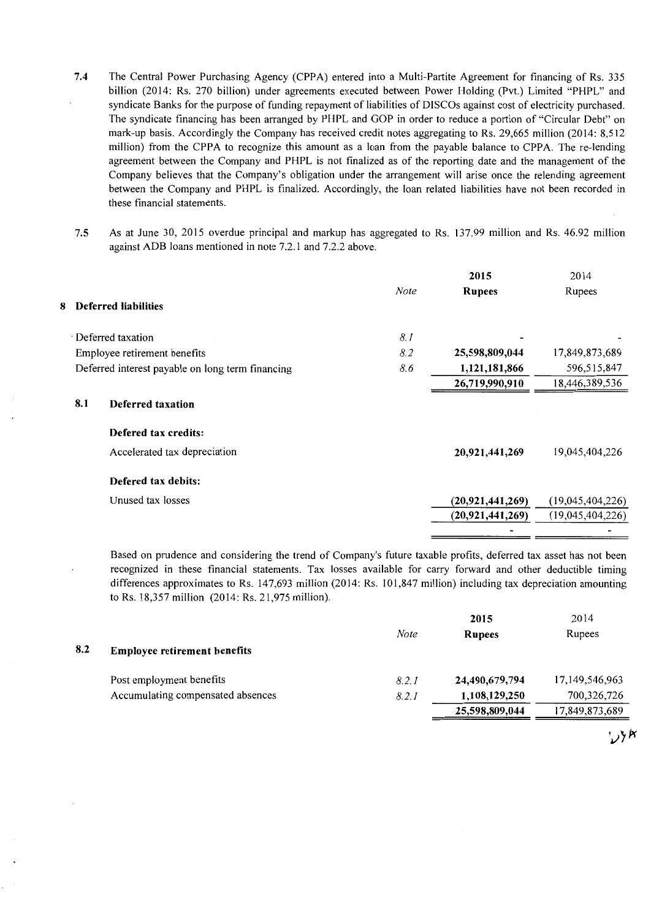7.4 The Central Power Purchasing Agency (CPPA) entered into a Multi-Partite Agreement for financing of Rs. 335 billion (2014: Rs. 270 billion) under agreements executed between Power Holding (Pvt.) Limited "PHPL" and syndicate Banks for the purpose of funding repayment of liabilities of DISCOs against cost of electricity purchased. The syndicate financing has been arranged by PHPL and GOP in order to reduce a portion of "Circular Debt" on mark-up basis. Accordingly the Company has received credit notes aggregating to Rs. 29,665 million (2014: 8,512 million) from the CPPA to recognize this amount as a loan from the payable balance to CPPA. The re-lending agreement between the Company and PHPL is not finalized as of the reporting date and the management of the Company believes that the Company's obligation under the arrangement will arise once the relending agreement between the Company and PHPL is finalized. Accordingly, the loan related liabilities have not been recorded in these financial statements.

7.5 As at June 30, 2015 overdue principal and markup has aggregated to Rs. 137.99 million and Rs. 46.92 million against ADB loans mentioned in note 7.2.1 and 7.2.2 above.

## 8 Deferred liabilities

| | Note | 2015 Rupees | 2014 Rupees |
|---|---|---|---|
| Deferred taxation | 8.1 | - | - |
| Employee retirement benefits | 8.2 | **25,598,809,044** | 17,849,873,689 |
| Deferred interest payable on long term financing | 8.6 | **1,121,181,866** | 596,515,847 |
| | | **26,719,990,910** | 18,446,389,536 |

### 8.1 Deferred taxation

| | 2015 | 2014 |
|---|---|---|
| **Defered tax credits:** | | |
| Accelerated tax depreciation | **20,921,441,269** | 19,045,404,226 |
| **Defered tax debits:** | | |
| Unused tax losses | **(20,921,441,269)** | (19,045,404,226) |
| | **(20,921,441,269)** | (19,045,404,226) |
| | - | - |

Based on prudence and considering the trend of Company's future taxable profits, deferred tax asset has not been recognized in these financial statements. Tax losses available for carry forward and other deductible timing differences approximates to Rs. 147,693 million (2014: Rs. 101,847 million) including tax depreciation amounting to Rs. 18,357 million (2014: Rs. 21,975 million).

### 8.2 Employee retirement benefits

| | Note | 2015 Rupees | 2014 Rupees |
|---|---|---|---|
| Post employment benefits | 8.2.1 | **24,490,679,794** | 17,149,546,963 |
| Accumulating compensated absences | 8.2.1 | **1,108,129,250** | 700,326,726 |
| | | **25,598,809,044** | 17,849,873,689 |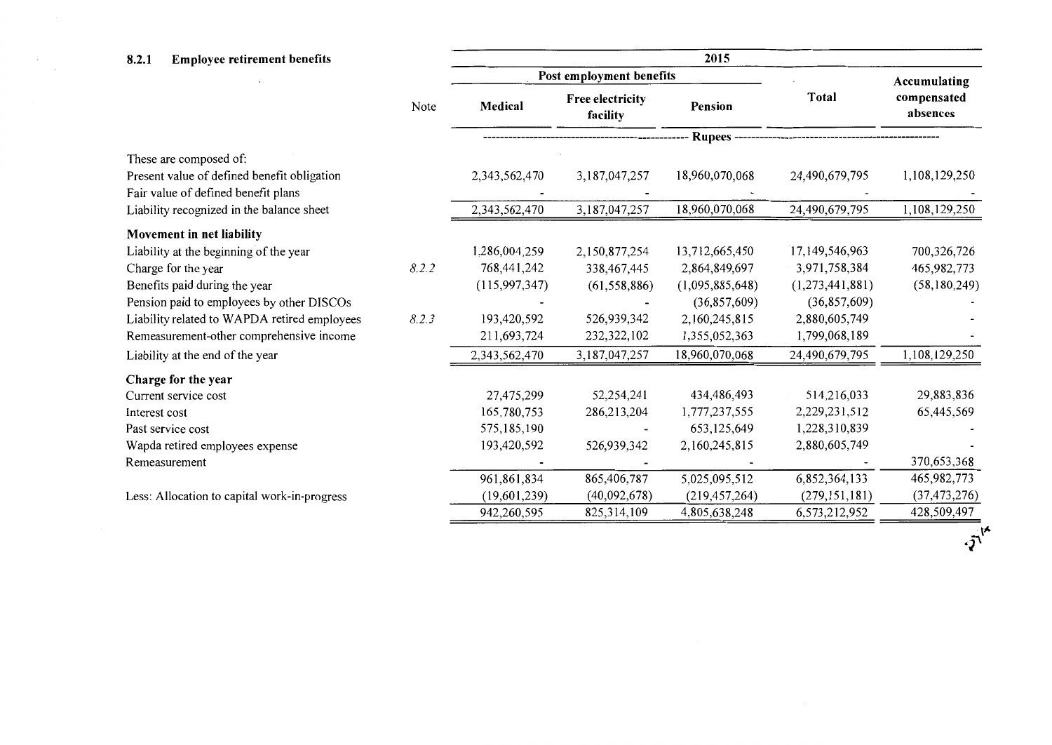### 8.2.1 Employee retirement benefits

| | Note | 2015 | | | | |
|---|---|---|---|---|---|---|
| | | Post employment benefits | | | Total | Accumulating compensated absences |
| | | Medical | Free electricity facility | Pension | | |
| | | Rupees | | | | |
| These are composed of: | | | | | | |
| Present value of defined benefit obligation | | 2,343,562,470 | 3,187,047,257 | 18,960,070,068 | 24,490,679,795 | 1,108,129,250 |
| Fair value of defined benefit plans | | - | - | - | - | - |
| Liability recognized in the balance sheet | | 2,343,562,470 | 3,187,047,257 | 18,960,070,068 | 24,490,679,795 | 1,108,129,250 |
| **Movement in net liability** | | | | | | |
| Liability at the beginning of the year | | 1,286,004,259 | 2,150,877,254 | 13,712,665,450 | 17,149,546,963 | 700,326,726 |
| Charge for the year | *8.2.2* | 768,441,242 | 338,467,445 | 2,864,849,697 | 3,971,758,384 | 465,982,773 |
| Benefits paid during the year | | (115,997,347) | (61,558,886) | (1,095,885,648) | (1,273,441,881) | (58,180,249) |
| Pension paid to employees by other DISCOs | | - | - | (36,857,609) | (36,857,609) | - |
| Liability related to WAPDA retired employees | *8.2.3* | 193,420,592 | 526,939,342 | 2,160,245,815 | 2,880,605,749 | - |
| Remeasurement-other comprehensive income | | 211,693,724 | 232,322,102 | 1,355,052,363 | 1,799,068,189 | - |
| Liability at the end of the year | | 2,343,562,470 | 3,187,047,257 | 18,960,070,068 | 24,490,679,795 | 1,108,129,250 |
| **Charge for the year** | | | | | | |
| Current service cost | | 27,475,299 | 52,254,241 | 434,486,493 | 514,216,033 | 29,883,836 |
| Interest cost | | 165,780,753 | 286,213,204 | 1,777,237,555 | 2,229,231,512 | 65,445,569 |
| Past service cost | | 575,185,190 | - | 653,125,649 | 1,228,310,839 | - |
| Wapda retired employees expense | | 193,420,592 | 526,939,342 | 2,160,245,815 | 2,880,605,749 | - |
| Remeasurement | | - | - | - | - | 370,653,368 |
| | | 961,861,834 | 865,406,787 | 5,025,095,512 | 6,852,364,133 | 465,982,773 |
| Less: Allocation to capital work-in-progress | | (19,601,239) | (40,092,678) | (219,457,264) | (279,151,181) | (37,473,276) |
| | | 942,260,595 | 825,314,109 | 4,805,638,248 | 6,573,212,952 | 428,509,497 |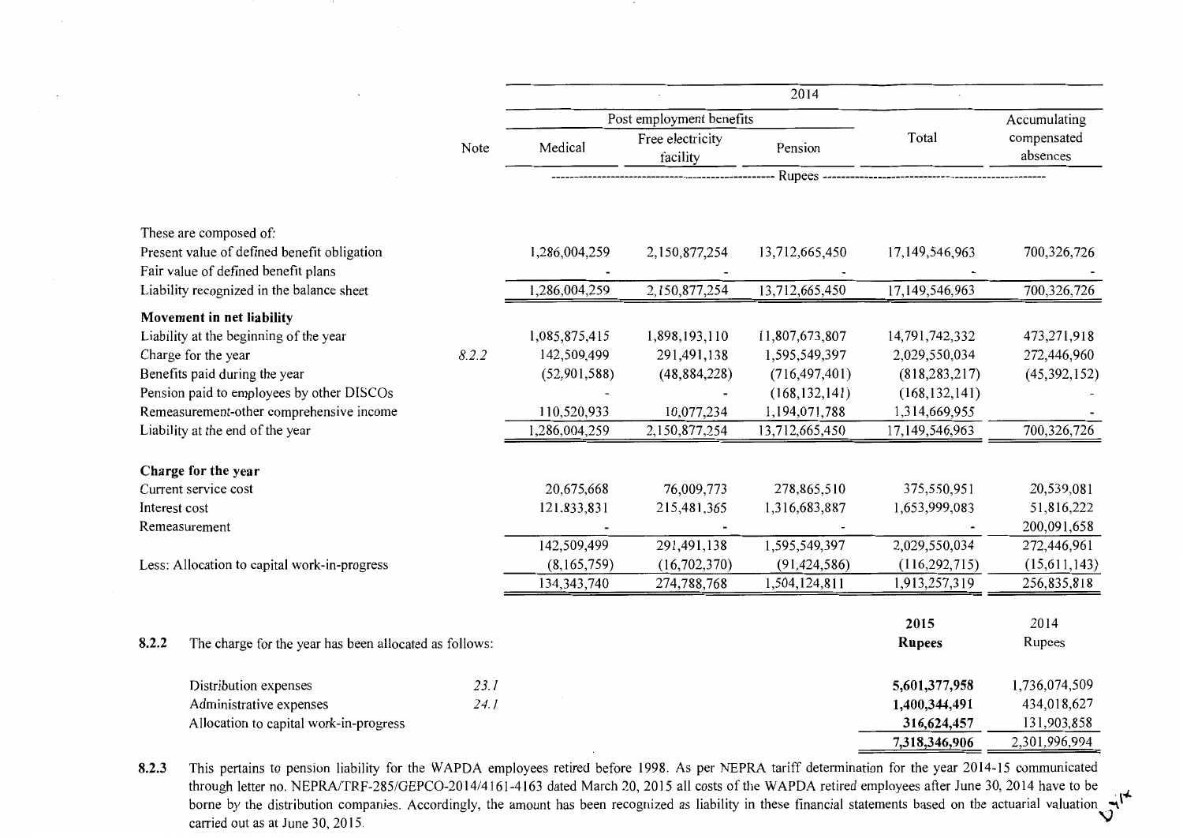| | Note | 2014 | | | | |
|---|---|---|---|---|---|---|
| | | Post employment benefits | | | Total | Accumulating compensated absences |
| | | Medical | Free electricity facility | Pension | | |
| | | Rupees | | | | |
| These are composed of: | | | | | | |
| Present value of defined benefit obligation | | 1,286,004,259 | 2,150,877,254 | 13,712,665,450 | 17,149,546,963 | 700,326,726 |
| Fair value of defined benefit plans | | - | - | - | - | - |
| Liability recognized in the balance sheet | | 1,286,004,259 | 2,150,877,254 | 13,712,665,450 | 17,149,546,963 | 700,326,726 |
| **Movement in net liability** | | | | | | |
| Liability at the beginning of the year | | 1,085,875,415 | 1,898,193,110 | 11,807,673,807 | 14,791,742,332 | 473,271,918 |
| Charge for the year | 8.2.2 | 142,509,499 | 291,491,138 | 1,595,549,397 | 2,029,550,034 | 272,446,960 |
| Benefits paid during the year | | (52,901,588) | (48,884,228) | (716,497,401) | (818,283,217) | (45,392,152) |
| Pension paid to employees by other DISCOs | | - | - | (168,132,141) | (168,132,141) | - |
| Remeasurement-other comprehensive income | | 110,520,933 | 10,077,234 | 1,194,071,788 | 1,314,669,955 | - |
| Liability at the end of the year | | 1,286,004,259 | 2,150,877,254 | 13,712,665,450 | 17,149,546,963 | 700,326,726 |
| **Charge for the year** | | | | | | |
| Current service cost | | 20,675,668 | 76,009,773 | 278,865,510 | 375,550,951 | 20,539,081 |
| Interest cost | | 121,833,831 | 215,481,365 | 1,316,683,887 | 1,653,999,083 | 51,816,222 |
| Remeasurement | | - | - | - | - | 200,091,658 |
| | | 142,509,499 | 291,491,138 | 1,595,549,397 | 2,029,550,034 | 272,446,961 |
| Less: Allocation to capital work-in-progress | | (8,165,759) | (16,702,370) | (91,424,586) | (116,292,715) | (15,611,143) |
| | | 134,343,740 | 274,788,768 | 1,504,124,811 | 1,913,257,319 | 256,835,818 |

**8.2.2** The charge for the year has been allocated as follows:

| | Note | 2015 Rupees | 2014 Rupees |
|---|---|---|---|
| Distribution expenses | 23.1 | **5,601,377,958** | 1,736,074,509 |
| Administrative expenses | 24.1 | **1,400,344,491** | 434,018,627 |
| Allocation to capital work-in-progress | | **316,624,457** | 131,903,858 |
| | | **7,318,346,906** | 2,301,996,994 |

**8.2.3** This pertains to pension liability for the WAPDA employees retired before 1998. As per NEPRA tariff determination for the year 2014-15 communicated through letter no. NEPRA/TRF-285/GEPCO-2014/4161-4163 dated March 20, 2015 all costs of the WAPDA retired employees after June 30, 2014 have to be borne by the distribution companies. Accordingly, the amount has been recognized as liability in these financial statements based on the actuarial valuation carried out as at June 30, 2015.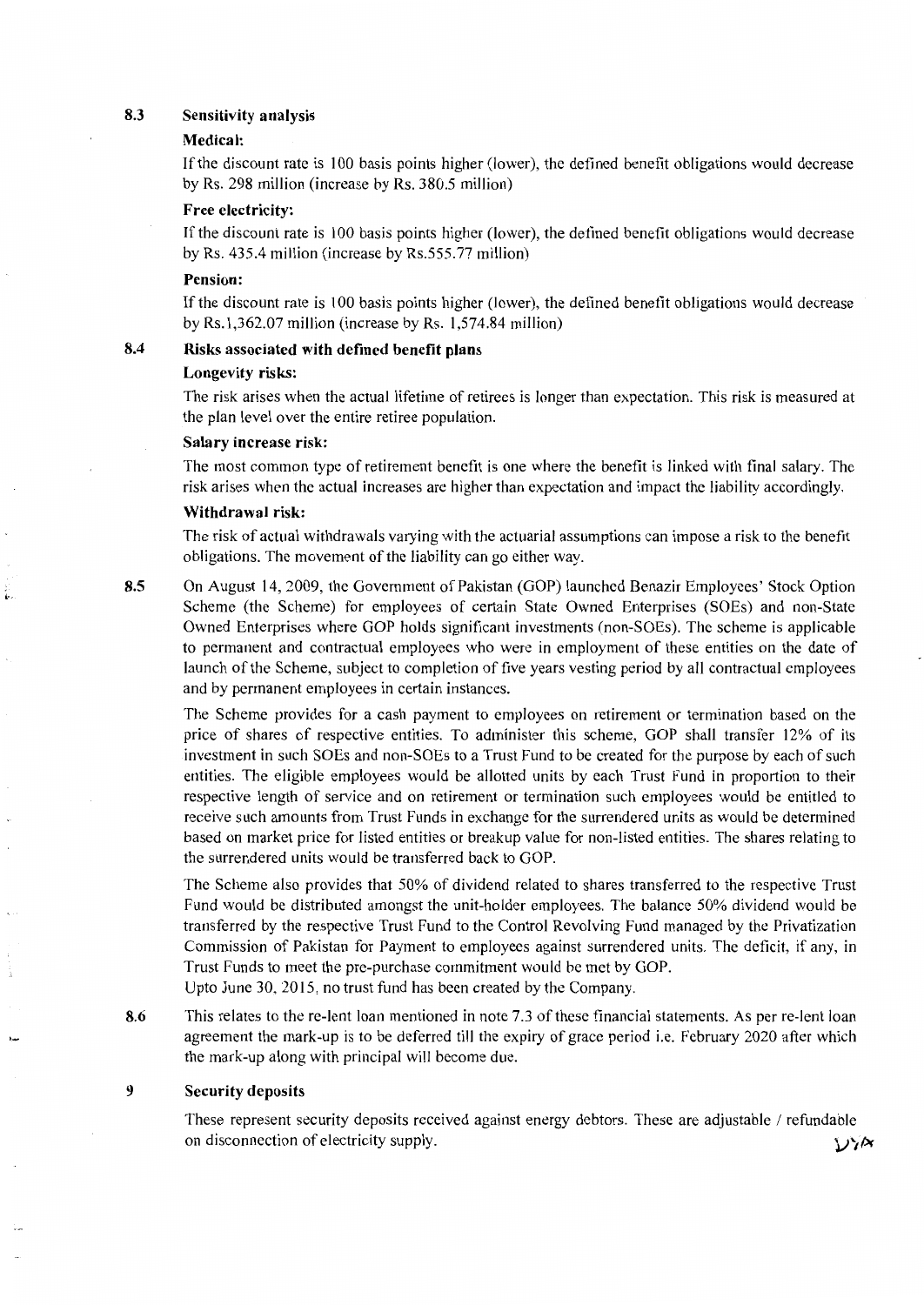## 8.3 Sensitivity analysis

**Medical:**

If the discount rate is 100 basis points higher (lower), the defined benefit obligations would decrease by Rs. 298 million (increase by Rs. 380.5 million)

**Free electricity:**

If the discount rate is 100 basis points higher (lower), the defined benefit obligations would decrease by Rs. 435.4 million (increase by Rs.555.77 million)

**Pension:**

If the discount rate is 100 basis points higher (lower), the defined benefit obligations would decrease by Rs.1,362.07 million (increase by Rs. 1,574.84 million)

## 8.4 Risks associated with defined benefit plans

**Longevity risks:**

The risk arises when the actual lifetime of retirees is longer than expectation. This risk is measured at the plan level over the entire retiree population.

**Salary increase risk:**

The most common type of retirement benefit is one where the benefit is linked with final salary. The risk arises when the actual increases are higher than expectation and impact the liability accordingly.

**Withdrawal risk:**

The risk of actual withdrawals varying with the actuarial assumptions can impose a risk to the benefit obligations. The movement of the liability can go either way.

**8.5** On August 14, 2009, the Government of Pakistan (GOP) launched Benazir Employees' Stock Option Scheme (the Scheme) for employees of certain State Owned Enterprises (SOEs) and non-State Owned Enterprises where GOP holds significant investments (non-SOEs). The scheme is applicable to permanent and contractual employees who were in employment of these entities on the date of launch of the Scheme, subject to completion of five years vesting period by all contractual employees and by permanent employees in certain instances.

The Scheme provides for a cash payment to employees on retirement or termination based on the price of shares of respective entities. To administer this scheme, GOP shall transfer 12% of its investment in such SOEs and non-SOEs to a Trust Fund to be created for the purpose by each of such entities. The eligible employees would be allotted units by each Trust Fund in proportion to their respective length of service and on retirement or termination such employees would be entitled to receive such amounts from Trust Funds in exchange for the surrendered units as would be determined based on market price for listed entities or breakup value for non-listed entities. The shares relating to the surrendered units would be transferred back to GOP.

The Scheme also provides that 50% of dividend related to shares transferred to the respective Trust Fund would be distributed amongst the unit-holder employees. The balance 50% dividend would be transferred by the respective Trust Fund to the Control Revolving Fund managed by the Privatization Commission of Pakistan for Payment to employees against surrendered units. The deficit, if any, in Trust Funds to meet the pre-purchase commitment would be met by GOP.
Upto June 30, 2015, no trust fund has been created by the Company.

**8.6** This relates to the re-lent loan mentioned in note 7.3 of these financial statements. As per re-lent loan agreement the mark-up is to be deferred till the expiry of grace period i.e. February 2020 after which the mark-up along with principal will become due.

## 9 Security deposits

These represent security deposits received against energy debtors. These are adjustable / refundable on disconnection of electricity supply.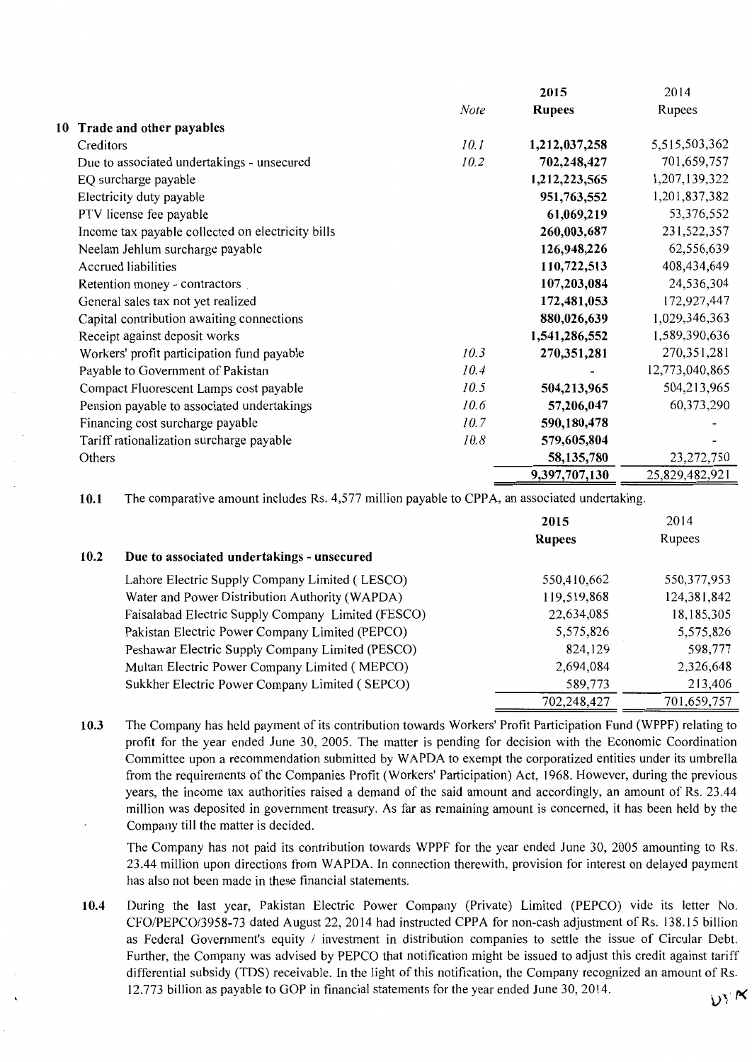## 10 Trade and other payables

| | Note | 2015 Rupees | 2014 Rupees |
|---|---|---|---|
| Creditors | 10.1 | **1,212,037,258** | 5,515,503,362 |
| Due to associated undertakings - unsecured | 10.2 | **702,248,427** | 701,659,757 |
| EQ surcharge payable | | **1,212,223,565** | 1,207,139,322 |
| Electricity duty payable | | **951,763,552** | 1,201,837,382 |
| PTV license fee payable | | **61,069,219** | 53,376,552 |
| Income tax payable collected on electricity bills | | **260,003,687** | 231,522,357 |
| Neelam Jehlum surcharge payable | | **126,948,226** | 62,556,639 |
| Accrued liabilities | | **110,722,513** | 408,434,649 |
| Retention money - contractors | | **107,203,084** | 24,536,304 |
| General sales tax not yet realized | | **172,481,053** | 172,927,447 |
| Capital contribution awaiting connections | | **880,026,639** | 1,029,346,363 |
| Receipt against deposit works | | **1,541,286,552** | 1,589,390,636 |
| Workers' profit participation fund payable | 10.3 | **270,351,281** | 270,351,281 |
| Payable to Government of Pakistan | 10.4 | **-** | 12,773,040,865 |
| Compact Fluorescent Lamps cost payable | 10.5 | **504,213,965** | 504,213,965 |
| Pension payable to associated undertakings | 10.6 | **57,206,047** | 60,373,290 |
| Financing cost surcharge payable | 10.7 | **590,180,478** | - |
| Tariff rationalization surcharge payable | 10.8 | **579,605,804** | - |
| Others | | **58,135,780** | 23,272,750 |
| | | **9,397,707,130** | 25,829,482,921 |

**10.1** The comparative amount includes Rs. 4,577 million payable to CPPA, an associated undertaking.

**10.2 Due to associated undertakings - unsecured**

| | 2015 Rupees | 2014 Rupees |
|---|---|---|
| Lahore Electric Supply Company Limited ( LESCO) | 550,410,662 | 550,377,953 |
| Water and Power Distribution Authority (WAPDA) | 119,519,868 | 124,381,842 |
| Faisalabad Electric Supply Company Limited (FESCO) | 22,634,085 | 18,185,305 |
| Pakistan Electric Power Company Limited (PEPCO) | 5,575,826 | 5,575,826 |
| Peshawar Electric Supply Company Limited (PESCO) | 824,129 | 598,777 |
| Multan Electric Power Company Limited ( MEPCO) | 2,694,084 | 2,326,648 |
| Sukkher Electric Power Company Limited ( SEPCO) | 589,773 | 213,406 |
| | 702,248,427 | 701,659,757 |

**10.3** The Company has held payment of its contribution towards Workers' Profit Participation Fund (WPPF) relating to profit for the year ended June 30, 2005. The matter is pending for decision with the Economic Coordination Committee upon a recommendation submitted by WAPDA to exempt the corporatized entities under its umbrella from the requirements of the Companies Profit (Workers' Participation) Act, 1968. However, during the previous years, the income tax authorities raised a demand of the said amount and accordingly, an amount of Rs. 23.44 million was deposited in government treasury. As far as remaining amount is concerned, it has been held by the Company till the matter is decided.

The Company has not paid its contribution towards WPPF for the year ended June 30, 2005 amounting to Rs. 23.44 million upon directions from WAPDA. In connection therewith, provision for interest on delayed payment has also not been made in these financial statements.

**10.4** During the last year, Pakistan Electric Power Company (Private) Limited (PEPCO) vide its letter No. CFO/PEPCO/3958-73 dated August 22, 2014 had instructed CPPA for non-cash adjustment of Rs. 138.15 billion as Federal Government's equity / investment in distribution companies to settle the issue of Circular Debt. Further, the Company was advised by PEPCO that notification might be issued to adjust this credit against tariff differential subsidy (TDS) receivable. In the light of this notification, the Company recognized an amount of Rs. 12.773 billion as payable to GOP in financial statements for the year ended June 30, 2014.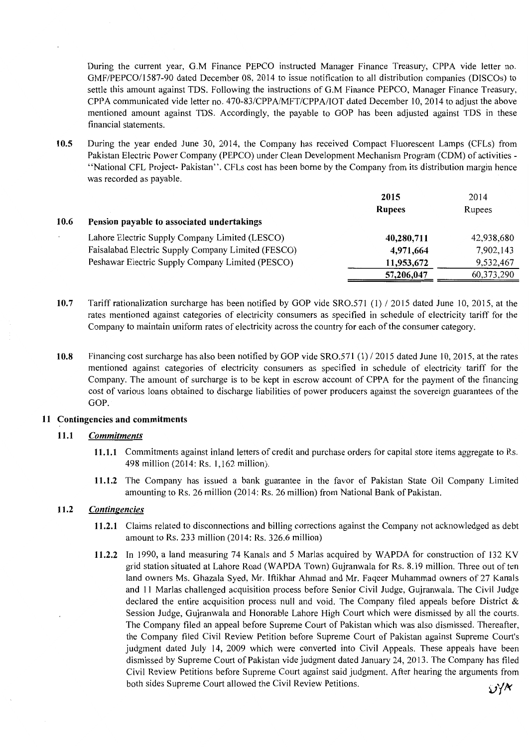During the current year, G.M Finance PEPCO instructed Manager Finance Treasury, CPPA vide letter no. GMF/PEPCO/1587-90 dated December 08, 2014 to issue notification to all distribution companies (DISCOs) to settle this amount against TDS. Following the instructions of G.M Finance PEPCO, Manager Finance Treasury, CPPA communicated vide letter no. 470-83/CPPA/MFT/CPPA/IOT dated December 10, 2014 to adjust the above mentioned amount against TDS. Accordingly, the payable to GOP has been adjusted against TDS in these financial statements.

**10.5** During the year ended June 30, 2014, the Company has received Compact Fluorescent Lamps (CFLs) from Pakistan Electric Power Company (PEPCO) under Clean Development Mechanism Program (CDM) of activities - "National CFL Project- Pakistan". CFLs cost has been borne by the Company from its distribution margin hence was recorded as payable.

| | **2015** | 2014 |
|---|---|---|
| | **Rupees** | Rupees |
| **10.6 Pension payable to associated undertakings** | | |
| Lahore Electric Supply Company Limited (LESCO) | **40,280,711** | 42,938,680 |
| Faisalabad Electric Supply Company Limited (FESCO) | **4,971,664** | 7,902,143 |
| Peshawar Electric Supply Company Limited (PESCO) | **11,953,672** | 9,532,467 |
| | **57,206,047** | 60,373,290 |

**10.7** Tariff rationalization surcharge has been notified by GOP vide SRO.571 (1) / 2015 dated June 10, 2015, at the rates mentioned against categories of electricity consumers as specified in schedule of electricity tariff for the Company to maintain uniform rates of electricity across the country for each of the consumer category.

**10.8** Financing cost surcharge has also been notified by GOP vide SRO.571 (1) / 2015 dated June 10, 2015, at the rates mentioned against categories of electricity consumers as specified in schedule of electricity tariff for the Company. The amount of surcharge is to be kept in escrow account of CPPA for the payment of the financing cost of various loans obtained to discharge liabilities of power producers against the sovereign guarantees of the GOP.

## 11 Contingencies and commitments

### 11.1 *Commitments*

**11.1.1** Commitments against inland letters of credit and purchase orders for capital store items aggregate to Rs. 498 million (2014: Rs. 1,162 million).

**11.1.2** The Company has issued a bank guarantee in the favor of Pakistan State Oil Company Limited amounting to Rs. 26 million (2014: Rs. 26 million) from National Bank of Pakistan.

### 11.2 *Contingencies*

**11.2.1** Claims related to disconnections and billing corrections against the Company not acknowledged as debt amount to Rs. 233 million (2014: Rs. 326.6 million)

**11.2.2** In 1990, a land measuring 74 Kanals and 5 Marlas acquired by WAPDA for construction of 132 KV grid station situated at Lahore Road (WAPDA Town) Gujranwala for Rs. 8.19 million. Three out of ten land owners Ms. Ghazala Syed, Mr. Iftikhar Ahmad and Mr. Faqeer Muhammad owners of 27 Kanals and 11 Marlas challenged acquisition process before Senior Civil Judge, Gujranwala. The Civil Judge declared the entire acquisition process null and void. The Company filed appeals before District & Session Judge, Gujranwala and Honorable Lahore High Court which were dismissed by all the courts. The Company filed an appeal before Supreme Court of Pakistan which was also dismissed. Thereafter, the Company filed Civil Review Petition before Supreme Court of Pakistan against Supreme Court's judgment dated July 14, 2009 which were converted into Civil Appeals. These appeals have been dismissed by Supreme Court of Pakistan vide judgment dated January 24, 2013. The Company has filed Civil Review Petitions before Supreme Court against said judgment. After hearing the arguments from both sides Supreme Court allowed the Civil Review Petitions.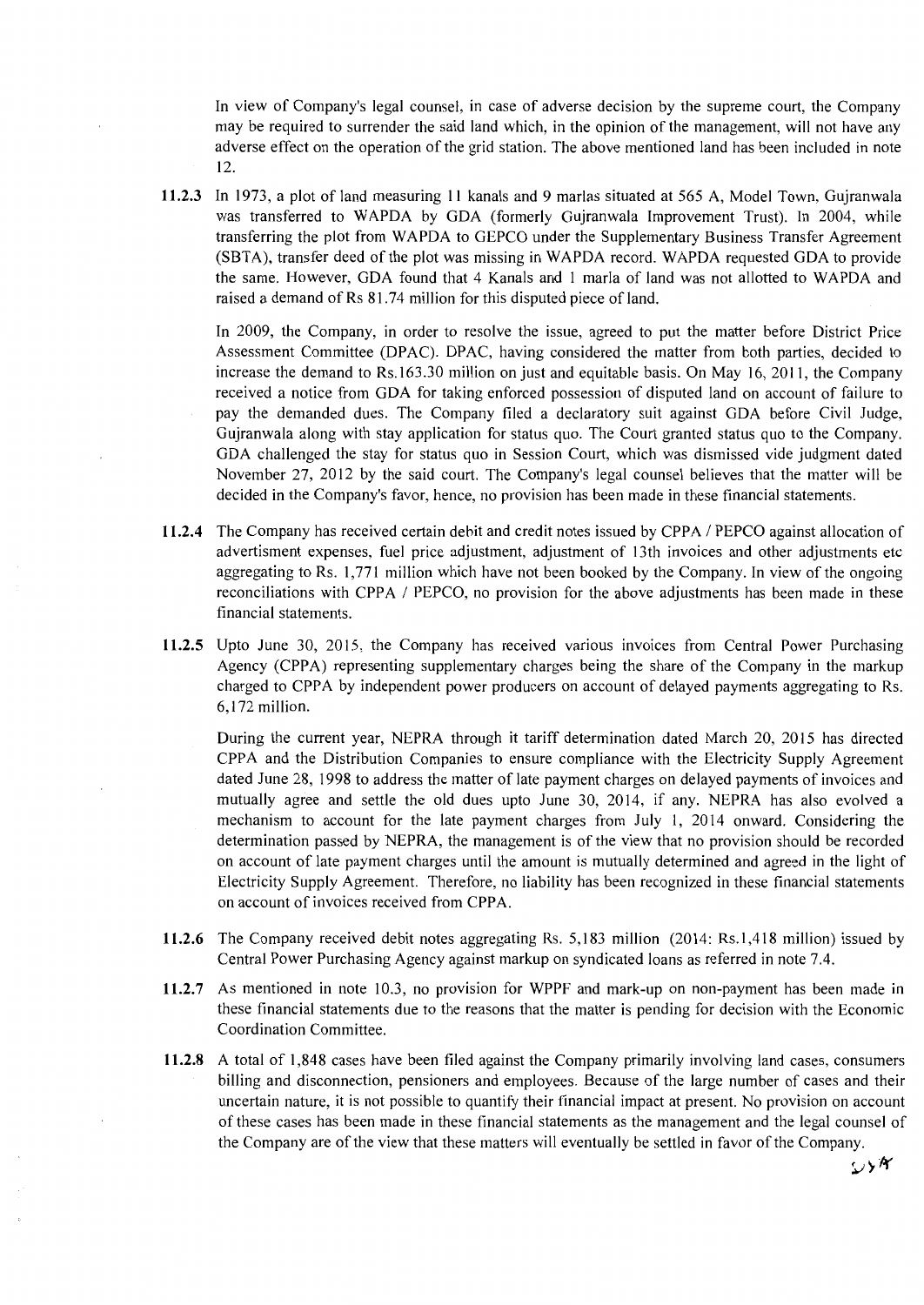In view of Company's legal counsel, in case of adverse decision by the supreme court, the Company may be required to surrender the said land which, in the opinion of the management, will not have any adverse effect on the operation of the grid station. The above mentioned land has been included in note 12.

**11.2.3** In 1973, a plot of land measuring 11 kanals and 9 marlas situated at 565 A, Model Town, Gujranwala was transferred to WAPDA by GDA (formerly Gujranwala Improvement Trust). In 2004, while transferring the plot from WAPDA to GEPCO under the Supplementary Business Transfer Agreement (SBTA), transfer deed of the plot was missing in WAPDA record. WAPDA requested GDA to provide the same. However, GDA found that 4 Kanals and 1 marla of land was not allotted to WAPDA and raised a demand of Rs 81.74 million for this disputed piece of land.

In 2009, the Company, in order to resolve the issue, agreed to put the matter before District Price Assessment Committee (DPAC). DPAC, having considered the matter from both parties, decided to increase the demand to Rs.163.30 million on just and equitable basis. On May 16, 2011, the Company received a notice from GDA for taking enforced possession of disputed land on account of failure to pay the demanded dues. The Company filed a declaratory suit against GDA before Civil Judge, Gujranwala along with stay application for status quo. The Court granted status quo to the Company. GDA challenged the stay for status quo in Session Court, which was dismissed vide judgment dated November 27, 2012 by the said court. The Company's legal counsel believes that the matter will be decided in the Company's favor, hence, no provision has been made in these financial statements.

**11.2.4** The Company has received certain debit and credit notes issued by CPPA / PEPCO against allocation of advertisment expenses, fuel price adjustment, adjustment of 13th invoices and other adjustments etc aggregating to Rs. 1,771 million which have not been booked by the Company. In view of the ongoing reconciliations with CPPA / PEPCO, no provision for the above adjustments has been made in these financial statements.

**11.2.5** Upto June 30, 2015, the Company has received various invoices from Central Power Purchasing Agency (CPPA) representing supplementary charges being the share of the Company in the markup charged to CPPA by independent power producers on account of delayed payments aggregating to Rs. 6,172 million.

During the current year, NEPRA through it tariff determination dated March 20, 2015 has directed CPPA and the Distribution Companies to ensure compliance with the Electricity Supply Agreement dated June 28, 1998 to address the matter of late payment charges on delayed payments of invoices and mutually agree and settle the old dues upto June 30, 2014, if any. NEPRA has also evolved a mechanism to account for the late payment charges from July 1, 2014 onward. Considering the determination passed by NEPRA, the management is of the view that no provision should be recorded on account of late payment charges until the amount is mutually determined and agreed in the light of Electricity Supply Agreement. Therefore, no liability has been recognized in these financial statements on account of invoices received from CPPA.

**11.2.6** The Company received debit notes aggregating Rs. 5,183 million (2014: Rs.1,418 million) issued by Central Power Purchasing Agency against markup on syndicated loans as referred in note 7.4.

**11.2.7** As mentioned in note 10.3, no provision for WPPF and mark-up on non-payment has been made in these financial statements due to the reasons that the matter is pending for decision with the Economic Coordination Committee.

**11.2.8** A total of 1,848 cases have been filed against the Company primarily involving land cases, consumers billing and disconnection, pensioners and employees. Because of the large number of cases and their uncertain nature, it is not possible to quantify their financial impact at present. No provision on account of these cases has been made in these financial statements as the management and the legal counsel of the Company are of the view that these matters will eventually be settled in favor of the Company.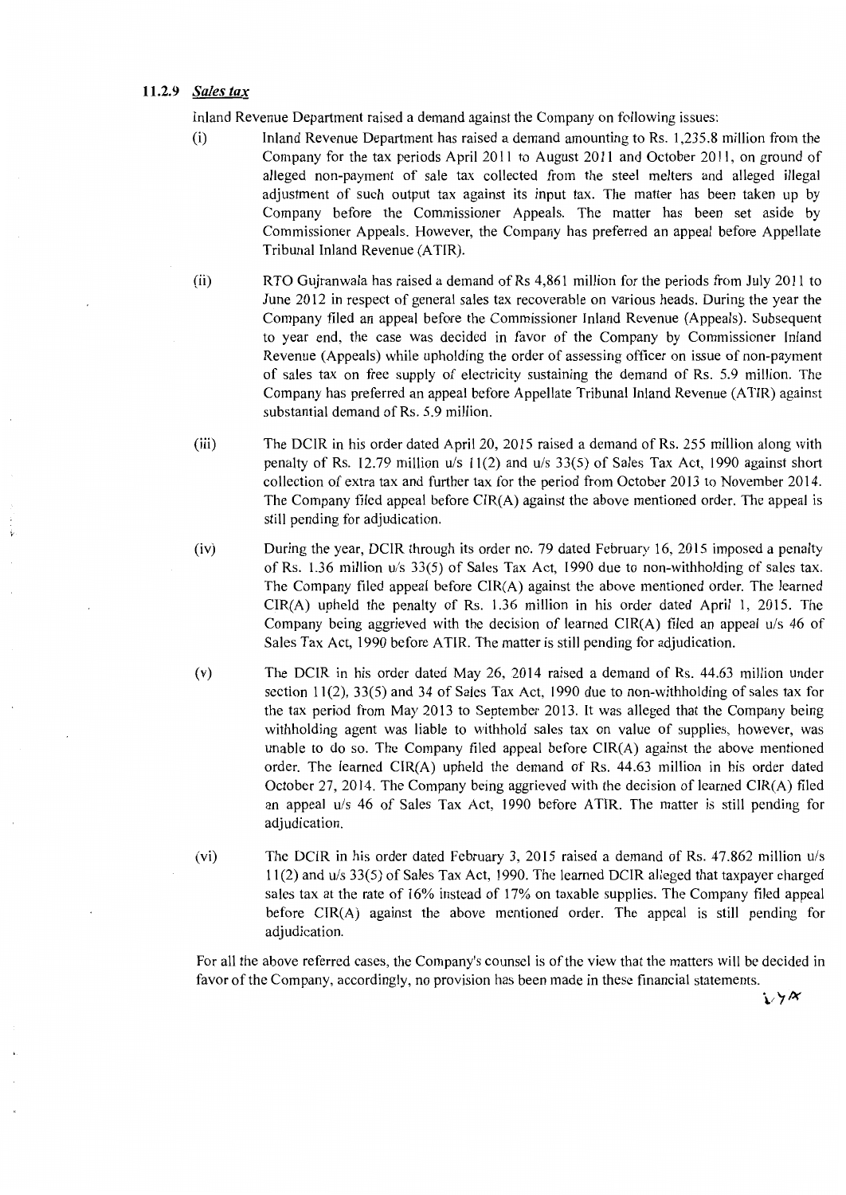### 11.2.9 *Sales tax*

Inland Revenue Department raised a demand against the Company on following issues:

(i) Inland Revenue Department has raised a demand amounting to Rs. 1,235.8 million from the Company for the tax periods April 2011 to August 2011 and October 2011, on ground of alleged non-payment of sale tax collected from the steel melters and alleged illegal adjustment of such output tax against its input tax. The matter has been taken up by Company before the Commissioner Appeals. The matter has been set aside by Commissioner Appeals. However, the Company has preferred an appeal before Appellate Tribunal Inland Revenue (ATIR).

(ii) RTO Gujranwala has raised a demand of Rs 4,861 million for the periods from July 2011 to June 2012 in respect of general sales tax recoverable on various heads. During the year the Company filed an appeal before the Commissioner Inland Revenue (Appeals). Subsequent to year end, the case was decided in favor of the Company by Commissioner Inland Revenue (Appeals) while upholding the order of assessing officer on issue of non-payment of sales tax on free supply of electricity sustaining the demand of Rs. 5.9 million. The Company has preferred an appeal before Appellate Tribunal Inland Revenue (ATIR) against substantial demand of Rs. 5.9 million.

(iii) The DCIR in his order dated April 20, 2015 raised a demand of Rs. 255 million along with penalty of Rs. 12.79 million u/s 11(2) and u/s 33(5) of Sales Tax Act, 1990 against short collection of extra tax and further tax for the period from October 2013 to November 2014. The Company filed appeal before CIR(A) against the above mentioned order. The appeal is still pending for adjudication.

(iv) During the year, DCIR through its order no. 79 dated February 16, 2015 imposed a penalty of Rs. 1.36 million u/s 33(5) of Sales Tax Act, 1990 due to non-withholding of sales tax. The Company filed appeal before CIR(A) against the above mentioned order. The learned CIR(A) upheld the penalty of Rs. 1.36 million in his order dated April 1, 2015. The Company being aggrieved with the decision of learned CIR(A) filed an appeal u/s 46 of Sales Tax Act, 1990 before ATIR. The matter is still pending for adjudication.

(v) The DCIR in his order dated May 26, 2014 raised a demand of Rs. 44.63 million under section 11(2), 33(5) and 34 of Sales Tax Act, 1990 due to non-withholding of sales tax for the tax period from May 2013 to September 2013. It was alleged that the Company being withholding agent was liable to withhold sales tax on value of supplies, however, was unable to do so. The Company filed appeal before CIR(A) against the above mentioned order. The learned CIR(A) upheld the demand of Rs. 44.63 million in his order dated October 27, 2014. The Company being aggrieved with the decision of learned CIR(A) filed an appeal u/s 46 of Sales Tax Act, 1990 before ATIR. The matter is still pending for adjudication.

(vi) The DCIR in his order dated February 3, 2015 raised a demand of Rs. 47.862 million u/s 11(2) and u/s 33(5) of Sales Tax Act, 1990. The learned DCIR alleged that taxpayer charged sales tax at the rate of 16% instead of 17% on taxable supplies. The Company filed appeal before CIR(A) against the above mentioned order. The appeal is still pending for adjudication.

For all the above referred cases, the Company's counsel is of the view that the matters will be decided in favor of the Company, accordingly, no provision has been made in these financial statements.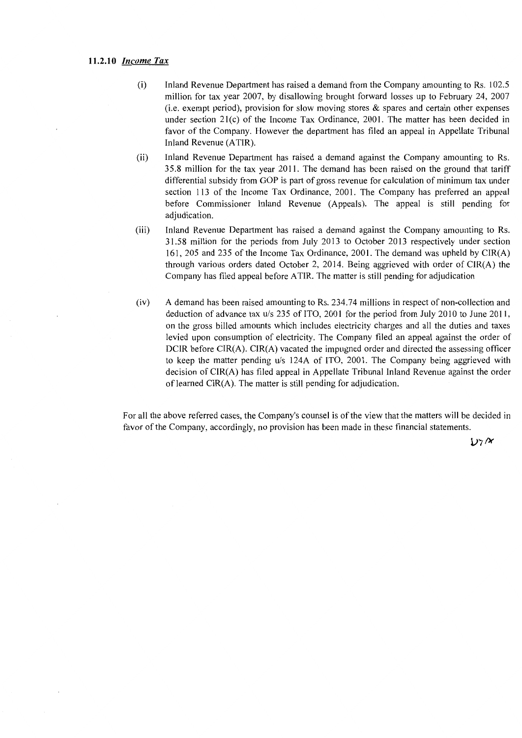### 11.2.10 *Income Tax*

(i) Inland Revenue Department has raised a demand from the Company amounting to Rs. 102.5 million for tax year 2007, by disallowing brought forward losses up to February 24, 2007 (i.e. exempt period), provision for slow moving stores & spares and certain other expenses under section 21(c) of the Income Tax Ordinance, 2001. The matter has been decided in favor of the Company. However the department has filed an appeal in Appellate Tribunal Inland Revenue (ATIR).

(ii) Inland Revenue Department has raised a demand against the Company amounting to Rs. 35.8 million for the tax year 2011. The demand has been raised on the ground that tariff differential subsidy from GOP is part of gross revenue for calculation of minimum tax under section 113 of the Income Tax Ordinance, 2001. The Company has preferred an appeal before Commissioner Inland Revenue (Appeals). The appeal is still pending for adjudication.

(iii) Inland Revenue Department has raised a demand against the Company amounting to Rs. 31.58 million for the periods from July 2013 to October 2013 respectively under section 161, 205 and 235 of the Income Tax Ordinance, 2001. The demand was upheld by CIR(A) through various orders dated October 2, 2014. Being aggrieved with order of CIR(A) the Company has filed appeal before ATIR. The matter is still pending for adjudication

(iv) A demand has been raised amounting to Rs. 234.74 millions in respect of non-collection and deduction of advance tax u/s 235 of ITO, 2001 for the period from July 2010 to June 2011, on the gross billed amounts which includes electricity charges and all the duties and taxes levied upon consumption of electricity. The Company filed an appeal against the order of DCIR before CIR(A). CIR(A) vacated the impugned order and directed the assessing officer to keep the matter pending u/s 124A of ITO, 2001. The Company being aggrieved with decision of CIR(A) has filed appeal in Appellate Tribunal Inland Revenue against the order of learned CIR(A). The matter is still pending for adjudication.

For all the above referred cases, the Company's counsel is of the view that the matters will be decided in favor of the Company, accordingly, no provision has been made in these financial statements.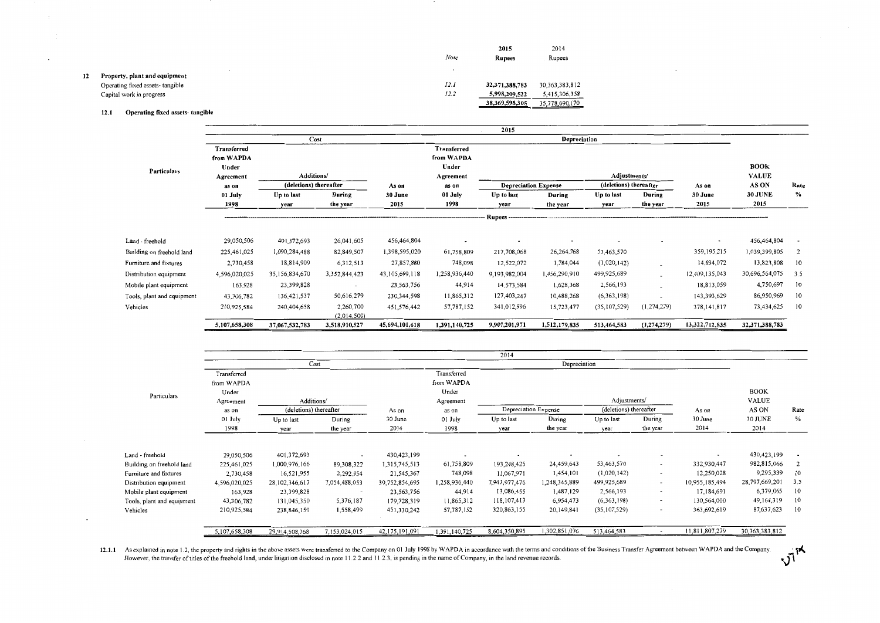| | Note | 2015 Rupees | 2014 Rupees |
|---|---|---|---|
| **12 Property, plant and equipment** | | | |
| Operating fixed assets- tangible | 12.1 | 32,371,388,783 | 30,363,383,812 |
| Capital work in progress | 12.2 | 5,998,209,522 | 5,415,306,358 |
| | | 38,369,598,305 | 35,778,690,170 |

### 12.1 Operating fixed assets- tangible

**2015**

| Particulars | Cost: Transferred from WAPDA Under Agreement as on 01 July 1998 | Cost: Additions/ (deletions) thereafter Up to last year | Cost: Additions/ (deletions) thereafter During the year | Cost: As on 30 June 2015 | Depreciation: Transferred from WAPDA Under Agreement as on 01 July 1998 | Depreciation Expense: Up to last year | Depreciation Expense: During the year | Adjustments/ (deletions) thereafter: Up to last year | Adjustments/ (deletions) thereafter: During the year | Depreciation: As on 30 June 2015 | BOOK VALUE AS ON 30 JUNE 2015 | Rate % |
|---|---|---|---|---|---|---|---|---|---|---|---|---|
| | Rupees | | | | | | | | | | | |
| Land - freehold | 29,050,506 | 401,372,693 | 26,041,605 | 456,464,804 | - | - | - | - | - | - | 456,464,804 | - |
| Building on freehold land | 225,461,025 | 1,090,284,488 | 82,849,507 | 1,398,595,020 | 61,758,809 | 217,708,068 | 26,264,768 | 53,463,570 | - | 359,195,215 | 1,039,399,805 | 2 |
| Furniture and fixtures | 2,730,458 | 18,814,909 | 6,312,513 | 27,857,880 | 748,098 | 12,522,072 | 1,784,044 | (1,020,142) | - | 14,034,072 | 13,823,808 | 10 |
| Distribution equipment | 4,596,020,025 | 35,156,834,670 | 3,352,844,423 | 43,105,699,118 | 1,258,936,440 | 9,193,982,004 | 1,456,290,910 | 499,925,689 | - | 12,409,135,043 | 30,696,564,075 | 3.5 |
| Mobile plant equipment | 163,928 | 23,399,828 | - | 23,563,756 | 44,914 | 14,573,584 | 1,628,368 | 2,566,193 | - | 18,813,059 | 4,750,697 | 10 |
| Tools, plant and equipment | 43,306,782 | 136,421,537 | 50,616,279 | 230,344,598 | 11,865,312 | 127,403,247 | 10,488,268 | (6,363,198) | - | 143,393,629 | 86,950,969 | 10 |
| Vehicles | 210,925,584 | 240,404,658 | 2,260,700 (2,014,500) | 451,576,442 | 57,787,152 | 341,012,996 | 15,723,477 | (35,107,529) | (1,274,279) | 378,141,817 | 73,434,625 | 10 |
| | 5,107,658,308 | 37,067,532,783 | 3,518,910,527 | 45,694,101,618 | 1,391,140,725 | 9,907,201,971 | 1,512,179,835 | 513,464,583 | (1,274,279) | 13,322,712,835 | 32,371,388,783 | |

**2014**

| Particulars | Cost: Transferred from WAPDA Under Agreement as on 01 July 1998 | Cost: Additions/ (deletions) thereafter Up to last year | Cost: Additions/ (deletions) thereafter During the year | Cost: As on 30 June 2014 | Depreciation: Transferred from WAPDA Under Agreement as on 01 July 1998 | Depreciation Expense: Up to last year | Depreciation Expense: During the year | Adjustments/ (deletions) thereafter: Up to last year | Adjustments/ (deletions) thereafter: During the year | Depreciation: As on 30 June 2014 | BOOK VALUE AS ON 30 JUNE 2014 | Rate % |
|---|---|---|---|---|---|---|---|---|---|---|---|---|
| Land - freehold | 29,050,506 | 401,372,693 | - | 430,423,199 | - | - | - | - | - | - | 430,423,199 | - |
| Building on freehold land | 225,461,025 | 1,000,976,166 | 89,308,322 | 1,315,745,513 | 61,758,809 | 193,248,425 | 24,459,643 | 53,463,570 | - | 332,930,447 | 982,815,066 | 2 |
| Furniture and fixtures | 2,730,458 | 16,521,955 | 2,292,954 | 21,545,367 | 748,098 | 11,067,971 | 1,454,101 | (1,020,142) | - | 12,250,028 | 9,295,339 | 10 |
| Distribution equipment | 4,596,020,025 | 28,102,346,617 | 7,054,488,053 | 39,752,854,695 | 1,258,936,440 | 7,947,977,476 | 1,248,345,889 | 499,925,689 | - | 10,955,185,494 | 28,797,669,201 | 3.5 |
| Mobile plant equipment | 163,928 | 23,399,828 | - | 23,563,756 | 44,914 | 13,086,455 | 1,487,129 | 2,566,193 | - | 17,184,691 | 6,379,065 | 10 |
| Tools, plant and equipment | 43,306,782 | 131,045,350 | 5,376,187 | 179,728,319 | 11,865,312 | 118,107,413 | 6,954,473 | (6,363,198) | - | 130,564,000 | 49,164,319 | 10 |
| Vehicles | 210,925,584 | 238,846,159 | 1,558,499 | 451,330,242 | 57,787,152 | 320,863,155 | 20,149,841 | (35,107,529) | - | 363,692,619 | 87,637,623 | 10 |
| | 5,107,658,308 | 29,914,508,768 | 7,153,024,015 | 42,175,191,091 | 1,391,140,725 | 8,604,350,895 | 1,302,851,076 | 513,464,583 | - | 11,811,807,279 | 30,363,383,812 | |

12.1.1 As explained in note 1.2, the property and rights in the above assets were transferred to the Company on 01 July 1998 by WAPDA in accordance with the terms and conditions of the Business Transfer Agreement between WAPDA and the Company. However, the transfer of titles of the freehold land, under litigation disclosed in note 11.2.2 and 11.2.3, is pending in the name of Company, in the land revenue records.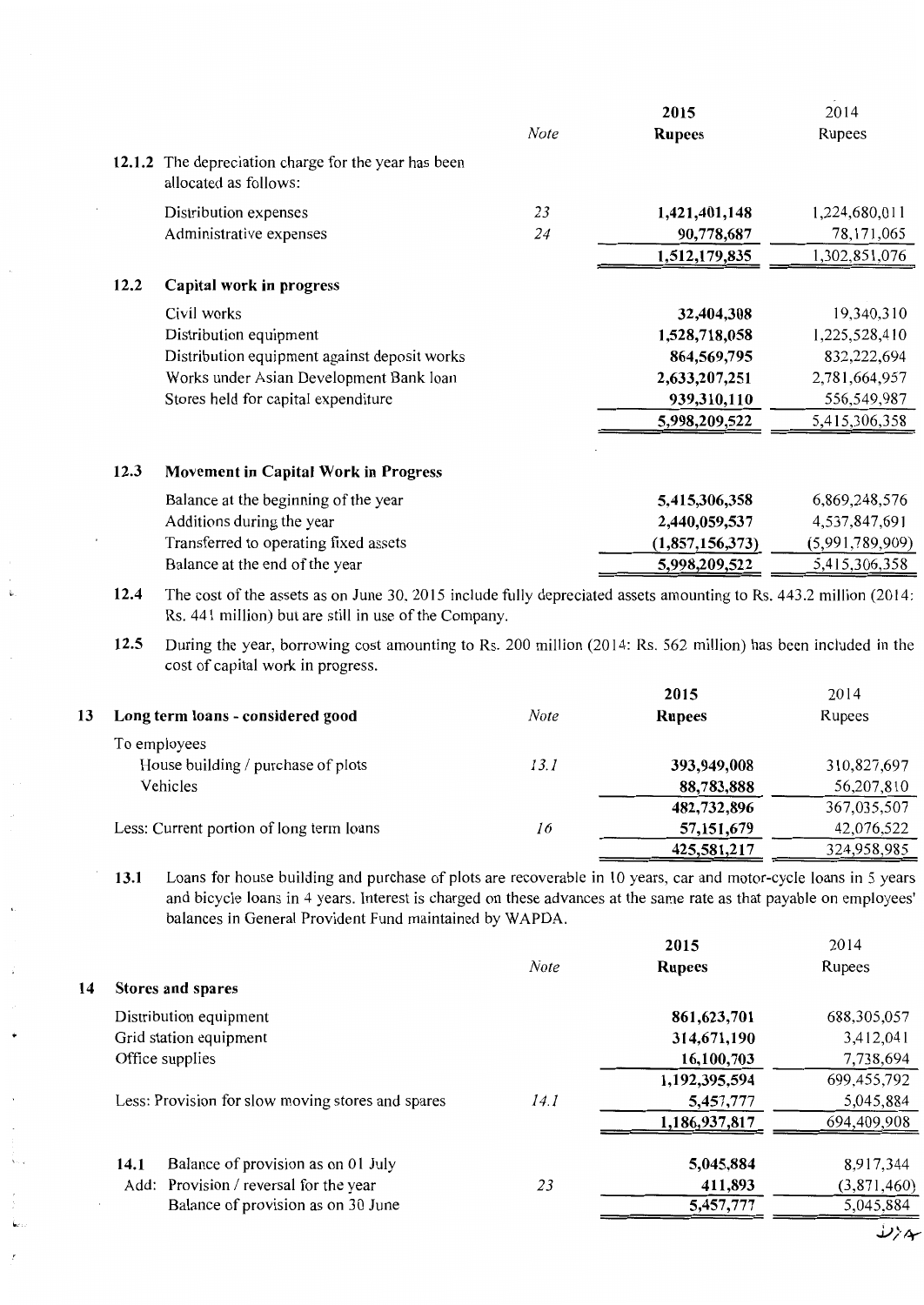| | Note | 2015 Rupees | 2014 Rupees |
|---|---|---|---|
| **12.1.2** The depreciation charge for the year has been allocated as follows: | | | |
| Distribution expenses | 23 | 1,421,401,148 | 1,224,680,011 |
| Administrative expenses | 24 | 90,778,687 | 78,171,065 |
| | | 1,512,179,835 | 1,302,851,076 |

### 12.2 Capital work in progress

| | 2015 | 2014 |
|---|---|---|
| Civil works | 32,404,308 | 19,340,310 |
| Distribution equipment | 1,528,718,058 | 1,225,528,410 |
| Distribution equipment against deposit works | 864,569,795 | 832,222,694 |
| Works under Asian Development Bank loan | 2,633,207,251 | 2,781,664,957 |
| Stores held for capital expenditure | 939,310,110 | 556,549,987 |
| | 5,998,209,522 | 5,415,306,358 |

### 12.3 Movement in Capital Work in Progress

| | 2015 | 2014 |
|---|---|---|
| Balance at the beginning of the year | 5,415,306,358 | 6,869,248,576 |
| Additions during the year | 2,440,059,537 | 4,537,847,691 |
| Transferred to operating fixed assets | (1,857,156,373) | (5,991,789,909) |
| Balance at the end of the year | 5,998,209,522 | 5,415,306,358 |

**12.4** The cost of the assets as on June 30, 2015 include fully depreciated assets amounting to Rs. 443.2 million (2014: Rs. 441 million) but are still in use of the Company.

**12.5** During the year, borrowing cost amounting to Rs. 200 million (2014: Rs. 562 million) has been included in the cost of capital work in progress.

## 13 Long term loans - considered good

| | Note | 2015 Rupees | 2014 Rupees |
|---|---|---|---|
| To employees | | | |
| House building / purchase of plots | 13.1 | 393,949,008 | 310,827,697 |
| Vehicles | | 88,783,888 | 56,207,810 |
| | | 482,732,896 | 367,035,507 |
| Less: Current portion of long term loans | 16 | 57,151,679 | 42,076,522 |
| | | 425,581,217 | 324,958,985 |

**13.1** Loans for house building and purchase of plots are recoverable in 10 years, car and motor-cycle loans in 5 years and bicycle loans in 4 years. Interest is charged on these advances at the same rate as that payable on employees' balances in General Provident Fund maintained by WAPDA.

## 14 Stores and spares

| | Note | 2015 Rupees | 2014 Rupees |
|---|---|---|---|
| Distribution equipment | | 861,623,701 | 688,305,057 |
| Grid station equipment | | 314,671,190 | 3,412,041 |
| Office supplies | | 16,100,703 | 7,738,694 |
| | | 1,192,395,594 | 699,455,792 |
| Less: Provision for slow moving stores and spares | 14.1 | 5,457,777 | 5,045,884 |
| | | 1,186,937,817 | 694,409,908 |

| | Note | 2015 | 2014 |
|---|---|---|---|
| **14.1** Balance of provision as on 01 July | | 5,045,884 | 8,917,344 |
| Add: Provision / reversal for the year | 23 | 411,893 | (3,871,460) |
| Balance of provision as on 30 June | | 5,457,777 | 5,045,884 |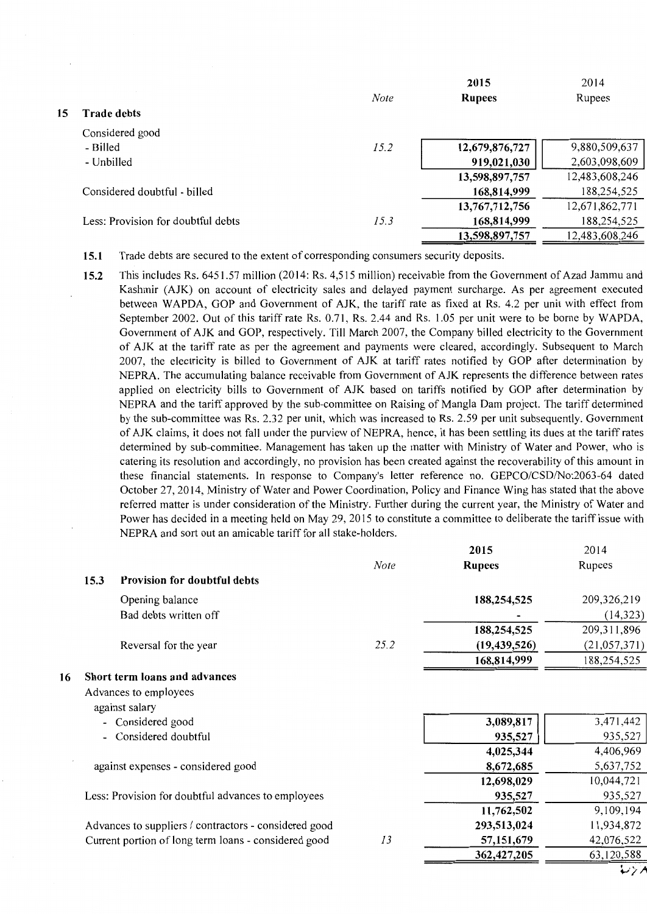## 15 Trade debts

| | Note | 2015 Rupees | 2014 Rupees |
|---|---|---|---|
| Considered good | | | |
| - Billed | 15.2 | 12,679,876,727 | 9,880,509,637 |
| - Unbilled | | 919,021,030 | 2,603,098,609 |
| | | 13,598,897,757 | 12,483,608,246 |
| Considered doubtful - billed | | 168,814,999 | 188,254,525 |
| | | 13,767,712,756 | 12,671,862,771 |
| Less: Provision for doubtful debts | 15.3 | 168,814,999 | 188,254,525 |
| | | 13,598,897,757 | 12,483,608,246 |

**15.1** Trade debts are secured to the extent of corresponding consumers security deposits.

**15.2** This includes Rs. 6451.57 million (2014: Rs. 4,515 million) receivable from the Government of Azad Jammu and Kashmir (AJK) on account of electricity sales and delayed payment surcharge. As per agreement executed between WAPDA, GOP and Government of AJK, the tariff rate as fixed at Rs. 4.2 per unit with effect from September 2002. Out of this tariff rate Rs. 0.71, Rs. 2.44 and Rs. 1.05 per unit were to be borne by WAPDA, Government of AJK and GOP, respectively. Till March 2007, the Company billed electricity to the Government of AJK at the tariff rate as per the agreement and payments were cleared, accordingly. Subsequent to March 2007, the electricity is billed to Government of AJK at tariff rates notified by GOP after determination by NEPRA. The accumulating balance receivable from Government of AJK represents the difference between rates applied on electricity bills to Government of AJK based on tariffs notified by GOP after determination by NEPRA and the tariff approved by the sub-committee on Raising of Mangla Dam project. The tariff determined by the sub-committee was Rs. 2.32 per unit, which was increased to Rs. 2.59 per unit subsequently. Government of AJK claims, it does not fall under the purview of NEPRA, hence, it has been settling its dues at the tariff rates determined by sub-committee. Management has taken up the matter with Ministry of Water and Power, who is catering its resolution and accordingly, no provision has been created against the recoverability of this amount in these financial statements. In response to Company's letter reference no. GEPCO/CSD/No:2063-64 dated October 27, 2014, Ministry of Water and Power Coordination, Policy and Finance Wing has stated that the above referred matter is under consideration of the Ministry. Further during the current year, the Ministry of Water and Power has decided in a meeting held on May 29, 2015 to constitute a committee to deliberate the tariff issue with NEPRA and sort out an amicable tariff for all stake-holders.

### 15.3 Provision for doubtful debts

| | Note | 2015 Rupees | 2014 Rupees |
|---|---|---|---|
| Opening balance | | 188,254,525 | 209,326,219 |
| Bad debts written off | | - | (14,323) |
| | | 188,254,525 | 209,311,896 |
| Reversal for the year | 25.2 | (19,439,526) | (21,057,371) |
| | | 168,814,999 | 188,254,525 |

## 16 Short term loans and advances

| | Note | 2015 Rupees | 2014 Rupees |
|---|---|---|---|
| Advances to employees | | | |
| against salary | | | |
| - Considered good | | 3,089,817 | 3,471,442 |
| - Considered doubtful | | 935,527 | 935,527 |
| | | 4,025,344 | 4,406,969 |
| against expenses - considered good | | 8,672,685 | 5,637,752 |
| | | 12,698,029 | 10,044,721 |
| Less: Provision for doubtful advances to employees | | 935,527 | 935,527 |
| | | 11,762,502 | 9,109,194 |
| Advances to suppliers / contractors - considered good | | 293,513,024 | 11,934,872 |
| Current portion of long term loans - considered good | 13 | 57,151,679 | 42,076,522 |
| | | 362,427,205 | 63,120,588 |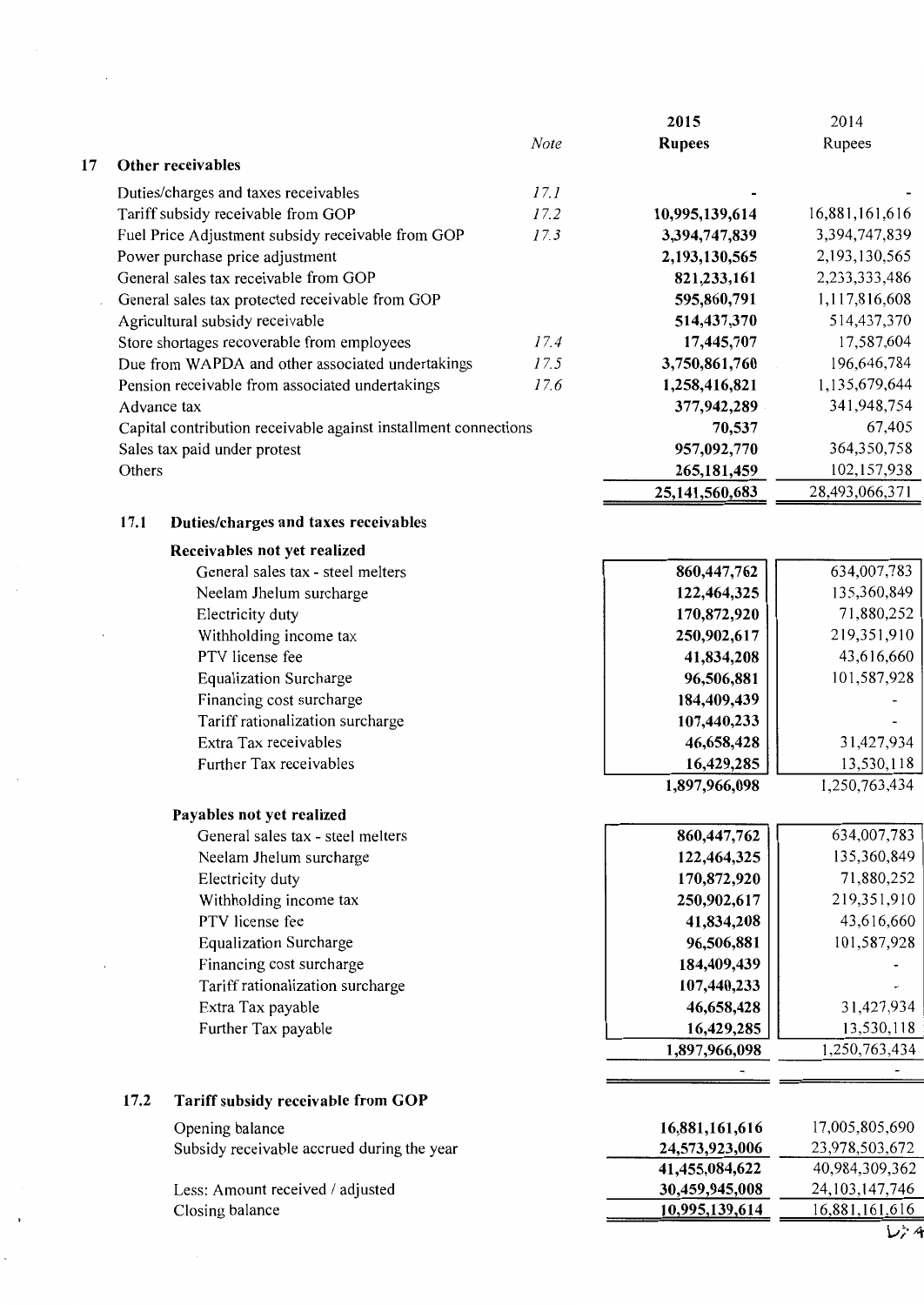| | Note | 2015 Rupees | 2014 Rupees |
|---|---|---|---|
| **17 Other receivables** | | | |
| Duties/charges and taxes receivables | *17.1* | - | - |
| Tariff subsidy receivable from GOP | *17.2* | **10,995,139,614** | 16,881,161,616 |
| Fuel Price Adjustment subsidy receivable from GOP | *17.3* | **3,394,747,839** | 3,394,747,839 |
| Power purchase price adjustment | | **2,193,130,565** | 2,193,130,565 |
| General sales tax receivable from GOP | | **821,233,161** | 2,233,333,486 |
| General sales tax protected receivable from GOP | | **595,860,791** | 1,117,816,608 |
| Agricultural subsidy receivable | | **514,437,370** | 514,437,370 |
| Store shortages recoverable from employees | *17.4* | **17,445,707** | 17,587,604 |
| Due from WAPDA and other associated undertakings | *17.5* | **3,750,861,760** | 196,646,784 |
| Pension receivable from associated undertakings | *17.6* | **1,258,416,821** | 1,135,679,644 |
| Advance tax | | **377,942,289** | 341,948,754 |
| Capital contribution receivable against installment connections | | **70,537** | 67,405 |
| Sales tax paid under protest | | **957,092,770** | 364,350,758 |
| Others | | **265,181,459** | 102,157,938 |
| | | **25,141,560,683** | 28,493,066,371 |

### 17.1 Duties/charges and taxes receivables

| | 2015 Rupees | 2014 Rupees |
|---|---|---|
| **Receivables not yet realized** | | |
| General sales tax - steel melters | **860,447,762** | 634,007,783 |
| Neelam Jhelum surcharge | **122,464,325** | 135,360,849 |
| Electricity duty | **170,872,920** | 71,880,252 |
| Withholding income tax | **250,902,617** | 219,351,910 |
| PTV license fee | **41,834,208** | 43,616,660 |
| Equalization Surcharge | **96,506,881** | 101,587,928 |
| Financing cost surcharge | **184,409,439** | - |
| Tariff rationalization surcharge | **107,440,233** | - |
| Extra Tax receivables | **46,658,428** | 31,427,934 |
| Further Tax receivables | **16,429,285** | 13,530,118 |
| | **1,897,966,098** | 1,250,763,434 |
| **Payables not yet realized** | | |
| General sales tax - steel melters | **860,447,762** | 634,007,783 |
| Neelam Jhelum surcharge | **122,464,325** | 135,360,849 |
| Electricity duty | **170,872,920** | 71,880,252 |
| Withholding income tax | **250,902,617** | 219,351,910 |
| PTV license fee | **41,834,208** | 43,616,660 |
| Equalization Surcharge | **96,506,881** | 101,587,928 |
| Financing cost surcharge | **184,409,439** | - |
| Tariff rationalization surcharge | **107,440,233** | - |
| Extra Tax payable | **46,658,428** | 31,427,934 |
| Further Tax payable | **16,429,285** | 13,530,118 |
| | **1,897,966,098** | 1,250,763,434 |
| | - | - |

### 17.2 Tariff subsidy receivable from GOP

| | 2015 Rupees | 2014 Rupees |
|---|---|---|
| Opening balance | **16,881,161,616** | 17,005,805,690 |
| Subsidy receivable accrued during the year | **24,573,923,006** | 23,978,503,672 |
| | **41,455,084,622** | 40,984,309,362 |
| Less: Amount received / adjusted | **30,459,945,008** | 24,103,147,746 |
| Closing balance | **10,995,139,614** | 16,881,161,616 |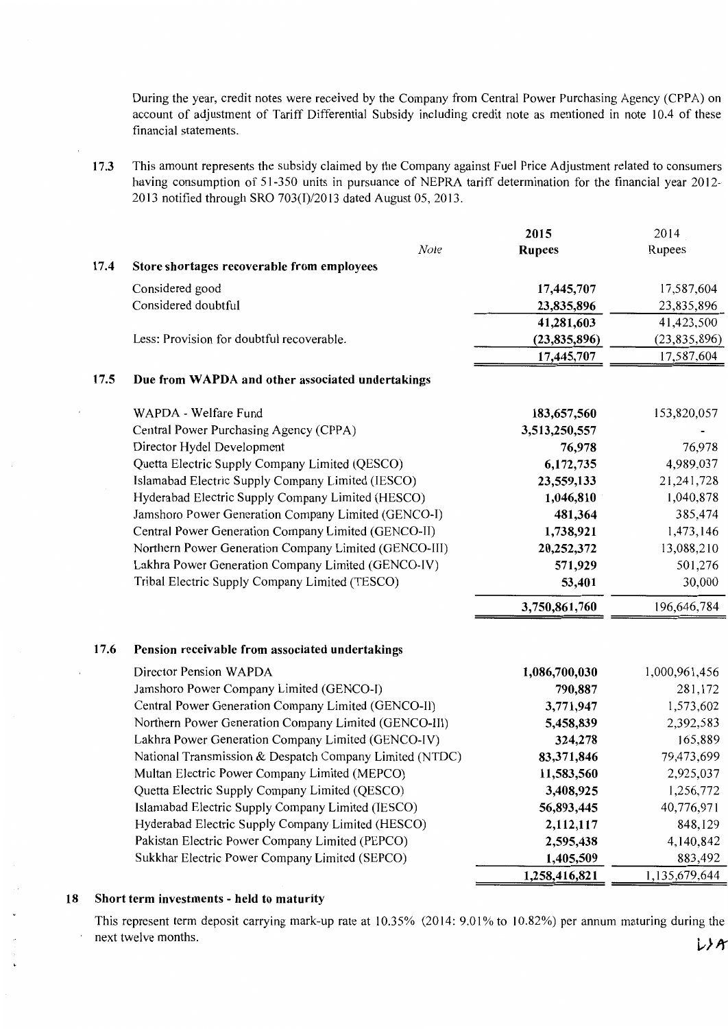During the year, credit notes were received by the Company from Central Power Purchasing Agency (CPPA) on account of adjustment of Tariff Differential Subsidy including credit note as mentioned in note 10.4 of these financial statements.

17.3 This amount represents the subsidy claimed by the Company against Fuel Price Adjustment related to consumers having consumption of 51-350 units in pursuance of NEPRA tariff determination for the financial year 2012-2013 notified through SRO 703(I)/2013 dated August 05, 2013.

| | | Note | 2015 Rupees | 2014 Rupees |
|---|---|---|---|---|
| **17.4** | **Store shortages recoverable from employees** | | | |
| | Considered good | | **17,445,707** | 17,587,604 |
| | Considered doubtful | | **23,835,896** | 23,835,896 |
| | | | **41,281,603** | 41,423,500 |
| | Less: Provision for doubtful recoverable. | | **(23,835,896)** | (23,835,896) |
| | | | **17,445,707** | 17,587,604 |
| **17.5** | **Due from WAPDA and other associated undertakings** | | | |
| | WAPDA - Welfare Fund | | **183,657,560** | 153,820,057 |
| | Central Power Purchasing Agency (CPPA) | | **3,513,250,557** | - |
| | Director Hydel Development | | **76,978** | 76,978 |
| | Quetta Electric Supply Company Limited (QESCO) | | **6,172,735** | 4,989,037 |
| | Islamabad Electric Supply Company Limited (IESCO) | | **23,559,133** | 21,241,728 |
| | Hyderabad Electric Supply Company Limited (HESCO) | | **1,046,810** | 1,040,878 |
| | Jamshoro Power Generation Company Limited (GENCO-I) | | **481,364** | 385,474 |
| | Central Power Generation Company Limited (GENCO-II) | | **1,738,921** | 1,473,146 |
| | Northern Power Generation Company Limited (GENCO-III) | | **20,252,372** | 13,088,210 |
| | Lakhra Power Generation Company Limited (GENCO-IV) | | **571,929** | 501,276 |
| | Tribal Electric Supply Company Limited (TESCO) | | **53,401** | 30,000 |
| | | | **3,750,861,760** | 196,646,784 |
| **17.6** | **Pension receivable from associated undertakings** | | | |
| | Director Pension WAPDA | | **1,086,700,030** | 1,000,961,456 |
| | Jamshoro Power Company Limited (GENCO-I) | | **790,887** | 281,172 |
| | Central Power Generation Company Limited (GENCO-II) | | **3,771,947** | 1,573,602 |
| | Northern Power Generation Company Limited (GENCO-III) | | **5,458,839** | 2,392,583 |
| | Lakhra Power Generation Company Limited (GENCO-IV) | | **324,278** | 165,889 |
| | National Transmission & Despatch Company Limited (NTDC) | | **83,371,846** | 79,473,699 |
| | Multan Electric Power Company Limited (MEPCO) | | **11,583,560** | 2,925,037 |
| | Quetta Electric Supply Company Limited (QESCO) | | **3,408,925** | 1,256,772 |
| | Islamabad Electric Supply Company Limited (IESCO) | | **56,893,445** | 40,776,971 |
| | Hyderabad Electric Supply Company Limited (HESCO) | | **2,112,117** | 848,129 |
| | Pakistan Electric Power Company Limited (PEPCO) | | **2,595,438** | 4,140,842 |
| | Sukkhar Electric Power Company Limited (SEPCO) | | **1,405,509** | 883,492 |
| | | | **1,258,416,821** | 1,135,679,644 |

## 18 Short term investments - held to maturity

This represent term deposit carrying mark-up rate at 10.35% (2014: 9.01% to 10.82%) per annum maturing during the next twelve months.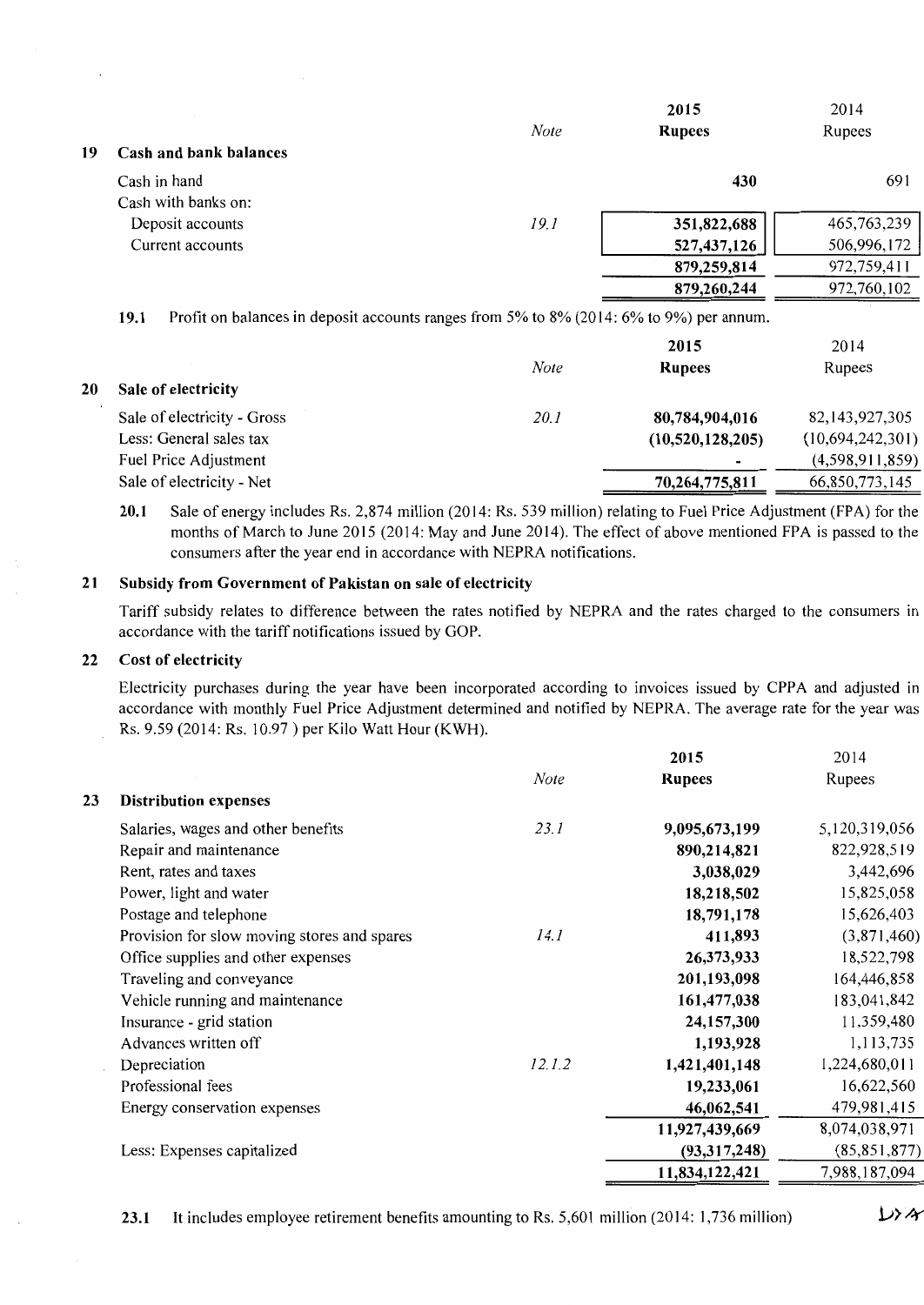## 19 Cash and bank balances

| | Note | 2015 Rupees | 2014 Rupees |
|---|---|---|---|
| Cash in hand | | 430 | 691 |
| Cash with banks on: | | | |
| Deposit accounts | 19.1 | 351,822,688 | 465,763,239 |
| Current accounts | | 527,437,126 | 506,996,172 |
| | | 879,259,814 | 972,759,411 |
| | | 879,260,244 | 972,760,102 |

**19.1** Profit on balances in deposit accounts ranges from 5% to 8% (2014: 6% to 9%) per annum.

## 20 Sale of electricity

| | Note | 2015 Rupees | 2014 Rupees |
|---|---|---|---|
| Sale of electricity - Gross | 20.1 | 80,784,904,016 | 82,143,927,305 |
| Less: General sales tax | | (10,520,128,205) | (10,694,242,301) |
| Fuel Price Adjustment | | - | (4,598,911,859) |
| Sale of electricity - Net | | 70,264,775,811 | 66,850,773,145 |

**20.1** Sale of energy includes Rs. 2,874 million (2014: Rs. 539 million) relating to Fuel Price Adjustment (FPA) for the months of March to June 2015 (2014: May and June 2014). The effect of above mentioned FPA is passed to the consumers after the year end in accordance with NEPRA notifications.

## 21 Subsidy from Government of Pakistan on sale of electricity

Tariff subsidy relates to difference between the rates notified by NEPRA and the rates charged to the consumers in accordance with the tariff notifications issued by GOP.

## 22 Cost of electricity

Electricity purchases during the year have been incorporated according to invoices issued by CPPA and adjusted in accordance with monthly Fuel Price Adjustment determined and notified by NEPRA. The average rate for the year was Rs. 9.59 (2014: Rs. 10.97 ) per Kilo Watt Hour (KWH).

## 23 Distribution expenses

| | Note | 2015 Rupees | 2014 Rupees |
|---|---|---|---|
| Salaries, wages and other benefits | 23.1 | 9,095,673,199 | 5,120,319,056 |
| Repair and maintenance | | 890,214,821 | 822,928,519 |
| Rent, rates and taxes | | 3,038,029 | 3,442,696 |
| Power, light and water | | 18,218,502 | 15,825,058 |
| Postage and telephone | | 18,791,178 | 15,626,403 |
| Provision for slow moving stores and spares | 14.1 | 411,893 | (3,871,460) |
| Office supplies and other expenses | | 26,373,933 | 18,522,798 |
| Traveling and conveyance | | 201,193,098 | 164,446,858 |
| Vehicle running and maintenance | | 161,477,038 | 183,041,842 |
| Insurance - grid station | | 24,157,300 | 11,359,480 |
| Advances written off | | 1,193,928 | 1,113,735 |
| Depreciation | 12.1.2 | 1,421,401,148 | 1,224,680,011 |
| Professional fees | | 19,233,061 | 16,622,560 |
| Energy conservation expenses | | 46,062,541 | 479,981,415 |
| | | 11,927,439,669 | 8,074,038,971 |
| Less: Expenses capitalized | | (93,317,248) | (85,851,877) |
| | | 11,834,122,421 | 7,988,187,094 |

**23.1** It includes employee retirement benefits amounting to Rs. 5,601 million (2014: 1,736 million)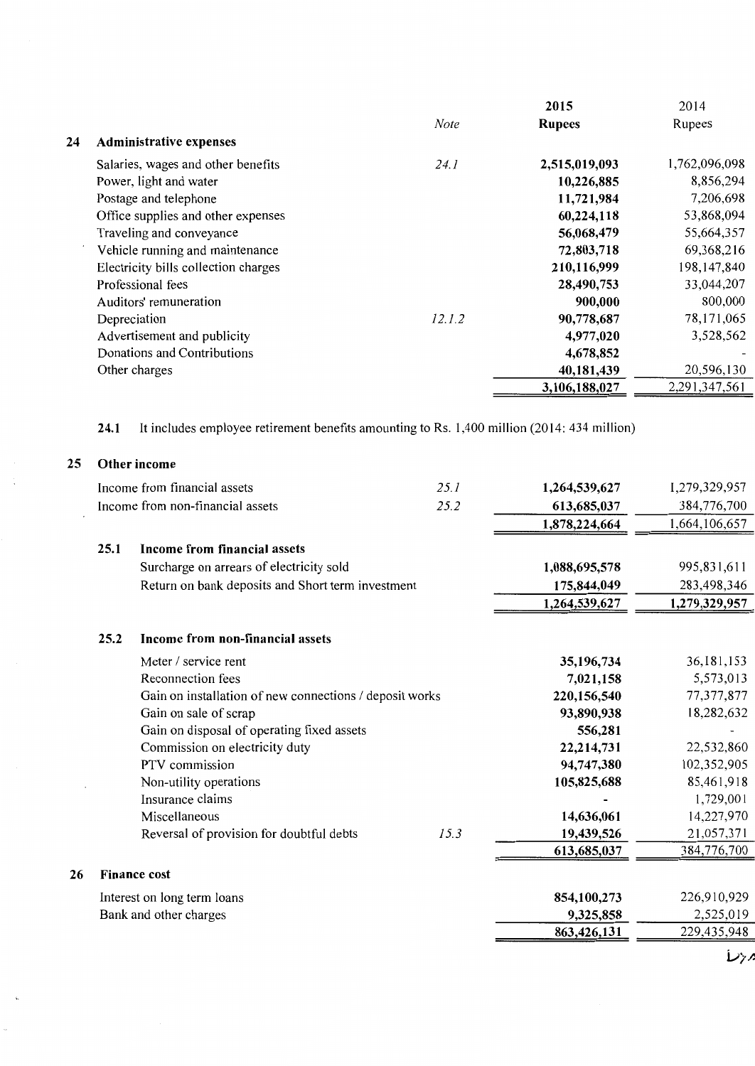| | | Note | 2015 Rupees | 2014 Rupees |
|---|---|---|---|---|
| **24** | **Administrative expenses** | | | |
| | Salaries, wages and other benefits | 24.1 | **2,515,019,093** | 1,762,096,098 |
| | Power, light and water | | **10,226,885** | 8,856,294 |
| | Postage and telephone | | **11,721,984** | 7,206,698 |
| | Office supplies and other expenses | | **60,224,118** | 53,868,094 |
| | Traveling and conveyance | | **56,068,479** | 55,664,357 |
| | Vehicle running and maintenance | | **72,803,718** | 69,368,216 |
| | Electricity bills collection charges | | **210,116,999** | 198,147,840 |
| | Professional fees | | **28,490,753** | 33,044,207 |
| | Auditors' remuneration | | **900,000** | 800,000 |
| | Depreciation | 12.1.2 | **90,778,687** | 78,171,065 |
| | Advertisement and publicity | | **4,977,020** | 3,528,562 |
| | Donations and Contributions | | **4,678,852** | - |
| | Other charges | | **40,181,439** | 20,596,130 |
| | | | **3,106,188,027** | 2,291,347,561 |

**24.1** It includes employee retirement benefits amounting to Rs. 1,400 million (2014: 434 million)

| | | Note | 2015 Rupees | 2014 Rupees |
|---|---|---|---|---|
| **25** | **Other income** | | | |
| | Income from financial assets | 25.1 | **1,264,539,627** | 1,279,329,957 |
| | Income from non-financial assets | 25.2 | **613,685,037** | 384,776,700 |
| | | | **1,878,224,664** | 1,664,106,657 |
| **25.1** | **Income from financial assets** | | | |
| | Surcharge on arrears of electricity sold | | **1,088,695,578** | 995,831,611 |
| | Return on bank deposits and Short term investment | | **175,844,049** | 283,498,346 |
| | | | **1,264,539,627** | **1,279,329,957** |
| **25.2** | **Income from non-financial assets** | | | |
| | Meter / service rent | | **35,196,734** | 36,181,153 |
| | Reconnection fees | | **7,021,158** | 5,573,013 |
| | Gain on installation of new connections / deposit works | | **220,156,540** | 77,377,877 |
| | Gain on sale of scrap | | **93,890,938** | 18,282,632 |
| | Gain on disposal of operating fixed assets | | **556,281** | - |
| | Commission on electricity duty | | **22,214,731** | 22,532,860 |
| | PTV commission | | **94,747,380** | 102,352,905 |
| | Non-utility operations | | **105,825,688** | 85,461,918 |
| | Insurance claims | | **-** | 1,729,001 |
| | Miscellaneous | | **14,636,061** | 14,227,970 |
| | Reversal of provision for doubtful debts | 15.3 | **19,439,526** | 21,057,371 |
| | | | **613,685,037** | 384,776,700 |
| **26** | **Finance cost** | | | |
| | Interest on long term loans | | **854,100,273** | 226,910,929 |
| | Bank and other charges | | **9,325,858** | 2,525,019 |
| | | | **863,426,131** | 229,435,948 |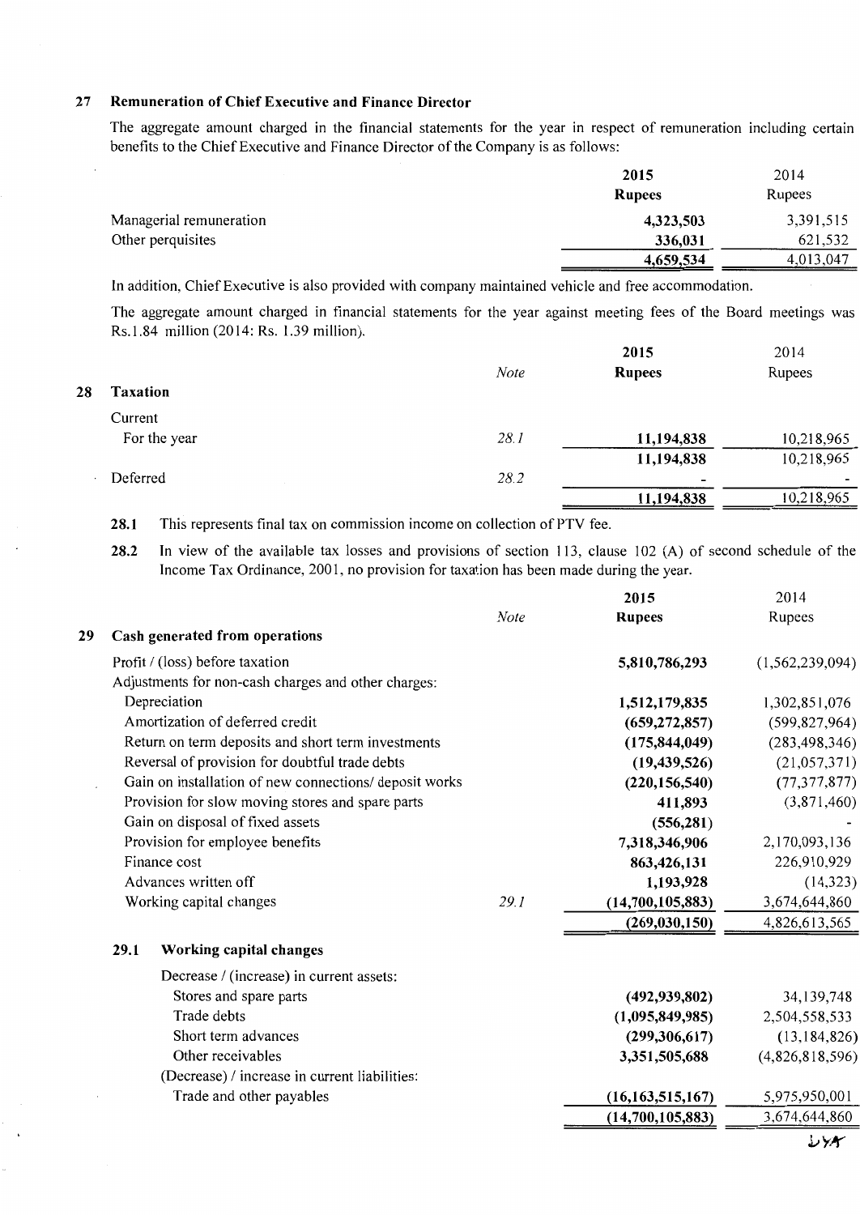## 27 Remuneration of Chief Executive and Finance Director

The aggregate amount charged in the financial statements for the year in respect of remuneration including certain benefits to the Chief Executive and Finance Director of the Company is as follows:

| | 2015 Rupees | 2014 Rupees |
|---|---|---|
| Managerial remuneration | **4,323,503** | 3,391,515 |
| Other perquisites | **336,031** | 621,532 |
| | **4,659,534** | 4,013,047 |

In addition, Chief Executive is also provided with company maintained vehicle and free accommodation.

The aggregate amount charged in financial statements for the year against meeting fees of the Board meetings was Rs.1.84 million (2014: Rs. 1.39 million).

## 28 Taxation

| | Note | 2015 Rupees | 2014 Rupees |
|---|---|---|---|
| Current | | | |
| For the year | 28.1 | **11,194,838** | 10,218,965 |
| | | **11,194,838** | 10,218,965 |
| Deferred | 28.2 | - | - |
| | | **11,194,838** | 10,218,965 |

**28.1** This represents final tax on commission income on collection of PTV fee.

**28.2** In view of the available tax losses and provisions of section 113, clause 102 (A) of second schedule of the Income Tax Ordinance, 2001, no provision for taxation has been made during the year.

## 29 Cash generated from operations

| | Note | 2015 Rupees | 2014 Rupees |
|---|---|---|---|
| Profit / (loss) before taxation | | **5,810,786,293** | (1,562,239,094) |
| Adjustments for non-cash charges and other charges: | | | |
| Depreciation | | **1,512,179,835** | 1,302,851,076 |
| Amortization of deferred credit | | **(659,272,857)** | (599,827,964) |
| Return on term deposits and short term investments | | **(175,844,049)** | (283,498,346) |
| Reversal of provision for doubtful trade debts | | **(19,439,526)** | (21,057,371) |
| Gain on installation of new connections/ deposit works | | **(220,156,540)** | (77,377,877) |
| Provision for slow moving stores and spare parts | | **411,893** | (3,871,460) |
| Gain on disposal of fixed assets | | **(556,281)** | - |
| Provision for employee benefits | | **7,318,346,906** | 2,170,093,136 |
| Finance cost | | **863,426,131** | 226,910,929 |
| Advances written off | | **1,193,928** | (14,323) |
| Working capital changes | 29.1 | **(14,700,105,883)** | 3,674,644,860 |
| | | **(269,030,150)** | 4,826,613,565 |

### 29.1 Working capital changes

| | 2015 | 2014 |
|---|---|---|
| Decrease / (increase) in current assets: | | |
| Stores and spare parts | **(492,939,802)** | 34,139,748 |
| Trade debts | **(1,095,849,985)** | 2,504,558,533 |
| Short term advances | **(299,306,617)** | (13,184,826) |
| Other receivables | **3,351,505,688** | (4,826,818,596) |
| (Decrease) / increase in current liabilities: | | |
| Trade and other payables | **(16,163,515,167)** | 5,975,950,001 |
| | **(14,700,105,883)** | 3,674,644,860 |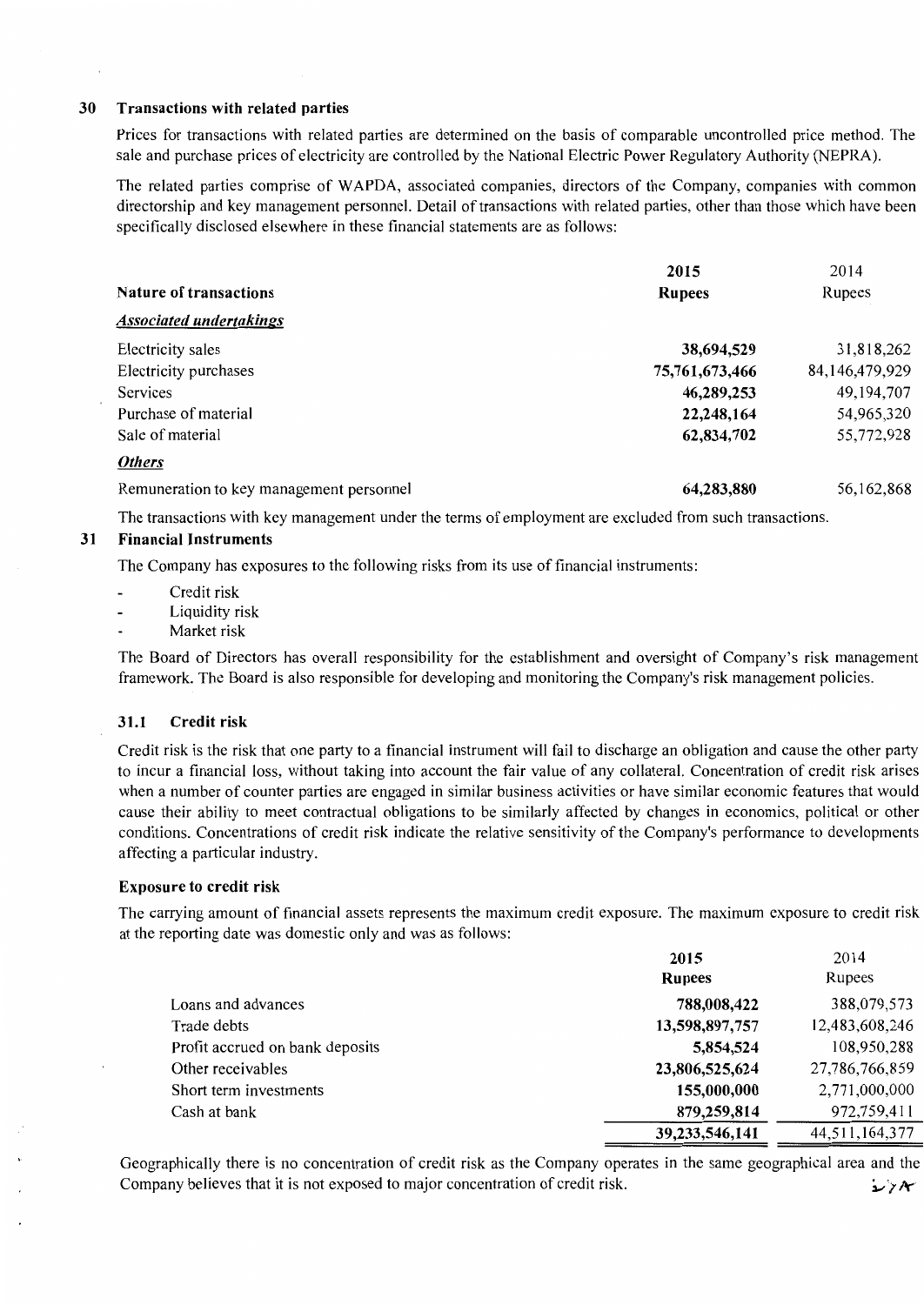## 30 Transactions with related parties

Prices for transactions with related parties are determined on the basis of comparable uncontrolled price method. The sale and purchase prices of electricity are controlled by the National Electric Power Regulatory Authority (NEPRA).

The related parties comprise of WAPDA, associated companies, directors of the Company, companies with common directorship and key management personnel. Detail of transactions with related parties, other than those which have been specifically disclosed elsewhere in these financial statements are as follows:

| Nature of transactions | 2015<br>Rupees | 2014<br>Rupees |
|---|---|---|
| ***Associated undertakings*** | | |
| Electricity sales | **38,694,529** | 31,818,262 |
| Electricity purchases | **75,761,673,466** | 84,146,479,929 |
| Services | **46,289,253** | 49,194,707 |
| Purchase of material | **22,248,164** | 54,965,320 |
| Sale of material | **62,834,702** | 55,772,928 |
| ***Others*** | | |
| Remuneration to key management personnel | **64,283,880** | 56,162,868 |

The transactions with key management under the terms of employment are excluded from such transactions.

## 31 Financial Instruments

The Company has exposures to the following risks from its use of financial instruments:

- Credit risk
- Liquidity risk
- Market risk

The Board of Directors has overall responsibility for the establishment and oversight of Company's risk management framework. The Board is also responsible for developing and monitoring the Company's risk management policies.

### 31.1 Credit risk

Credit risk is the risk that one party to a financial instrument will fail to discharge an obligation and cause the other party to incur a financial loss, without taking into account the fair value of any collateral. Concentration of credit risk arises when a number of counter parties are engaged in similar business activities or have similar economic features that would cause their ability to meet contractual obligations to be similarly affected by changes in economics, political or other conditions. Concentrations of credit risk indicate the relative sensitivity of the Company's performance to developments affecting a particular industry.

**Exposure to credit risk**

The carrying amount of financial assets represents the maximum credit exposure. The maximum exposure to credit risk at the reporting date was domestic only and was as follows:

| | 2015<br>Rupees | 2014<br>Rupees |
|---|---|---|
| Loans and advances | **788,008,422** | 388,079,573 |
| Trade debts | **13,598,897,757** | 12,483,608,246 |
| Profit accrued on bank deposits | **5,854,524** | 108,950,288 |
| Other receivables | **23,806,525,624** | 27,786,766,859 |
| Short term investments | **155,000,000** | 2,771,000,000 |
| Cash at bank | **879,259,814** | 972,759,411 |
| | **39,233,546,141** | 44,511,164,377 |

Geographically there is no concentration of credit risk as the Company operates in the same geographical area and the Company believes that it is not exposed to major concentration of credit risk.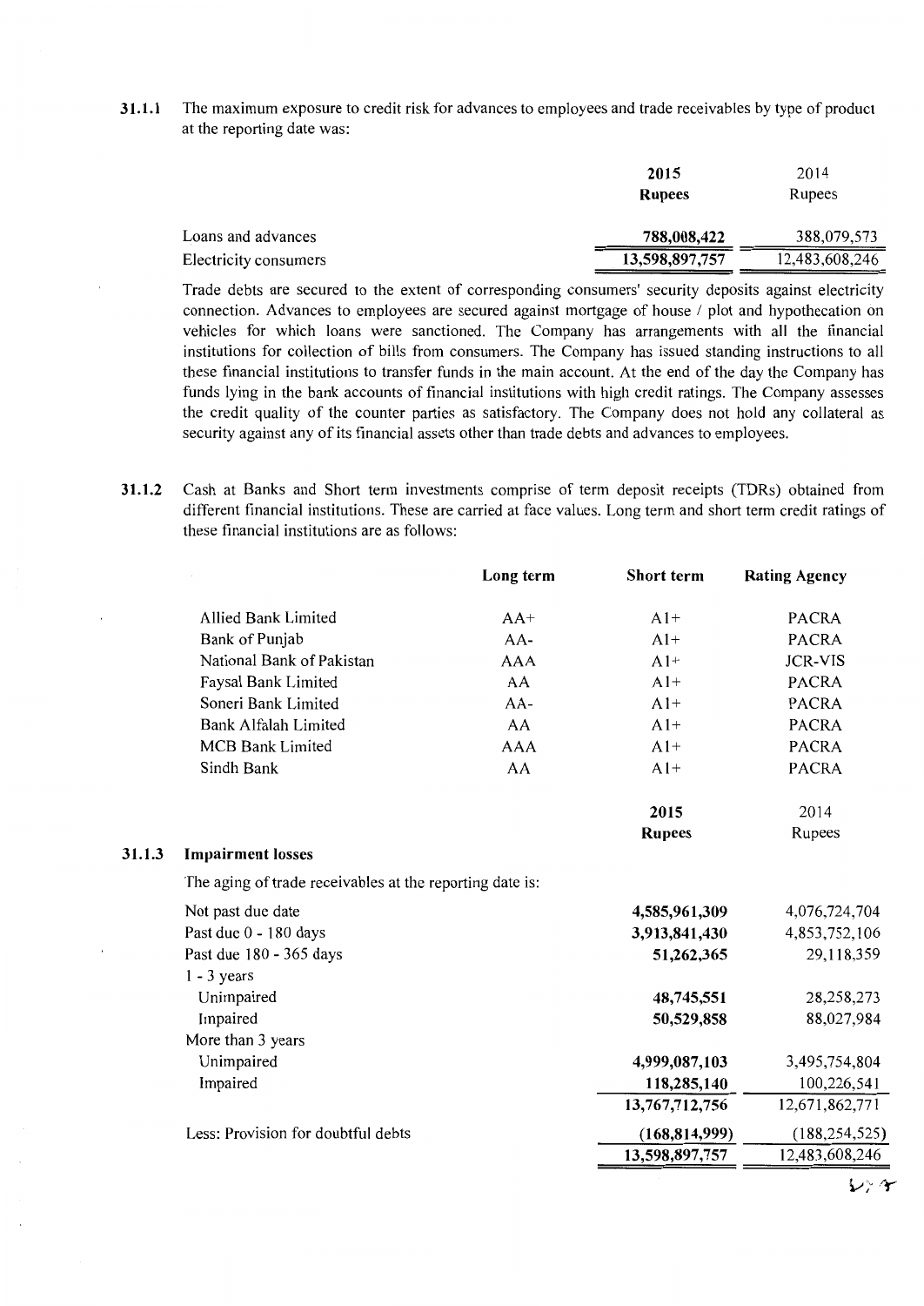**31.1.1** The maximum exposure to credit risk for advances to employees and trade receivables by type of product at the reporting date was:

| | **2015** **Rupees** | 2014 Rupees |
|---|---|---|
| Loans and advances | **788,008,422** | 388,079,573 |
| Electricity consumers | **13,598,897,757** | 12,483,608,246 |

Trade debts are secured to the extent of corresponding consumers' security deposits against electricity connection. Advances to employees are secured against mortgage of house / plot and hypothecation on vehicles for which loans were sanctioned. The Company has arrangements with all the financial institutions for collection of bills from consumers. The Company has issued standing instructions to all these financial institutions to transfer funds in the main account. At the end of the day the Company has funds lying in the bank accounts of financial institutions with high credit ratings. The Company assesses the credit quality of the counter parties as satisfactory. The Company does not hold any collateral as security against any of its financial assets other than trade debts and advances to employees.

**31.1.2** Cash at Banks and Short term investments comprise of term deposit receipts (TDRs) obtained from different financial institutions. These are carried at face values. Long term and short term credit ratings of these financial institutions are as follows:

| | **Long term** | **Short term** | **Rating Agency** |
|---|---|---|---|
| Allied Bank Limited | AA+ | A1+ | PACRA |
| Bank of Punjab | AA- | A1+ | PACRA |
| National Bank of Pakistan | AAA | A1+ | JCR-VIS |
| Faysal Bank Limited | AA | A1+ | PACRA |
| Soneri Bank Limited | AA- | A1+ | PACRA |
| Bank Alfalah Limited | AA | A1+ | PACRA |
| MCB Bank Limited | AAA | A1+ | PACRA |
| Sindh Bank | AA | A1+ | PACRA |

**31.1.3 Impairment losses**

The aging of trade receivables at the reporting date is:

| | **2015** **Rupees** | 2014 Rupees |
|---|---|---|
| Not past due date | **4,585,961,309** | 4,076,724,704 |
| Past due 0 - 180 days | **3,913,841,430** | 4,853,752,106 |
| Past due 180 - 365 days | **51,262,365** | 29,118,359 |
| 1 - 3 years | | |
| Unimpaired | **48,745,551** | 28,258,273 |
| Impaired | **50,529,858** | 88,027,984 |
| More than 3 years | | |
| Unimpaired | **4,999,087,103** | 3,495,754,804 |
| Impaired | **118,285,140** | 100,226,541 |
| | **13,767,712,756** | 12,671,862,771 |
| Less: Provision for doubtful debts | **(168,814,999)** | (188,254,525) |
| | **13,598,897,757** | 12,483,608,246 |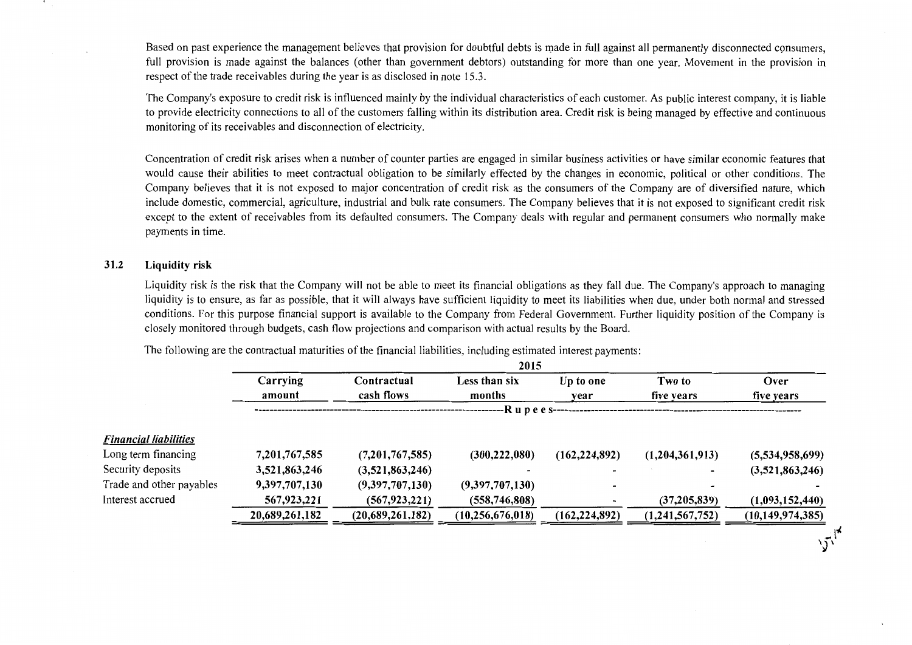Based on past experience the management believes that provision for doubtful debts is made in full against all permanently disconnected consumers, full provision is made against the balances (other than government debtors) outstanding for more than one year. Movement in the provision in respect of the trade receivables during the year is as disclosed in note 15.3.

The Company's exposure to credit risk is influenced mainly by the individual characteristics of each customer. As public interest company, it is liable to provide electricity connections to all of the customers falling within its distribution area. Credit risk is being managed by effective and continuous monitoring of its receivables and disconnection of electricity.

Concentration of credit risk arises when a number of counter parties are engaged in similar business activities or have similar economic features that would cause their abilities to meet contractual obligation to be similarly effected by the changes in economic, political or other conditions. The Company believes that it is not exposed to major concentration of credit risk as the consumers of the Company are of diversified nature, which include domestic, commercial, agriculture, industrial and bulk rate consumers. The Company believes that it is not exposed to significant credit risk except to the extent of receivables from its defaulted consumers. The Company deals with regular and permanent consumers who normally make payments in time.

### 31.2 Liquidity risk

Liquidity risk is the risk that the Company will not be able to meet its financial obligations as they fall due. The Company's approach to managing liquidity is to ensure, as far as possible, that it will always have sufficient liquidity to meet its liabilities when due, under both normal and stressed conditions. For this purpose financial support is available to the Company from Federal Government. Further liquidity position of the Company is closely monitored through budgets, cash flow projections and comparison with actual results by the Board.

The following are the contractual maturities of the financial liabilities, including estimated interest payments:

| | 2015 | | | | | |
|---|---|---|---|---|---|---|
| | Carrying amount | Contractual cash flows | Less than six months | Up to one year | Two to five years | Over five years |
| | Rupees | | | | | |
| ***Financial liabilities*** | | | | | | |
| Long term financing | 7,201,767,585 | (7,201,767,585) | (300,222,080) | (162,224,892) | (1,204,361,913) | (5,534,958,699) |
| Security deposits | 3,521,863,246 | (3,521,863,246) | - | - | - | (3,521,863,246) |
| Trade and other payables | 9,397,707,130 | (9,397,707,130) | (9,397,707,130) | - | - | - |
| Interest accrued | 567,923,221 | (567,923,221) | (558,746,808) | - | (37,205,839) | (1,093,152,440) |
| | **20,689,261,182** | **(20,689,261,182)** | **(10,256,676,018)** | **(162,224,892)** | **(1,241,567,752)** | **(10,149,974,385)** |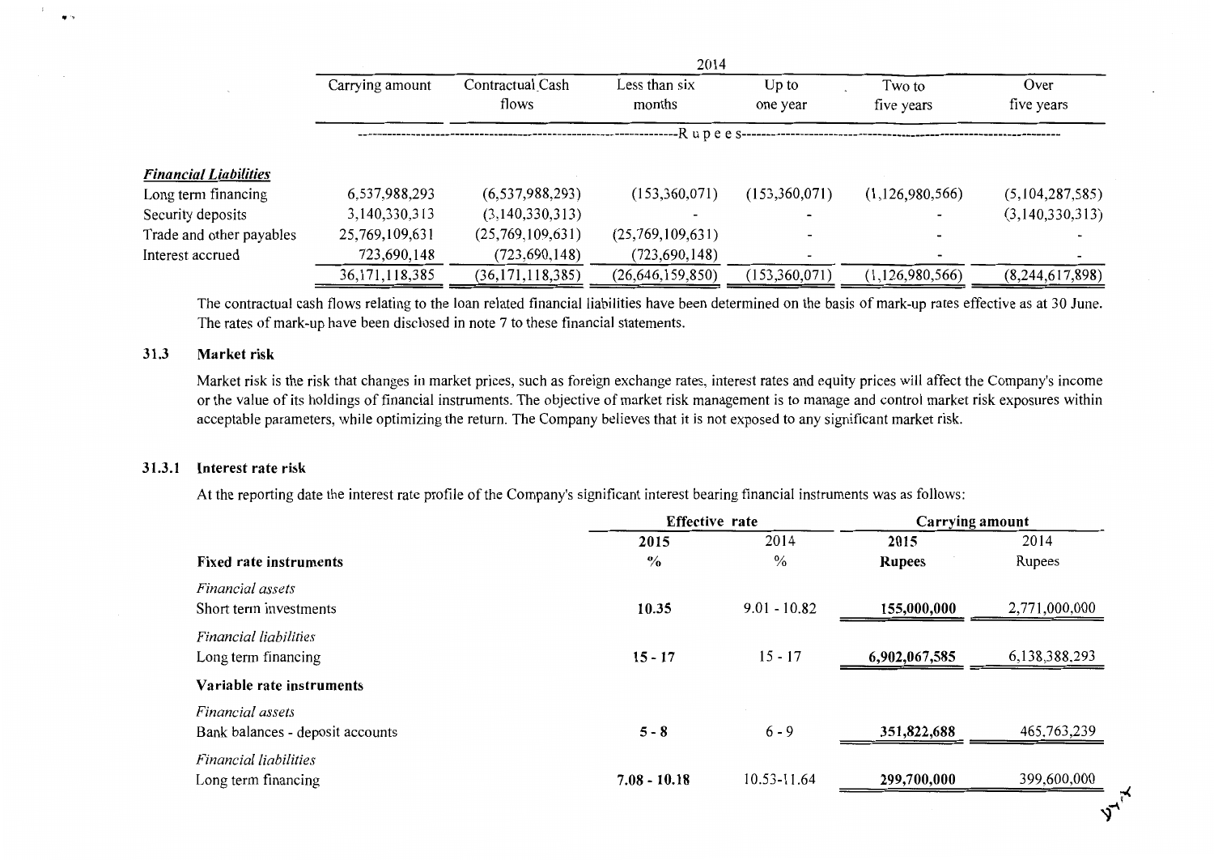| | 2014 | | | | | |
|---|---|---|---|---|---|---|
| | Carrying amount | Contractual Cash flows | Less than six months | Up to one year | Two to five years | Over five years |
| | ----- | ----- | ----- | Rupees | ----- | ----- |
| ***Financial Liabilities*** | | | | | | |
| Long term financing | 6,537,988,293 | (6,537,988,293) | (153,360,071) | (153,360,071) | (1,126,980,566) | (5,104,287,585) |
| Security deposits | 3,140,330,313 | (3,140,330,313) | - | - | - | (3,140,330,313) |
| Trade and other payables | 25,769,109,631 | (25,769,109,631) | (25,769,109,631) | - | - | - |
| Interest accrued | 723,690,148 | (723,690,148) | (723,690,148) | - | - | - |
| | 36,171,118,385 | (36,171,118,385) | (26,646,159,850) | (153,360,071) | (1,126,980,566) | (8,244,617,898) |

The contractual cash flows relating to the loan related financial liabilities have been determined on the basis of mark-up rates effective as at 30 June. The rates of mark-up have been disclosed in note 7 to these financial statements.

### 31.3 Market risk

Market risk is the risk that changes in market prices, such as foreign exchange rates, interest rates and equity prices will affect the Company's income or the value of its holdings of financial instruments. The objective of market risk management is to manage and control market risk exposures within acceptable parameters, while optimizing the return. The Company believes that it is not exposed to any significant market risk.

### 31.3.1 Interest rate risk

At the reporting date the interest rate profile of the Company's significant interest bearing financial instruments was as follows:

| | Effective rate | | Carrying amount | |
|---|---|---|---|---|
| | **2015** | 2014 | **2015** | 2014 |
| **Fixed rate instruments** | **%** | % | **Rupees** | Rupees |
| *Financial assets* | | | | |
| Short term investments | **10.35** | 9.01 - 10.82 | **155,000,000** | 2,771,000,000 |
| *Financial liabilities* | | | | |
| Long term financing | **15 - 17** | 15 - 17 | **6,902,067,585** | 6,138,388,293 |
| **Variable rate instruments** | | | | |
| *Financial assets* | | | | |
| Bank balances - deposit accounts | **5 - 8** | 6 - 9 | **351,822,688** | 465,763,239 |
| *Financial liabilities* | | | | |
| Long term financing | **7.08 - 10.18** | 10.53-11.64 | **299,700,000** | 399,600,000 |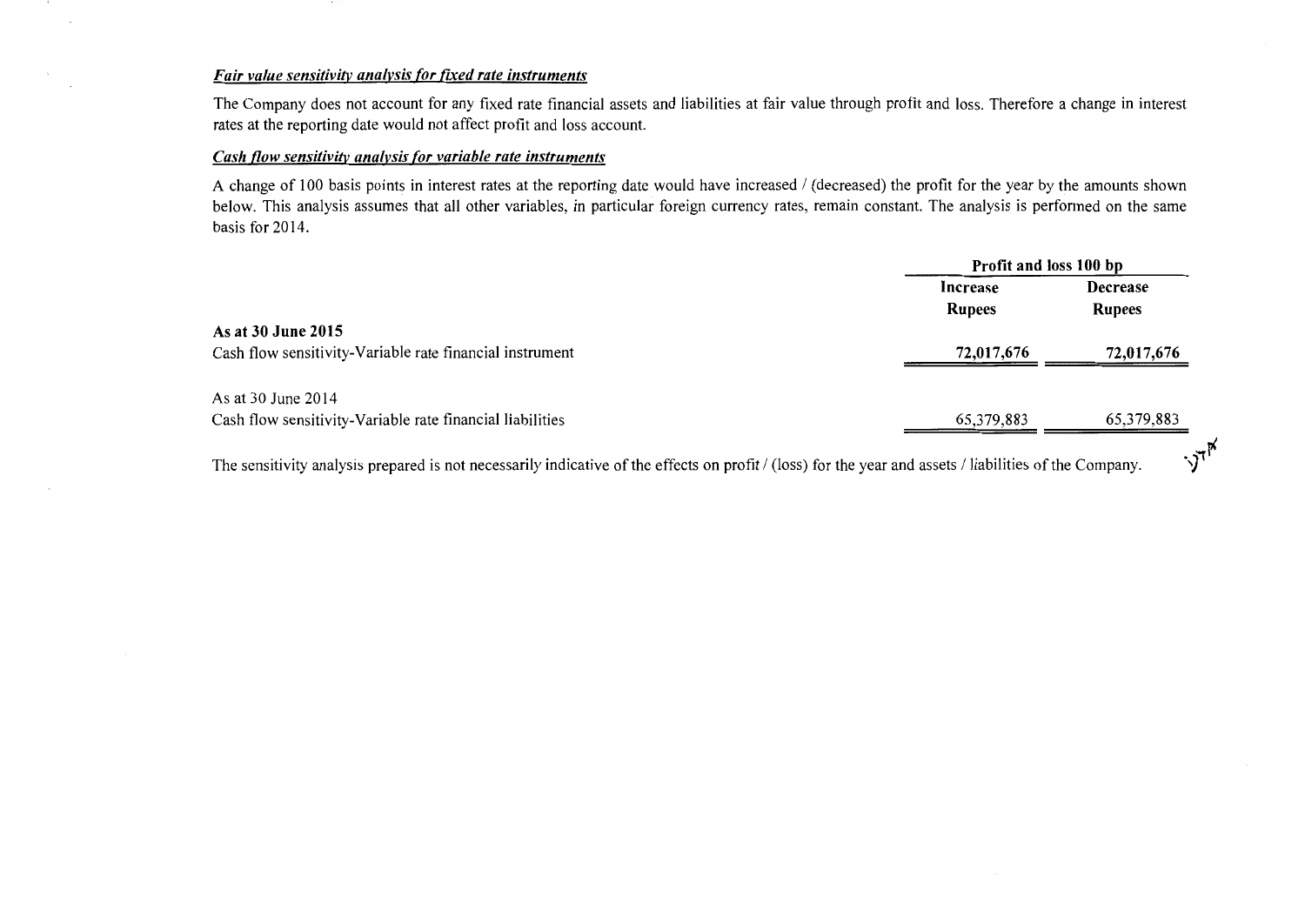***Fair value sensitivity analysis for fixed rate instruments***

The Company does not account for any fixed rate financial assets and liabilities at fair value through profit and loss. Therefore a change in interest rates at the reporting date would not affect profit and loss account.

***Cash flow sensitivity analysis for variable rate instruments***

A change of 100 basis points in interest rates at the reporting date would have increased / (decreased) the profit for the year by the amounts shown below. This analysis assumes that all other variables, in particular foreign currency rates, remain constant. The analysis is performed on the same basis for 2014.

| | **Profit and loss 100 bp** | |
|---|---|---|
| | **Increase** | **Decrease** |
| | **Rupees** | **Rupees** |
| **As at 30 June 2015** | | |
| Cash flow sensitivity-Variable rate financial instrument | **72,017,676** | **72,017,676** |
| As at 30 June 2014 | | |
| Cash flow sensitivity-Variable rate financial liabilities | 65,379,883 | 65,379,883 |

The sensitivity analysis prepared is not necessarily indicative of the effects on profit / (loss) for the year and assets / liabilities of the Company.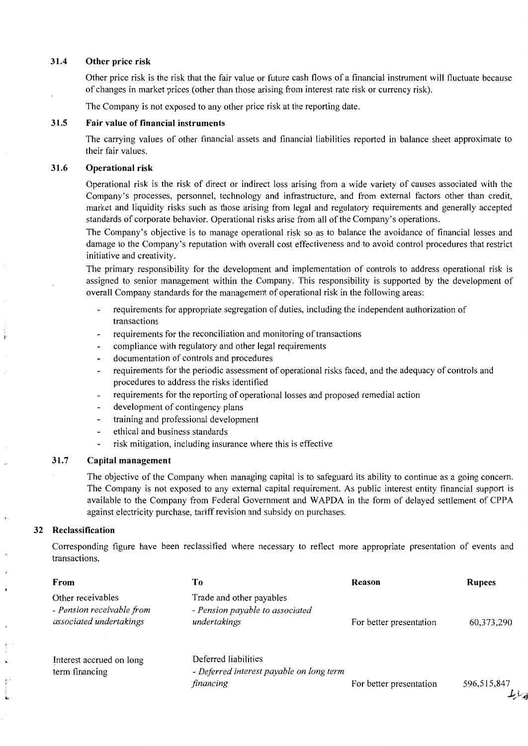### 31.4 Other price risk

Other price risk is the risk that the fair value or future cash flows of a financial instrument will fluctuate because of changes in market prices (other than those arising from interest rate risk or currency risk).

The Company is not exposed to any other price risk at the reporting date.

### 31.5 Fair value of financial instruments

The carrying values of other financial assets and financial liabilities reported in balance sheet approximate to their fair values.

### 31.6 Operational risk

Operational risk is the risk of direct or indirect loss arising from a wide variety of causes associated with the Company's processes, personnel, technology and infrastructure, and from external factors other than credit, market and liquidity risks such as those arising from legal and regulatory requirements and generally accepted standards of corporate behavior. Operational risks arise from all of the Company's operations.

The Company's objective is to manage operational risk so as to balance the avoidance of financial losses and damage to the Company's reputation with overall cost effectiveness and to avoid control procedures that restrict initiative and creativity.

The primary responsibility for the development and implementation of controls to address operational risk is assigned to senior management within the Company. This responsibility is supported by the development of overall Company standards for the management of operational risk in the following areas:

- requirements for appropriate segregation of duties, including the independent authorization of transactions
- requirements for the reconciliation and monitoring of transactions
- compliance with regulatory and other legal requirements
- documentation of controls and procedures
- requirements for the periodic assessment of operational risks faced, and the adequacy of controls and procedures to address the risks identified
- requirements for the reporting of operational losses and proposed remedial action
- development of contingency plans
- training and professional development
- ethical and business standards
- risk mitigation, including insurance where this is effective

### 31.7 Capital management

The objective of the Company when managing capital is to safeguard its ability to continue as a going concern. The Company is not exposed to any external capital requirement. As public interest entity financial support is available to the Company from Federal Government and WAPDA in the form of delayed settlement of CPPA against electricity purchase, tariff revision and subsidy on purchases.

## 32 Reclassification

Corresponding figure have been reclassified where necessary to reflect more appropriate presentation of events and transactions.

| From | To | Reason | Rupees |
|---|---|---|---|
| Other receivables<br>*- Pension receivable from associated undertakings* | Trade and other payables<br>*- Pension payable to associated undertakings* | For better presentation | 60,373,290 |
| Interest accrued on long term financing | Deferred liabilities<br>*- Deferred interest payable on long term financing* | For better presentation | 596,515,847 |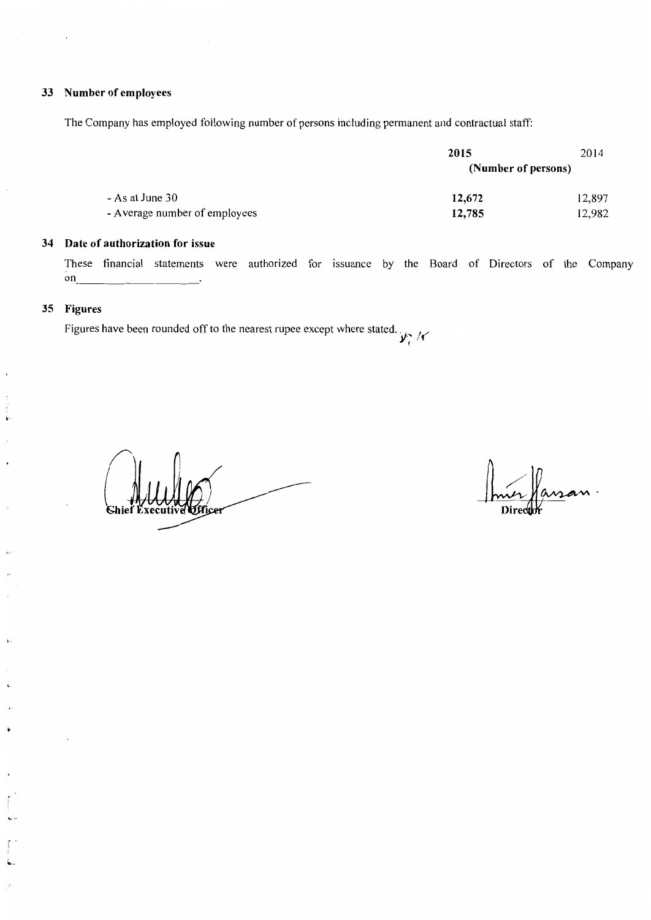## 33 Number of employees

The Company has employed following number of persons including permanent and contractual staff:

| | 2015 | 2014 |
|---|---|---|
| | (Number of persons) | |
| - As at June 30 | **12,672** | 12,897 |
| - Average number of employees | **12,785** | 12,982 |

## 34 Date of authorization for issue

These financial statements were authorized for issuance by the Board of Directors of the Company on\_\_\_\_\_\_\_\_\_\_\_\_\_\_\_\_\_\_\_\_.

## 35 Figures

Figures have been rounded off to the nearest rupee except where stated.

Chief Executive Officer

Director